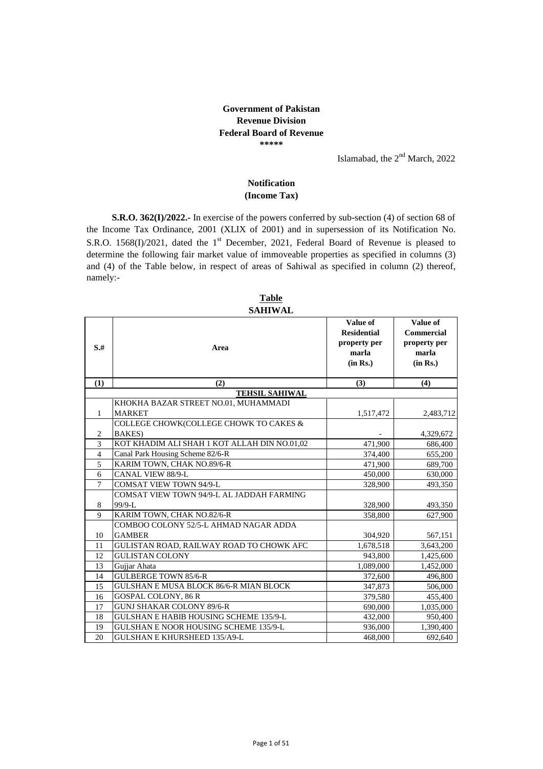**Government of Pakistan**
**Revenue Division**
**Federal Board of Revenue**
**\*\*\*\*\***

Islamabad, the 2nd March, 2022

**Notification**
**(Income Tax)**

**S.R.O. 362(I)/2022.-** In exercise of the powers conferred by sub-section (4) of section 68 of the Income Tax Ordinance, 2001 (XLIX of 2001) and in supersession of its Notification No. S.R.O. 1568(I)/2021, dated the 1st December, 2021, Federal Board of Revenue is pleased to determine the following fair market value of immoveable properties as specified in columns (3) and (4) of the Table below, in respect of areas of Sahiwal as specified in column (2) thereof, namely:-

**Table**
**SAHIWAL**

| S.# | Area | Value of Residential property per marla (in Rs.) | Value of Commercial property per marla (in Rs.) |
|---|---|---|---|
| (1) | (2) | (3) | (4) |
| | **TEHSIL SAHIWAL** | | |
| 1 | KHOKHA BAZAR STREET NO.01, MUHAMMADI MARKET | 1,517,472 | 2,483,712 |
| 2 | COLLEGE CHOWK(COLLEGE CHOWK TO CAKES & BAKES) | - | 4,329,672 |
| 3 | KOT KHADIM ALI SHAH 1 KOT ALLAH DIN NO.01,02 | 471,900 | 686,400 |
| 4 | Canal Park Housing Scheme 82/6-R | 374,400 | 655,200 |
| 5 | KARIM TOWN, CHAK NO.89/6-R | 471,900 | 689,700 |
| 6 | CANAL VIEW 88/9-L | 450,000 | 630,000 |
| 7 | COMSAT VIEW TOWN 94/9-L | 328,900 | 493,350 |
| 8 | COMSAT VIEW TOWN 94/9-L AL JADDAH FARMING 99/9-L | 328,900 | 493,350 |
| 9 | KARIM TOWN, CHAK NO.82/6-R | 358,800 | 627,900 |
| 10 | COMBOO COLONY 52/5-L AHMAD NAGAR ADDA GAMBER | 304,920 | 567,151 |
| 11 | GULISTAN ROAD, RAILWAY ROAD TO CHOWK AFC | 1,678,518 | 3,643,200 |
| 12 | GULISTAN COLONY | 943,800 | 1,425,600 |
| 13 | Gujjar Ahata | 1,089,000 | 1,452,000 |
| 14 | GULBERGE TOWN 85/6-R | 372,600 | 496,800 |
| 15 | GULSHAN E MUSA BLOCK 86/6-R MIAN BLOCK | 347,873 | 506,000 |
| 16 | GOSPAL COLONY, 86 R | 379,580 | 455,400 |
| 17 | GUNJ SHAKAR COLONY 89/6-R | 690,000 | 1,035,000 |
| 18 | GULSHAN E HABIB HOUSING SCHEME 135/9-L | 432,000 | 950,400 |
| 19 | GULSHAN E NOOR HOUSING SCHEME 135/9-L | 936,000 | 1,390,400 |
| 20 | GULSHAN E KHURSHEED 135/A9-L | 468,000 | 692,640 |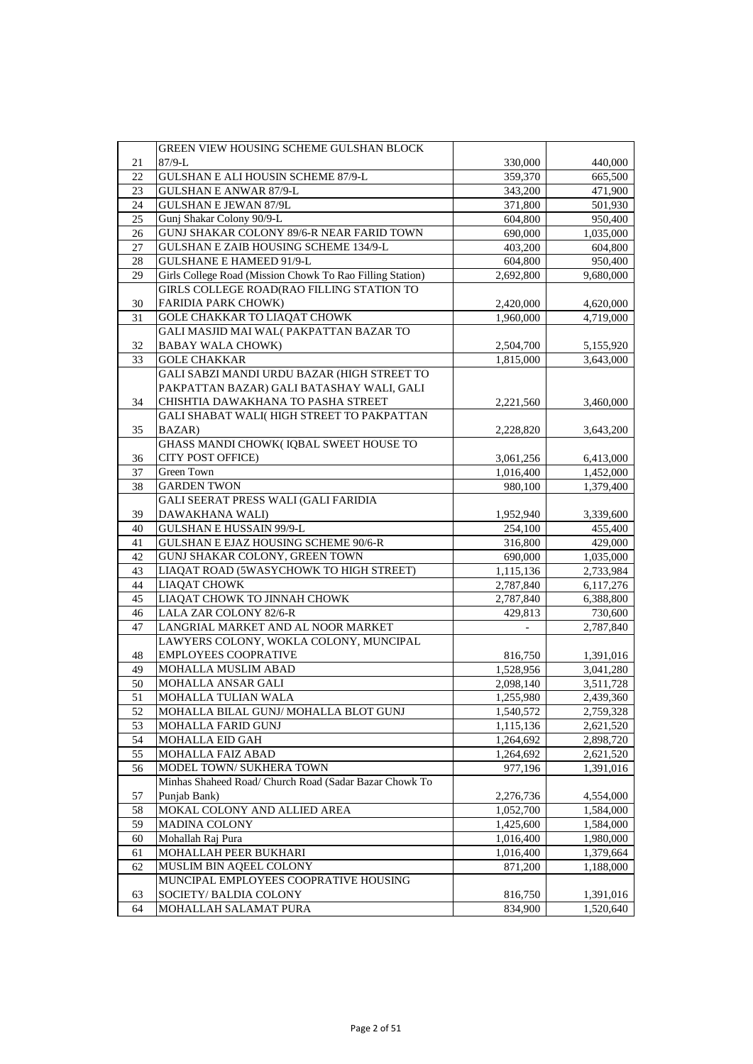| | | | |
|---|---|---|---|
| 21 | GREEN VIEW HOUSING SCHEME GULSHAN BLOCK 87/9-L | 330,000 | 440,000 |
| 22 | GULSHAN E ALI HOUSIN SCHEME 87/9-L | 359,370 | 665,500 |
| 23 | GULSHAN E ANWAR 87/9-L | 343,200 | 471,900 |
| 24 | GULSHAN E JEWAN 87/9L | 371,800 | 501,930 |
| 25 | Gunj Shakar Colony 90/9-L | 604,800 | 950,400 |
| 26 | GUNJ SHAKAR COLONY 89/6-R NEAR FARID TOWN | 690,000 | 1,035,000 |
| 27 | GULSHAN E ZAIB HOUSING SCHEME 134/9-L | 403,200 | 604,800 |
| 28 | GULSHANE E HAMEED 91/9-L | 604,800 | 950,400 |
| 29 | Girls College Road (Mission Chowk To Rao Filling Station) | 2,692,800 | 9,680,000 |
| 30 | GIRLS COLLEGE ROAD(RAO FILLING STATION TO FARIDIA PARK CHOWK) | 2,420,000 | 4,620,000 |
| 31 | GOLE CHAKKAR TO LIAQAT CHOWK | 1,960,000 | 4,719,000 |
| 32 | GALI MASJID MAI WAL( PAKPATTAN BAZAR TO BABAY WALA CHOWK) | 2,504,700 | 5,155,920 |
| 33 | GOLE CHAKKAR | 1,815,000 | 3,643,000 |
| 34 | GALI SABZI MANDI URDU BAZAR (HIGH STREET TO PAKPATTAN BAZAR) GALI BATASHAY WALI, GALI CHISHTIA DAWAKHANA TO PASHA STREET | 2,221,560 | 3,460,000 |
| 35 | GALI SHABAT WALI( HIGH STREET TO PAKPATTAN BAZAR) | 2,228,820 | 3,643,200 |
| 36 | GHASS MANDI CHOWK( IQBAL SWEET HOUSE TO CITY POST OFFICE) | 3,061,256 | 6,413,000 |
| 37 | Green Town | 1,016,400 | 1,452,000 |
| 38 | GARDEN TWON | 980,100 | 1,379,400 |
| 39 | GALI SEERAT PRESS WALI (GALI FARIDIA DAWAKHANA WALI) | 1,952,940 | 3,339,600 |
| 40 | GULSHAN E HUSSAIN 99/9-L | 254,100 | 455,400 |
| 41 | GULSHAN E EJAZ HOUSING SCHEME 90/6-R | 316,800 | 429,000 |
| 42 | GUNJ SHAKAR COLONY, GREEN TOWN | 690,000 | 1,035,000 |
| 43 | LIAQAT ROAD (5WASYCHOWK TO HIGH STREET) | 1,115,136 | 2,733,984 |
| 44 | LIAQAT CHOWK | 2,787,840 | 6,117,276 |
| 45 | LIAQAT CHOWK TO JINNAH CHOWK | 2,787,840 | 6,388,800 |
| 46 | LALA ZAR COLONY 82/6-R | 429,813 | 730,600 |
| 47 | LANGRIAL MARKET AND AL NOOR MARKET | - | 2,787,840 |
| 48 | LAWYERS COLONY, WOKLA COLONY, MUNCIPAL EMPLOYEES COOPRATIVE | 816,750 | 1,391,016 |
| 49 | MOHALLA MUSLIM ABAD | 1,528,956 | 3,041,280 |
| 50 | MOHALLA ANSAR GALI | 2,098,140 | 3,511,728 |
| 51 | MOHALLA TULIAN WALA | 1,255,980 | 2,439,360 |
| 52 | MOHALLA BILAL GUNJ/ MOHALLA BLOT GUNJ | 1,540,572 | 2,759,328 |
| 53 | MOHALLA FARID GUNJ | 1,115,136 | 2,621,520 |
| 54 | MOHALLA EID GAH | 1,264,692 | 2,898,720 |
| 55 | MOHALLA FAIZ ABAD | 1,264,692 | 2,621,520 |
| 56 | MODEL TOWN/ SUKHERA TOWN | 977,196 | 1,391,016 |
| 57 | Minhas Shaheed Road/ Church Road (Sadar Bazar Chowk To Punjab Bank) | 2,276,736 | 4,554,000 |
| 58 | MOKAL COLONY AND ALLIED AREA | 1,052,700 | 1,584,000 |
| 59 | MADINA COLONY | 1,425,600 | 1,584,000 |
| 60 | Mohallah Raj Pura | 1,016,400 | 1,980,000 |
| 61 | MOHALLAH PEER BUKHARI | 1,016,400 | 1,379,664 |
| 62 | MUSLIM BIN AQEEL COLONY | 871,200 | 1,188,000 |
| 63 | MUNCIPAL EMPLOYEES COOPRATIVE HOUSING SOCIETY/ BALDIA COLONY | 816,750 | 1,391,016 |
| 64 | MOHALLAH SALAMAT PURA | 834,900 | 1,520,640 |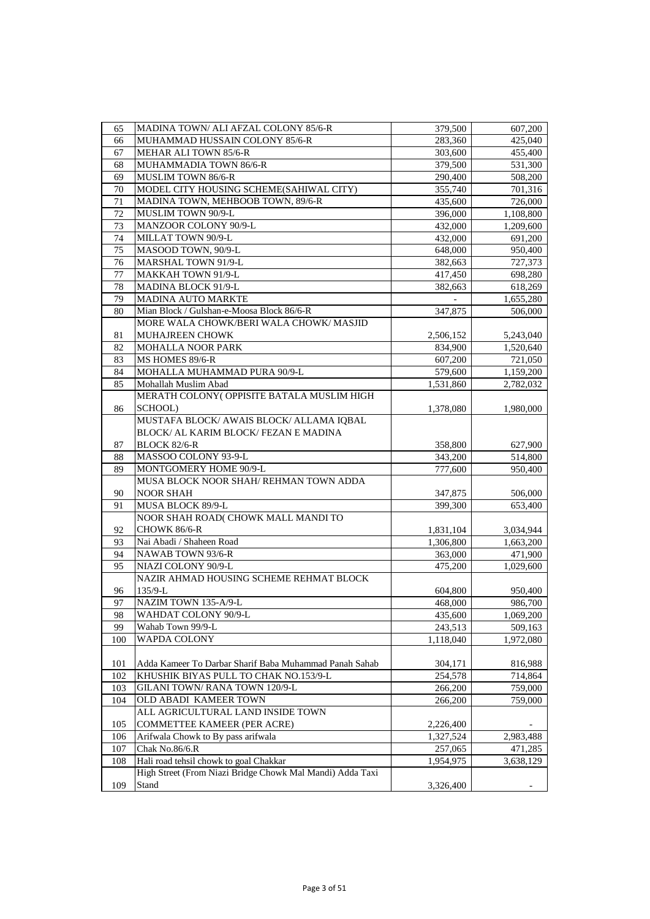| 65 | MADINA TOWN/ ALI AFZAL COLONY 85/6-R | 379,500 | 607,200 |
|---|---|---|---|
| 66 | MUHAMMAD HUSSAIN COLONY 85/6-R | 283,360 | 425,040 |
| 67 | MEHAR ALI TOWN 85/6-R | 303,600 | 455,400 |
| 68 | MUHAMMADIA TOWN 86/6-R | 379,500 | 531,300 |
| 69 | MUSLIM TOWN 86/6-R | 290,400 | 508,200 |
| 70 | MODEL CITY HOUSING SCHEME(SAHIWAL CITY) | 355,740 | 701,316 |
| 71 | MADINA TOWN, MEHBOOB TOWN, 89/6-R | 435,600 | 726,000 |
| 72 | MUSLIM TOWN 90/9-L | 396,000 | 1,108,800 |
| 73 | MANZOOR COLONY 90/9-L | 432,000 | 1,209,600 |
| 74 | MILLAT TOWN 90/9-L | 432,000 | 691,200 |
| 75 | MASOOD TOWN, 90/9-L | 648,000 | 950,400 |
| 76 | MARSHAL TOWN 91/9-L | 382,663 | 727,373 |
| 77 | MAKKAH TOWN 91/9-L | 417,450 | 698,280 |
| 78 | MADINA BLOCK 91/9-L | 382,663 | 618,269 |
| 79 | MADINA AUTO MARKTE | - | 1,655,280 |
| 80 | Mian Block / Gulshan-e-Moosa Block 86/6-R | 347,875 | 506,000 |
| 81 | MORE WALA CHOWK/BERI WALA CHOWK/ MASJID MUHAJREEN CHOWK | 2,506,152 | 5,243,040 |
| 82 | MOHALLA NOOR PARK | 834,900 | 1,520,640 |
| 83 | MS HOMES 89/6-R | 607,200 | 721,050 |
| 84 | MOHALLA MUHAMMAD PURA 90/9-L | 579,600 | 1,159,200 |
| 85 | Mohallah Muslim Abad | 1,531,860 | 2,782,032 |
| 86 | MERATH COLONY( OPPISITE BATALA MUSLIM HIGH SCHOOL) | 1,378,080 | 1,980,000 |
| 87 | MUSTAFA BLOCK/ AWAIS BLOCK/ ALLAMA IQBAL BLOCK/ AL KARIM BLOCK/ FEZAN E MADINA BLOCK 82/6-R | 358,800 | 627,900 |
| 88 | MASSOO COLONY 93-9-L | 343,200 | 514,800 |
| 89 | MONTGOMERY HOME 90/9-L | 777,600 | 950,400 |
| 90 | MUSA BLOCK NOOR SHAH/ REHMAN TOWN ADDA NOOR SHAH | 347,875 | 506,000 |
| 91 | MUSA BLOCK 89/9-L | 399,300 | 653,400 |
| 92 | NOOR SHAH ROAD( CHOWK MALL MANDI TO CHOWK 86/6-R | 1,831,104 | 3,034,944 |
| 93 | Nai Abadi / Shaheen Road | 1,306,800 | 1,663,200 |
| 94 | NAWAB TOWN 93/6-R | 363,000 | 471,900 |
| 95 | NIAZI COLONY 90/9-L | 475,200 | 1,029,600 |
| 96 | NAZIR AHMAD HOUSING SCHEME REHMAT BLOCK 135/9-L | 604,800 | 950,400 |
| 97 | NAZIM TOWN 135-A/9-L | 468,000 | 986,700 |
| 98 | WAHDAT COLONY 90/9-L | 435,600 | 1,069,200 |
| 99 | Wahab Town 99/9-L | 243,513 | 509,163 |
| 100 | WAPDA COLONY | 1,118,040 | 1,972,080 |
| 101 | Adda Kameer To Darbar Sharif Baba Muhammad Panah Sahab | 304,171 | 816,988 |
| 102 | KHUSHIK BIYAS PULL TO CHAK NO.153/9-L | 254,578 | 714,864 |
| 103 | GILANI TOWN/ RANA TOWN 120/9-L | 266,200 | 759,000 |
| 104 | OLD ABADI KAMEER TOWN | 266,200 | 759,000 |
| 105 | ALL AGRICULTURAL LAND INSIDE TOWN COMMETTEE KAMEER (PER ACRE) | 2,226,400 | - |
| 106 | Arifwala Chowk to By pass arifwala | 1,327,524 | 2,983,488 |
| 107 | Chak No.86/6.R | 257,065 | 471,285 |
| 108 | Hali road tehsil chowk to goal Chakkar | 1,954,975 | 3,638,129 |
| 109 | High Street (From Niazi Bridge Chowk Mal Mandi) Adda Taxi Stand | 3,326,400 | - |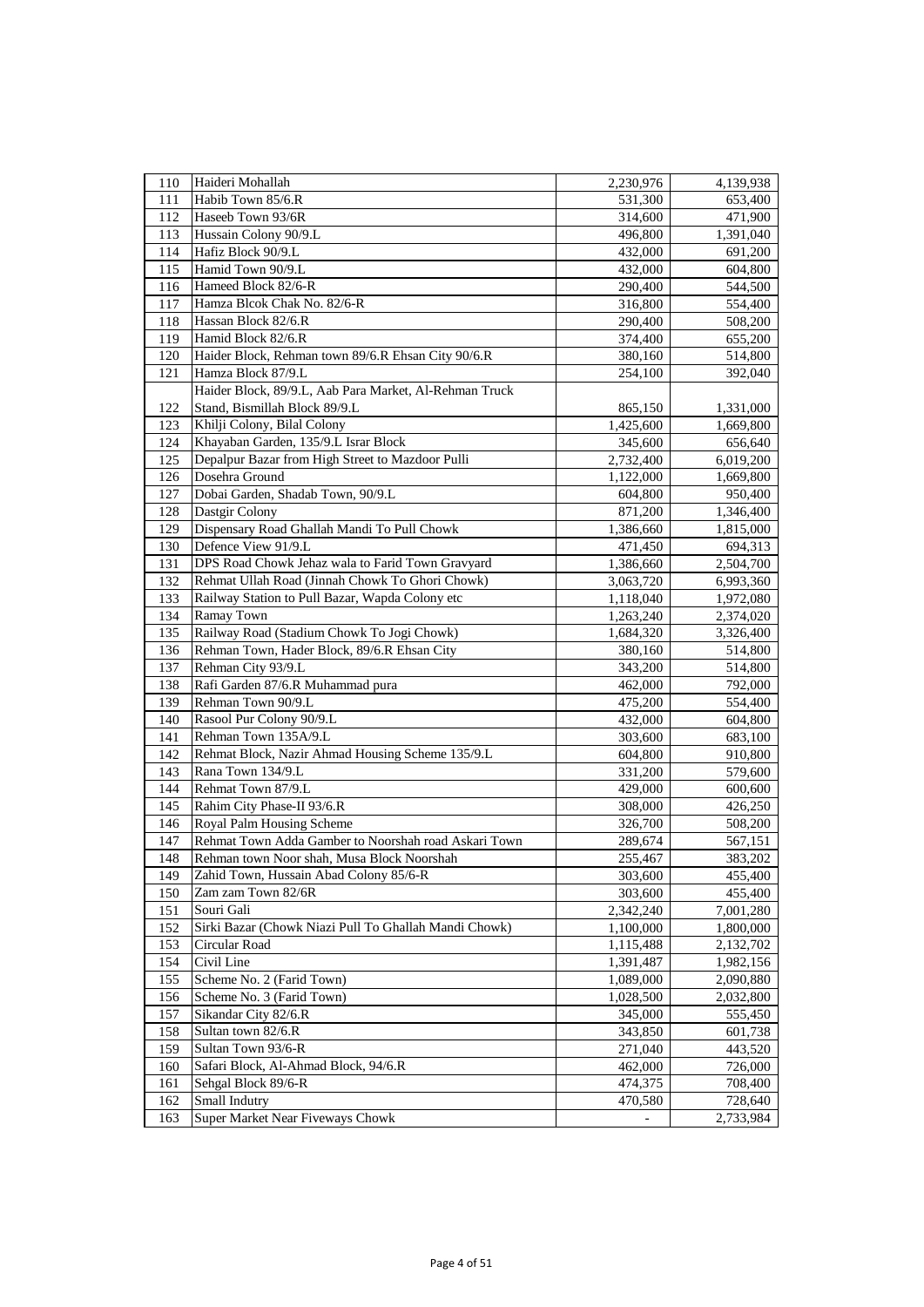| 110 | Haideri Mohallah | 2,230,976 | 4,139,938 |
|---|---|---|---|
| 111 | Habib Town 85/6.R | 531,300 | 653,400 |
| 112 | Haseeb Town 93/6R | 314,600 | 471,900 |
| 113 | Hussain Colony 90/9.L | 496,800 | 1,391,040 |
| 114 | Hafiz Block 90/9.L | 432,000 | 691,200 |
| 115 | Hamid Town 90/9.L | 432,000 | 604,800 |
| 116 | Hameed Block 82/6-R | 290,400 | 544,500 |
| 117 | Hamza Blcok Chak No. 82/6-R | 316,800 | 554,400 |
| 118 | Hassan Block 82/6.R | 290,400 | 508,200 |
| 119 | Hamid Block 82/6.R | 374,400 | 655,200 |
| 120 | Haider Block, Rehman town 89/6.R Ehsan City 90/6.R | 380,160 | 514,800 |
| 121 | Hamza Block 87/9.L | 254,100 | 392,040 |
| 122 | Haider Block, 89/9.L, Aab Para Market, Al-Rehman Truck Stand, Bismillah Block 89/9.L | 865,150 | 1,331,000 |
| 123 | Khilji Colony, Bilal Colony | 1,425,600 | 1,669,800 |
| 124 | Khayaban Garden, 135/9.L Israr Block | 345,600 | 656,640 |
| 125 | Depalpur Bazar from High Street to Mazdoor Pulli | 2,732,400 | 6,019,200 |
| 126 | Dosehra Ground | 1,122,000 | 1,669,800 |
| 127 | Dobai Garden, Shadab Town, 90/9.L | 604,800 | 950,400 |
| 128 | Dastgir Colony | 871,200 | 1,346,400 |
| 129 | Dispensary Road Ghallah Mandi To Pull Chowk | 1,386,660 | 1,815,000 |
| 130 | Defence View 91/9.L | 471,450 | 694,313 |
| 131 | DPS Road Chowk Jehaz wala to Farid Town Gravyard | 1,386,660 | 2,504,700 |
| 132 | Rehmat Ullah Road (Jinnah Chowk To Ghori Chowk) | 3,063,720 | 6,993,360 |
| 133 | Railway Station to Pull Bazar, Wapda Colony etc | 1,118,040 | 1,972,080 |
| 134 | Ramay Town | 1,263,240 | 2,374,020 |
| 135 | Railway Road (Stadium Chowk To Jogi Chowk) | 1,684,320 | 3,326,400 |
| 136 | Rehman Town, Hader Block, 89/6.R Ehsan City | 380,160 | 514,800 |
| 137 | Rehman City 93/9.L | 343,200 | 514,800 |
| 138 | Rafi Garden 87/6.R Muhammad pura | 462,000 | 792,000 |
| 139 | Rehman Town 90/9.L | 475,200 | 554,400 |
| 140 | Rasool Pur Colony 90/9.L | 432,000 | 604,800 |
| 141 | Rehman Town 135A/9.L | 303,600 | 683,100 |
| 142 | Rehmat Block, Nazir Ahmad Housing Scheme 135/9.L | 604,800 | 910,800 |
| 143 | Rana Town 134/9.L | 331,200 | 579,600 |
| 144 | Rehmat Town 87/9.L | 429,000 | 600,600 |
| 145 | Rahim City Phase-II 93/6.R | 308,000 | 426,250 |
| 146 | Royal Palm Housing Scheme | 326,700 | 508,200 |
| 147 | Rehmat Town Adda Gamber to Noorshah road Askari Town | 289,674 | 567,151 |
| 148 | Rehman town Noor shah, Musa Block Noorshah | 255,467 | 383,202 |
| 149 | Zahid Town, Hussain Abad Colony 85/6-R | 303,600 | 455,400 |
| 150 | Zam zam Town 82/6R | 303,600 | 455,400 |
| 151 | Souri Gali | 2,342,240 | 7,001,280 |
| 152 | Sirki Bazar (Chowk Niazi Pull To Ghallah Mandi Chowk) | 1,100,000 | 1,800,000 |
| 153 | Circular Road | 1,115,488 | 2,132,702 |
| 154 | Civil Line | 1,391,487 | 1,982,156 |
| 155 | Scheme No. 2 (Farid Town) | 1,089,000 | 2,090,880 |
| 156 | Scheme No. 3 (Farid Town) | 1,028,500 | 2,032,800 |
| 157 | Sikandar City 82/6.R | 345,000 | 555,450 |
| 158 | Sultan town 82/6.R | 343,850 | 601,738 |
| 159 | Sultan Town 93/6-R | 271,040 | 443,520 |
| 160 | Safari Block, Al-Ahmad Block, 94/6.R | 462,000 | 726,000 |
| 161 | Sehgal Block 89/6-R | 474,375 | 708,400 |
| 162 | Small Indutry | 470,580 | 728,640 |
| 163 | Super Market Near Fiveways Chowk | - | 2,733,984 |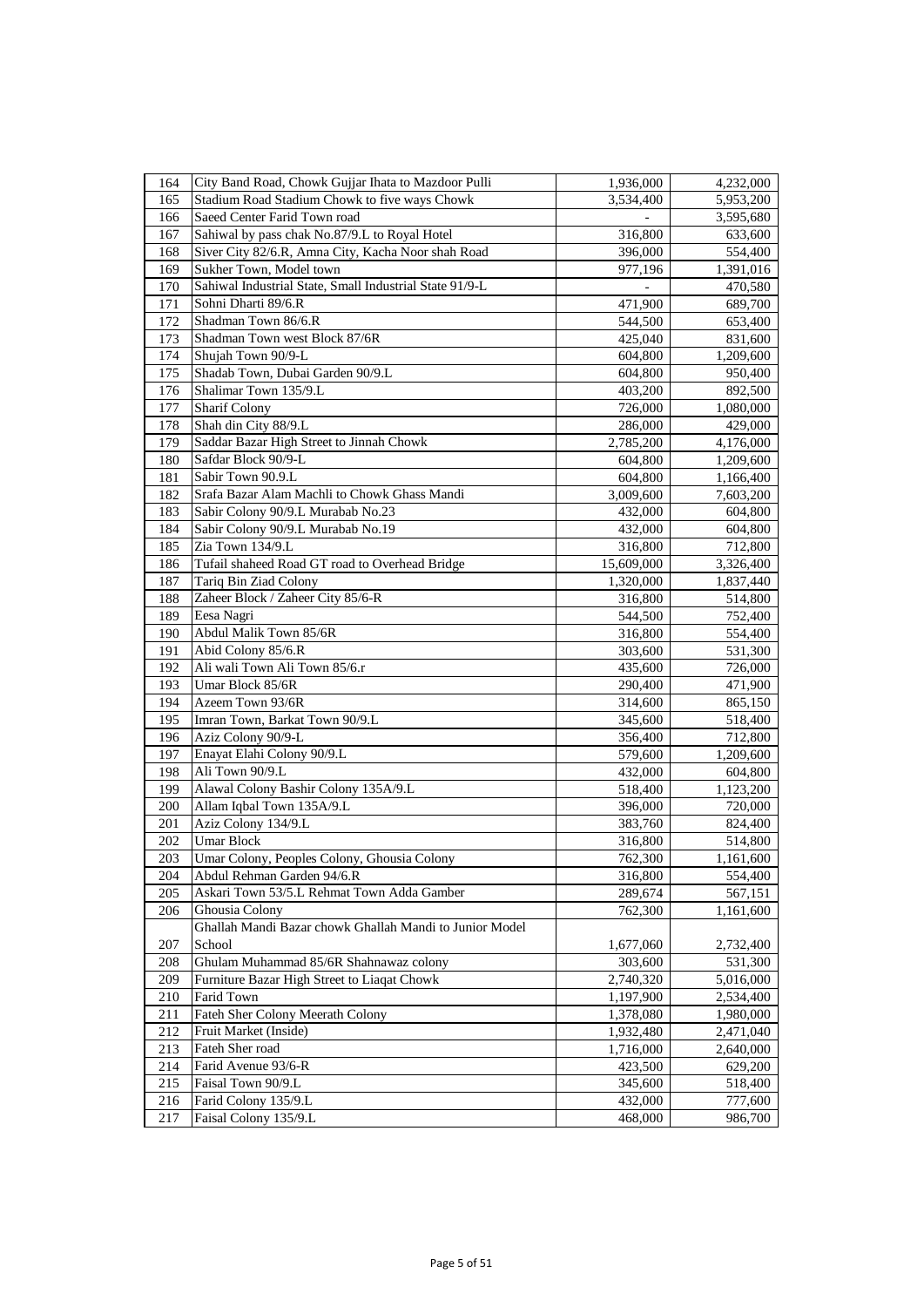| | | | |
|---|---|---|---|
| 164 | City Band Road, Chowk Gujjar Ihata to Mazdoor Pulli | 1,936,000 | 4,232,000 |
| 165 | Stadium Road Stadium Chowk to five ways Chowk | 3,534,400 | 5,953,200 |
| 166 | Saeed Center Farid Town road | - | 3,595,680 |
| 167 | Sahiwal by pass chak No.87/9.L to Royal Hotel | 316,800 | 633,600 |
| 168 | Siver City 82/6.R, Amna City, Kacha Noor shah Road | 396,000 | 554,400 |
| 169 | Sukher Town, Model town | 977,196 | 1,391,016 |
| 170 | Sahiwal Industrial State, Small Industrial State 91/9-L | - | 470,580 |
| 171 | Sohni Dharti 89/6.R | 471,900 | 689,700 |
| 172 | Shadman Town 86/6.R | 544,500 | 653,400 |
| 173 | Shadman Town west Block 87/6R | 425,040 | 831,600 |
| 174 | Shujah Town 90/9-L | 604,800 | 1,209,600 |
| 175 | Shadab Town, Dubai Garden 90/9.L | 604,800 | 950,400 |
| 176 | Shalimar Town 135/9.L | 403,200 | 892,500 |
| 177 | Sharif Colony | 726,000 | 1,080,000 |
| 178 | Shah din City 88/9.L | 286,000 | 429,000 |
| 179 | Saddar Bazar High Street to Jinnah Chowk | 2,785,200 | 4,176,000 |
| 180 | Safdar Block 90/9-L | 604,800 | 1,209,600 |
| 181 | Sabir Town 90.9.L | 604,800 | 1,166,400 |
| 182 | Srafa Bazar Alam Machli to Chowk Ghass Mandi | 3,009,600 | 7,603,200 |
| 183 | Sabir Colony 90/9.L Murabab No.23 | 432,000 | 604,800 |
| 184 | Sabir Colony 90/9.L Murabab No.19 | 432,000 | 604,800 |
| 185 | Zia Town 134/9.L | 316,800 | 712,800 |
| 186 | Tufail shaheed Road GT road to Overhead Bridge | 15,609,000 | 3,326,400 |
| 187 | Tariq Bin Ziad Colony | 1,320,000 | 1,837,440 |
| 188 | Zaheer Block / Zaheer City 85/6-R | 316,800 | 514,800 |
| 189 | Eesa Nagri | 544,500 | 752,400 |
| 190 | Abdul Malik Town 85/6R | 316,800 | 554,400 |
| 191 | Abid Colony 85/6.R | 303,600 | 531,300 |
| 192 | Ali wali Town Ali Town 85/6.r | 435,600 | 726,000 |
| 193 | Umar Block 85/6R | 290,400 | 471,900 |
| 194 | Azeem Town 93/6R | 314,600 | 865,150 |
| 195 | Imran Town, Barkat Town 90/9.L | 345,600 | 518,400 |
| 196 | Aziz Colony 90/9-L | 356,400 | 712,800 |
| 197 | Enayat Elahi Colony 90/9.L | 579,600 | 1,209,600 |
| 198 | Ali Town 90/9.L | 432,000 | 604,800 |
| 199 | Alawal Colony Bashir Colony 135A/9.L | 518,400 | 1,123,200 |
| 200 | Allam Iqbal Town 135A/9.L | 396,000 | 720,000 |
| 201 | Aziz Colony 134/9.L | 383,760 | 824,400 |
| 202 | Umar Block | 316,800 | 514,800 |
| 203 | Umar Colony, Peoples Colony, Ghousia Colony | 762,300 | 1,161,600 |
| 204 | Abdul Rehman Garden 94/6.R | 316,800 | 554,400 |
| 205 | Askari Town 53/5.L Rehmat Town Adda Gamber | 289,674 | 567,151 |
| 206 | Ghousia Colony | 762,300 | 1,161,600 |
| 207 | Ghallah Mandi Bazar chowk Ghallah Mandi to Junior Model School | 1,677,060 | 2,732,400 |
| 208 | Ghulam Muhammad 85/6R Shahnawaz colony | 303,600 | 531,300 |
| 209 | Furniture Bazar High Street to Liaqat Chowk | 2,740,320 | 5,016,000 |
| 210 | Farid Town | 1,197,900 | 2,534,400 |
| 211 | Fateh Sher Colony Meerath Colony | 1,378,080 | 1,980,000 |
| 212 | Fruit Market (Inside) | 1,932,480 | 2,471,040 |
| 213 | Fateh Sher road | 1,716,000 | 2,640,000 |
| 214 | Farid Avenue 93/6-R | 423,500 | 629,200 |
| 215 | Faisal Town 90/9.L | 345,600 | 518,400 |
| 216 | Farid Colony 135/9.L | 432,000 | 777,600 |
| 217 | Faisal Colony 135/9.L | 468,000 | 986,700 |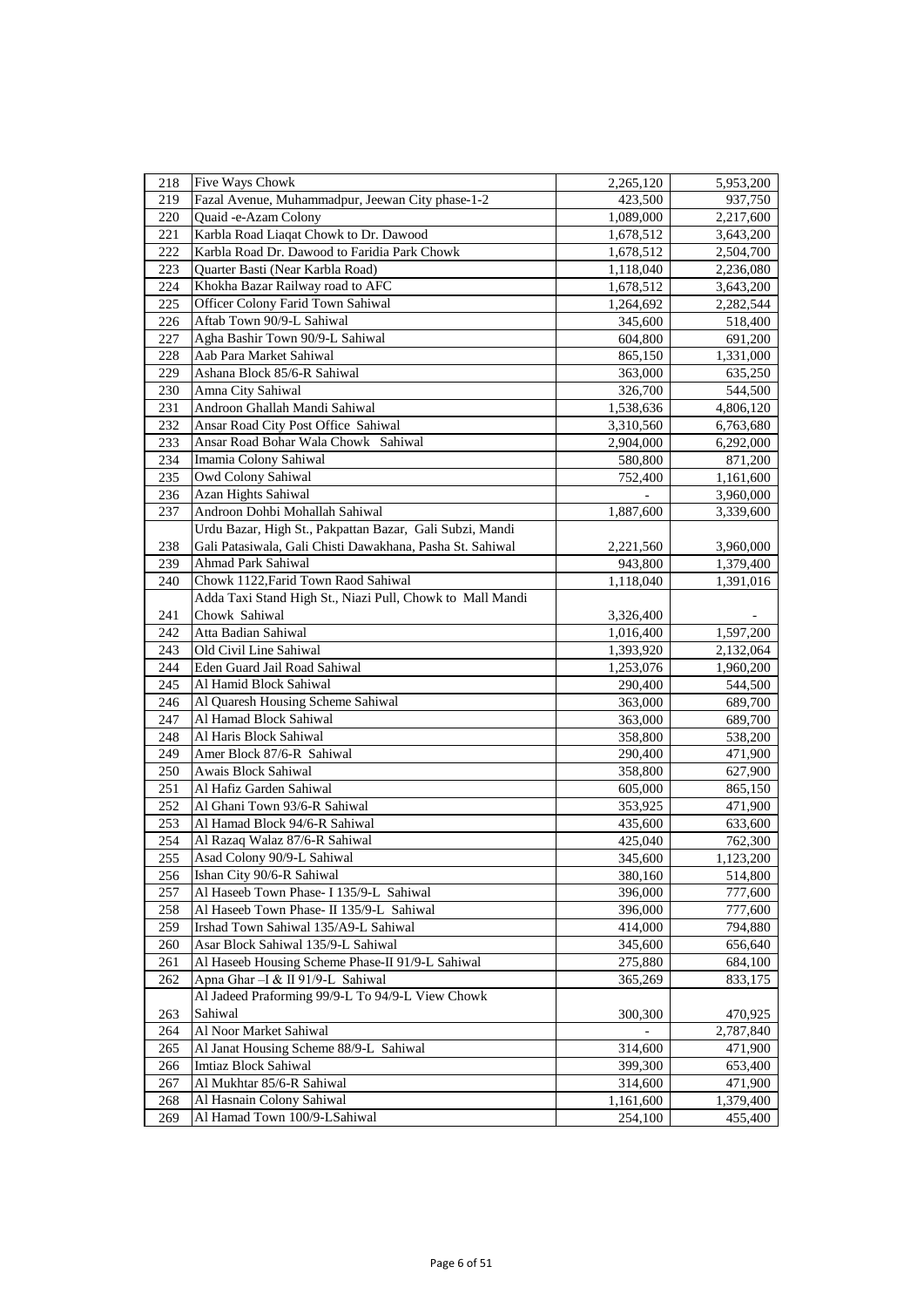| | | | |
|---|---|---|---|
| 218 | Five Ways Chowk | 2,265,120 | 5,953,200 |
| 219 | Fazal Avenue, Muhammadpur, Jeewan City phase-1-2 | 423,500 | 937,750 |
| 220 | Quaid -e-Azam Colony | 1,089,000 | 2,217,600 |
| 221 | Karbla Road Liaqat Chowk to Dr. Dawood | 1,678,512 | 3,643,200 |
| 222 | Karbla Road Dr. Dawood to Faridia Park Chowk | 1,678,512 | 2,504,700 |
| 223 | Quarter Basti (Near Karbla Road) | 1,118,040 | 2,236,080 |
| 224 | Khokha Bazar Railway road to AFC | 1,678,512 | 3,643,200 |
| 225 | Officer Colony Farid Town Sahiwal | 1,264,692 | 2,282,544 |
| 226 | Aftab Town 90/9-L Sahiwal | 345,600 | 518,400 |
| 227 | Agha Bashir Town 90/9-L Sahiwal | 604,800 | 691,200 |
| 228 | Aab Para Market Sahiwal | 865,150 | 1,331,000 |
| 229 | Ashana Block 85/6-R Sahiwal | 363,000 | 635,250 |
| 230 | Amna City Sahiwal | 326,700 | 544,500 |
| 231 | Androon Ghallah Mandi Sahiwal | 1,538,636 | 4,806,120 |
| 232 | Ansar Road City Post Office Sahiwal | 3,310,560 | 6,763,680 |
| 233 | Ansar Road Bohar Wala Chowk Sahiwal | 2,904,000 | 6,292,000 |
| 234 | Imamia Colony Sahiwal | 580,800 | 871,200 |
| 235 | Owd Colony Sahiwal | 752,400 | 1,161,600 |
| 236 | Azan Hights Sahiwal | - | 3,960,000 |
| 237 | Androon Dohbi Mohallah Sahiwal | 1,887,600 | 3,339,600 |
| 238 | Urdu Bazar, High St., Pakpattan Bazar, Gali Subzi, Mandi Gali Patasiwala, Gali Chisti Dawakhana, Pasha St. Sahiwal | 2,221,560 | 3,960,000 |
| 239 | Ahmad Park Sahiwal | 943,800 | 1,379,400 |
| 240 | Chowk 1122,Farid Town Raod Sahiwal | 1,118,040 | 1,391,016 |
| 241 | Adda Taxi Stand High St., Niazi Pull, Chowk to Mall Mandi Chowk Sahiwal | 3,326,400 | - |
| 242 | Atta Badian Sahiwal | 1,016,400 | 1,597,200 |
| 243 | Old Civil Line Sahiwal | 1,393,920 | 2,132,064 |
| 244 | Eden Guard Jail Road Sahiwal | 1,253,076 | 1,960,200 |
| 245 | Al Hamid Block Sahiwal | 290,400 | 544,500 |
| 246 | Al Quaresh Housing Scheme Sahiwal | 363,000 | 689,700 |
| 247 | Al Hamad Block Sahiwal | 363,000 | 689,700 |
| 248 | Al Haris Block Sahiwal | 358,800 | 538,200 |
| 249 | Amer Block 87/6-R Sahiwal | 290,400 | 471,900 |
| 250 | Awais Block Sahiwal | 358,800 | 627,900 |
| 251 | Al Hafiz Garden Sahiwal | 605,000 | 865,150 |
| 252 | Al Ghani Town 93/6-R Sahiwal | 353,925 | 471,900 |
| 253 | Al Hamad Block 94/6-R Sahiwal | 435,600 | 633,600 |
| 254 | Al Razaq Walaz 87/6-R Sahiwal | 425,040 | 762,300 |
| 255 | Asad Colony 90/9-L Sahiwal | 345,600 | 1,123,200 |
| 256 | Ishan City 90/6-R Sahiwal | 380,160 | 514,800 |
| 257 | Al Haseeb Town Phase- I 135/9-L Sahiwal | 396,000 | 777,600 |
| 258 | Al Haseeb Town Phase- II 135/9-L Sahiwal | 396,000 | 777,600 |
| 259 | Irshad Town Sahiwal 135/A9-L Sahiwal | 414,000 | 794,880 |
| 260 | Asar Block Sahiwal 135/9-L Sahiwal | 345,600 | 656,640 |
| 261 | Al Haseeb Housing Scheme Phase-II 91/9-L Sahiwal | 275,880 | 684,100 |
| 262 | Apna Ghar –I & II 91/9-L Sahiwal | 365,269 | 833,175 |
| 263 | Al Jadeed Praforming 99/9-L To 94/9-L View Chowk Sahiwal | 300,300 | 470,925 |
| 264 | Al Noor Market Sahiwal | - | 2,787,840 |
| 265 | Al Janat Housing Scheme 88/9-L Sahiwal | 314,600 | 471,900 |
| 266 | Imtiaz Block Sahiwal | 399,300 | 653,400 |
| 267 | Al Mukhtar 85/6-R Sahiwal | 314,600 | 471,900 |
| 268 | Al Hasnain Colony Sahiwal | 1,161,600 | 1,379,400 |
| 269 | Al Hamad Town 100/9-LSahiwal | 254,100 | 455,400 |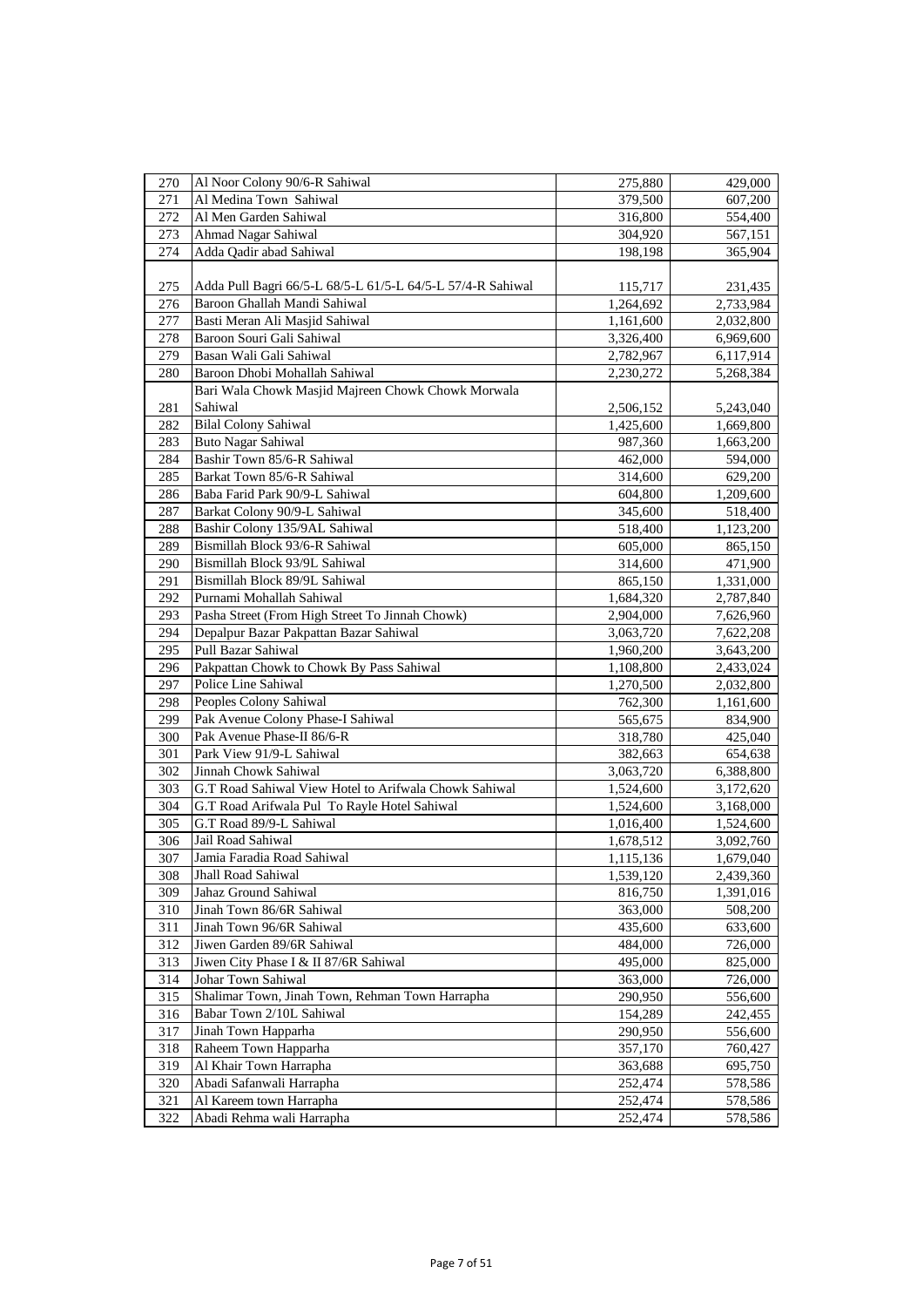| 270 | Al Noor Colony 90/6-R Sahiwal | 275,880 | 429,000 |
|---|---|---|---|
| 271 | Al Medina Town Sahiwal | 379,500 | 607,200 |
| 272 | Al Men Garden Sahiwal | 316,800 | 554,400 |
| 273 | Ahmad Nagar Sahiwal | 304,920 | 567,151 |
| 274 | Adda Qadir abad Sahiwal | 198,198 | 365,904 |
| 275 | Adda Pull Bagri 66/5-L 68/5-L 61/5-L 64/5-L 57/4-R Sahiwal | 115,717 | 231,435 |
| 276 | Baroon Ghallah Mandi Sahiwal | 1,264,692 | 2,733,984 |
| 277 | Basti Meran Ali Masjid Sahiwal | 1,161,600 | 2,032,800 |
| 278 | Baroon Souri Gali Sahiwal | 3,326,400 | 6,969,600 |
| 279 | Basan Wali Gali Sahiwal | 2,782,967 | 6,117,914 |
| 280 | Baroon Dhobi Mohallah Sahiwal | 2,230,272 | 5,268,384 |
| 281 | Bari Wala Chowk Masjid Majreen Chowk Chowk Morwala Sahiwal | 2,506,152 | 5,243,040 |
| 282 | Bilal Colony Sahiwal | 1,425,600 | 1,669,800 |
| 283 | Buto Nagar Sahiwal | 987,360 | 1,663,200 |
| 284 | Bashir Town 85/6-R Sahiwal | 462,000 | 594,000 |
| 285 | Barkat Town 85/6-R Sahiwal | 314,600 | 629,200 |
| 286 | Baba Farid Park 90/9-L Sahiwal | 604,800 | 1,209,600 |
| 287 | Barkat Colony 90/9-L Sahiwal | 345,600 | 518,400 |
| 288 | Bashir Colony 135/9AL Sahiwal | 518,400 | 1,123,200 |
| 289 | Bismillah Block 93/6-R Sahiwal | 605,000 | 865,150 |
| 290 | Bismillah Block 93/9L Sahiwal | 314,600 | 471,900 |
| 291 | Bismillah Block 89/9L Sahiwal | 865,150 | 1,331,000 |
| 292 | Purnami Mohallah Sahiwal | 1,684,320 | 2,787,840 |
| 293 | Pasha Street (From High Street To Jinnah Chowk) | 2,904,000 | 7,626,960 |
| 294 | Depalpur Bazar Pakpattan Bazar Sahiwal | 3,063,720 | 7,622,208 |
| 295 | Pull Bazar Sahiwal | 1,960,200 | 3,643,200 |
| 296 | Pakpattan Chowk to Chowk By Pass Sahiwal | 1,108,800 | 2,433,024 |
| 297 | Police Line Sahiwal | 1,270,500 | 2,032,800 |
| 298 | Peoples Colony Sahiwal | 762,300 | 1,161,600 |
| 299 | Pak Avenue Colony Phase-I Sahiwal | 565,675 | 834,900 |
| 300 | Pak Avenue Phase-II 86/6-R | 318,780 | 425,040 |
| 301 | Park View 91/9-L Sahiwal | 382,663 | 654,638 |
| 302 | Jinnah Chowk Sahiwal | 3,063,720 | 6,388,800 |
| 303 | G.T Road Sahiwal View Hotel to Arifwala Chowk Sahiwal | 1,524,600 | 3,172,620 |
| 304 | G.T Road Arifwala Pul To Rayle Hotel Sahiwal | 1,524,600 | 3,168,000 |
| 305 | G.T Road 89/9-L Sahiwal | 1,016,400 | 1,524,600 |
| 306 | Jail Road Sahiwal | 1,678,512 | 3,092,760 |
| 307 | Jamia Faradia Road Sahiwal | 1,115,136 | 1,679,040 |
| 308 | Jhall Road Sahiwal | 1,539,120 | 2,439,360 |
| 309 | Jahaz Ground Sahiwal | 816,750 | 1,391,016 |
| 310 | Jinah Town 86/6R Sahiwal | 363,000 | 508,200 |
| 311 | Jinah Town 96/6R Sahiwal | 435,600 | 633,600 |
| 312 | Jiwen Garden 89/6R Sahiwal | 484,000 | 726,000 |
| 313 | Jiwen City Phase I & II 87/6R Sahiwal | 495,000 | 825,000 |
| 314 | Johar Town Sahiwal | 363,000 | 726,000 |
| 315 | Shalimar Town, Jinah Town, Rehman Town Harrapha | 290,950 | 556,600 |
| 316 | Babar Town 2/10L Sahiwal | 154,289 | 242,455 |
| 317 | Jinah Town Happarha | 290,950 | 556,600 |
| 318 | Raheem Town Happarha | 357,170 | 760,427 |
| 319 | Al Khair Town Harrapha | 363,688 | 695,750 |
| 320 | Abadi Safanwali Harrapha | 252,474 | 578,586 |
| 321 | Al Kareem town Harrapha | 252,474 | 578,586 |
| 322 | Abadi Rehma wali Harrapha | 252,474 | 578,586 |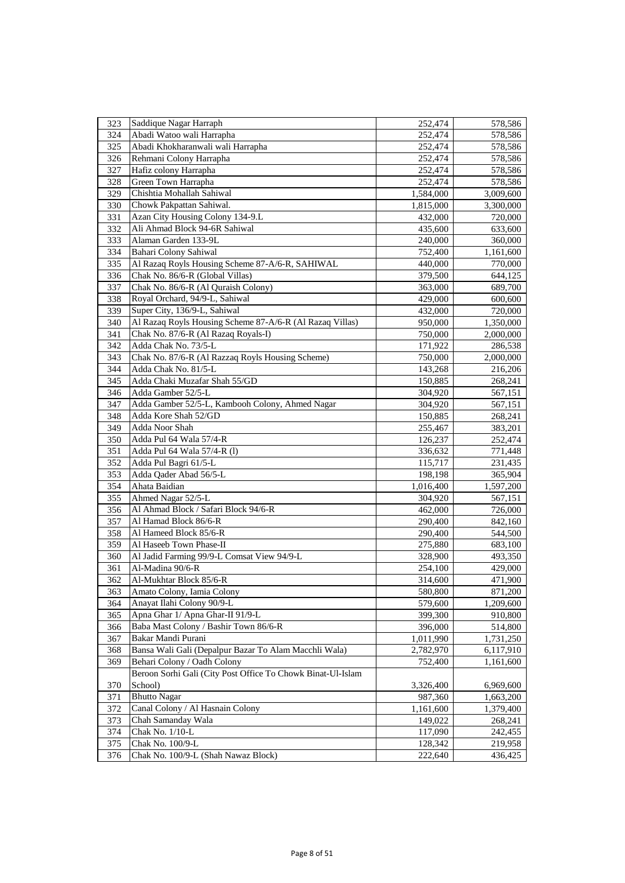| 323 | Saddique Nagar Harraph | 252,474 | 578,586 |
|---|---|---|---|
| 324 | Abadi Watoo wali Harrapha | 252,474 | 578,586 |
| 325 | Abadi Khokharanwali wali Harrapha | 252,474 | 578,586 |
| 326 | Rehmani Colony Harrapha | 252,474 | 578,586 |
| 327 | Hafiz colony Harrapha | 252,474 | 578,586 |
| 328 | Green Town Harrapha | 252,474 | 578,586 |
| 329 | Chishtia Mohallah Sahiwal | 1,584,000 | 3,009,600 |
| 330 | Chowk Pakpattan Sahiwal. | 1,815,000 | 3,300,000 |
| 331 | Azan City Housing Colony 134-9.L | 432,000 | 720,000 |
| 332 | Ali Ahmad Block 94-6R Sahiwal | 435,600 | 633,600 |
| 333 | Alaman Garden 133-9L | 240,000 | 360,000 |
| 334 | Bahari Colony Sahiwal | 752,400 | 1,161,600 |
| 335 | Al Razaq Royls Housing Scheme 87-A/6-R, SAHIWAL | 440,000 | 770,000 |
| 336 | Chak No. 86/6-R (Global Villas) | 379,500 | 644,125 |
| 337 | Chak No. 86/6-R (Al Quraish Colony) | 363,000 | 689,700 |
| 338 | Royal Orchard, 94/9-L, Sahiwal | 429,000 | 600,600 |
| 339 | Super City, 136/9-L, Sahiwal | 432,000 | 720,000 |
| 340 | Al Razaq Royls Housing Scheme 87-A/6-R (Al Razaq Villas) | 950,000 | 1,350,000 |
| 341 | Chak No. 87/6-R (Al Razaq Royals-I) | 750,000 | 2,000,000 |
| 342 | Adda Chak No. 73/5-L | 171,922 | 286,538 |
| 343 | Chak No. 87/6-R (Al Razzaq Royls Housing Scheme) | 750,000 | 2,000,000 |
| 344 | Adda Chak No. 81/5-L | 143,268 | 216,206 |
| 345 | Adda Chaki Muzafar Shah 55/GD | 150,885 | 268,241 |
| 346 | Adda Gamber 52/5-L | 304,920 | 567,151 |
| 347 | Adda Gamber 52/5-L, Kambooh Colony, Ahmed Nagar | 304,920 | 567,151 |
| 348 | Adda Kore Shah 52/GD | 150,885 | 268,241 |
| 349 | Adda Noor Shah | 255,467 | 383,201 |
| 350 | Adda Pul 64 Wala 57/4-R | 126,237 | 252,474 |
| 351 | Adda Pul 64 Wala 57/4-R (l) | 336,632 | 771,448 |
| 352 | Adda Pul Bagri 61/5-L | 115,717 | 231,435 |
| 353 | Adda Qader Abad 56/5-L | 198,198 | 365,904 |
| 354 | Ahata Baidian | 1,016,400 | 1,597,200 |
| 355 | Ahmed Nagar 52/5-L | 304,920 | 567,151 |
| 356 | Al Ahmad Block / Safari Block 94/6-R | 462,000 | 726,000 |
| 357 | Al Hamad Block 86/6-R | 290,400 | 842,160 |
| 358 | Al Hameed Block 85/6-R | 290,400 | 544,500 |
| 359 | Al Haseeb Town Phase-II | 275,880 | 683,100 |
| 360 | Al Jadid Farming 99/9-L Comsat View 94/9-L | 328,900 | 493,350 |
| 361 | Al-Madina 90/6-R | 254,100 | 429,000 |
| 362 | Al-Mukhtar Block 85/6-R | 314,600 | 471,900 |
| 363 | Amato Colony, Iamia Colony | 580,800 | 871,200 |
| 364 | Anayat Ilahi Colony 90/9-L | 579,600 | 1,209,600 |
| 365 | Apna Ghar 1/ Apna Ghar-II 91/9-L | 399,300 | 910,800 |
| 366 | Baba Mast Colony / Bashir Town 86/6-R | 396,000 | 514,800 |
| 367 | Bakar Mandi Purani | 1,011,990 | 1,731,250 |
| 368 | Bansa Wali Gali (Depalpur Bazar To Alam Macchli Wala) | 2,782,970 | 6,117,910 |
| 369 | Behari Colony / Oadh Colony | 752,400 | 1,161,600 |
| 370 | Beroon Sorhi Gali (City Post Office To Chowk Binat-Ul-Islam School) | 3,326,400 | 6,969,600 |
| 371 | Bhutto Nagar | 987,360 | 1,663,200 |
| 372 | Canal Colony / Al Hasnain Colony | 1,161,600 | 1,379,400 |
| 373 | Chah Samanday Wala | 149,022 | 268,241 |
| 374 | Chak No. 1/10-L | 117,090 | 242,455 |
| 375 | Chak No. 100/9-L | 128,342 | 219,958 |
| 376 | Chak No. 100/9-L (Shah Nawaz Block) | 222,640 | 436,425 |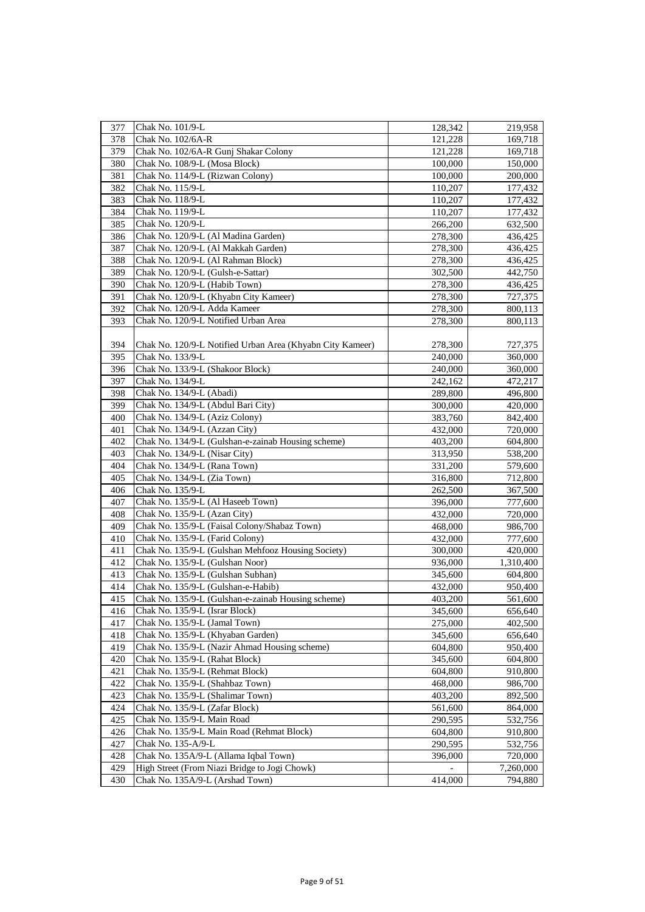| | | | |
|---|---|---|---|
| 377 | Chak No. 101/9-L | 128,342 | 219,958 |
| 378 | Chak No. 102/6A-R | 121,228 | 169,718 |
| 379 | Chak No. 102/6A-R Gunj Shakar Colony | 121,228 | 169,718 |
| 380 | Chak No. 108/9-L (Mosa Block) | 100,000 | 150,000 |
| 381 | Chak No. 114/9-L (Rizwan Colony) | 100,000 | 200,000 |
| 382 | Chak No. 115/9-L | 110,207 | 177,432 |
| 383 | Chak No. 118/9-L | 110,207 | 177,432 |
| 384 | Chak No. 119/9-L | 110,207 | 177,432 |
| 385 | Chak No. 120/9-L | 266,200 | 632,500 |
| 386 | Chak No. 120/9-L (Al Madina Garden) | 278,300 | 436,425 |
| 387 | Chak No. 120/9-L (Al Makkah Garden) | 278,300 | 436,425 |
| 388 | Chak No. 120/9-L (Al Rahman Block) | 278,300 | 436,425 |
| 389 | Chak No. 120/9-L (Gulsh-e-Sattar) | 302,500 | 442,750 |
| 390 | Chak No. 120/9-L (Habib Town) | 278,300 | 436,425 |
| 391 | Chak No. 120/9-L (Khyabn City Kameer) | 278,300 | 727,375 |
| 392 | Chak No. 120/9-L Adda Kameer | 278,300 | 800,113 |
| 393 | Chak No. 120/9-L Notified Urban Area | 278,300 | 800,113 |
| 394 | Chak No. 120/9-L Notified Urban Area (Khyabn City Kameer) | 278,300 | 727,375 |
| 395 | Chak No. 133/9-L | 240,000 | 360,000 |
| 396 | Chak No. 133/9-L (Shakoor Block) | 240,000 | 360,000 |
| 397 | Chak No. 134/9-L | 242,162 | 472,217 |
| 398 | Chak No. 134/9-L (Abadi) | 289,800 | 496,800 |
| 399 | Chak No. 134/9-L (Abdul Bari City) | 300,000 | 420,000 |
| 400 | Chak No. 134/9-L (Aziz Colony) | 383,760 | 842,400 |
| 401 | Chak No. 134/9-L (Azzan City) | 432,000 | 720,000 |
| 402 | Chak No. 134/9-L (Gulshan-e-zainab Housing scheme) | 403,200 | 604,800 |
| 403 | Chak No. 134/9-L (Nisar City) | 313,950 | 538,200 |
| 404 | Chak No. 134/9-L (Rana Town) | 331,200 | 579,600 |
| 405 | Chak No. 134/9-L (Zia Town) | 316,800 | 712,800 |
| 406 | Chak No. 135/9-L | 262,500 | 367,500 |
| 407 | Chak No. 135/9-L (Al Haseeb Town) | 396,000 | 777,600 |
| 408 | Chak No. 135/9-L (Azan City) | 432,000 | 720,000 |
| 409 | Chak No. 135/9-L (Faisal Colony/Shabaz Town) | 468,000 | 986,700 |
| 410 | Chak No. 135/9-L (Farid Colony) | 432,000 | 777,600 |
| 411 | Chak No. 135/9-L (Gulshan Mehfooz Housing Society) | 300,000 | 420,000 |
| 412 | Chak No. 135/9-L (Gulshan Noor) | 936,000 | 1,310,400 |
| 413 | Chak No. 135/9-L (Gulshan Subhan) | 345,600 | 604,800 |
| 414 | Chak No. 135/9-L (Gulshan-e-Habib) | 432,000 | 950,400 |
| 415 | Chak No. 135/9-L (Gulshan-e-zainab Housing scheme) | 403,200 | 561,600 |
| 416 | Chak No. 135/9-L (Israr Block) | 345,600 | 656,640 |
| 417 | Chak No. 135/9-L (Jamal Town) | 275,000 | 402,500 |
| 418 | Chak No. 135/9-L (Khyaban Garden) | 345,600 | 656,640 |
| 419 | Chak No. 135/9-L (Nazir Ahmad Housing scheme) | 604,800 | 950,400 |
| 420 | Chak No. 135/9-L (Rahat Block) | 345,600 | 604,800 |
| 421 | Chak No. 135/9-L (Rehmat Block) | 604,800 | 910,800 |
| 422 | Chak No. 135/9-L (Shahbaz Town) | 468,000 | 986,700 |
| 423 | Chak No. 135/9-L (Shalimar Town) | 403,200 | 892,500 |
| 424 | Chak No. 135/9-L (Zafar Block) | 561,600 | 864,000 |
| 425 | Chak No. 135/9-L Main Road | 290,595 | 532,756 |
| 426 | Chak No. 135/9-L Main Road (Rehmat Block) | 604,800 | 910,800 |
| 427 | Chak No. 135-A/9-L | 290,595 | 532,756 |
| 428 | Chak No. 135A/9-L (Allama Iqbal Town) | 396,000 | 720,000 |
| 429 | High Street (From Niazi Bridge to Jogi Chowk) | - | 7,260,000 |
| 430 | Chak No. 135A/9-L (Arshad Town) | 414,000 | 794,880 |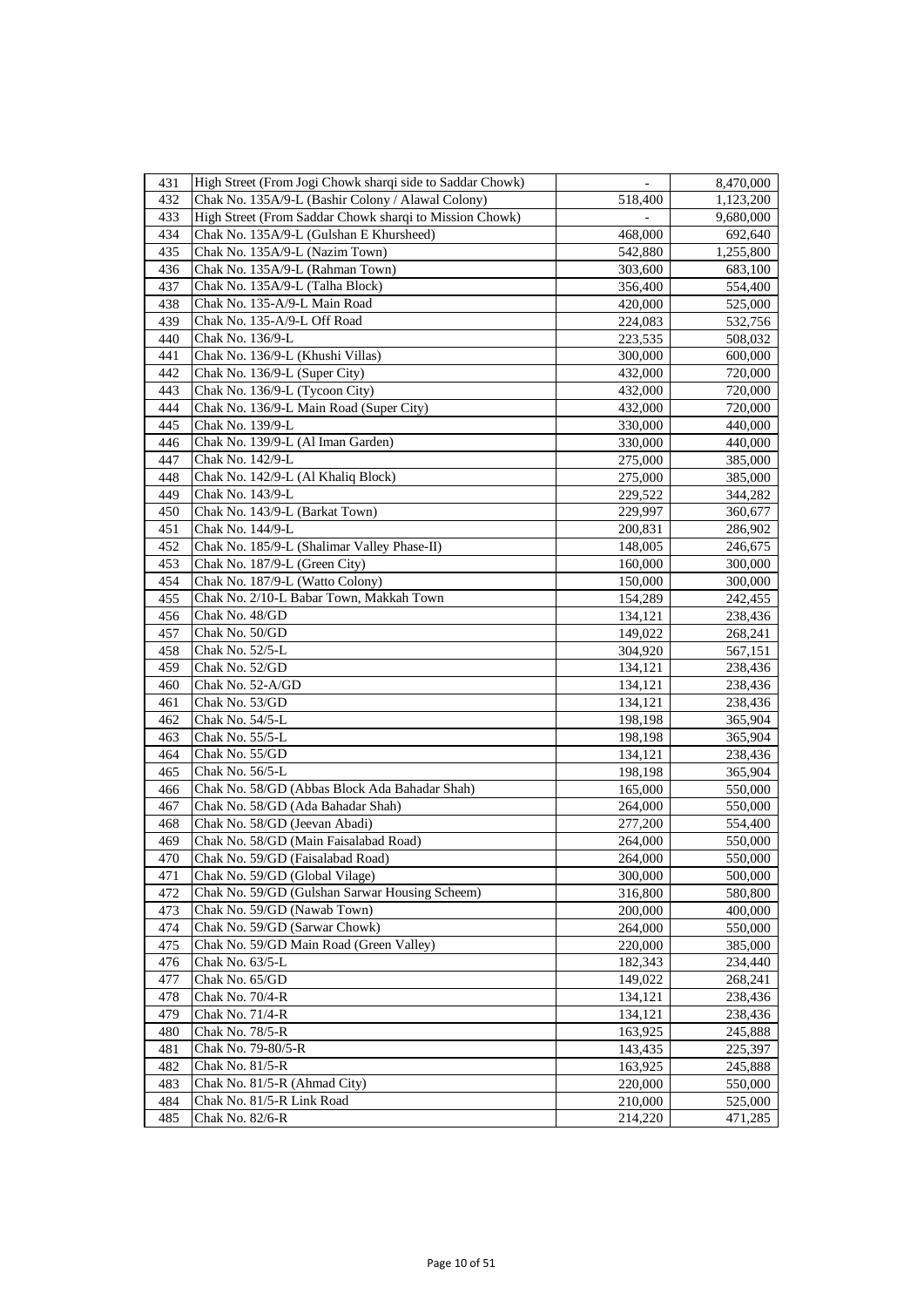| 431 | High Street (From Jogi Chowk sharqi side to Saddar Chowk) | - | 8,470,000 |
|---|---|---|---|
| 432 | Chak No. 135A/9-L (Bashir Colony / Alawal Colony) | 518,400 | 1,123,200 |
| 433 | High Street (From Saddar Chowk sharqi to Mission Chowk) | - | 9,680,000 |
| 434 | Chak No. 135A/9-L (Gulshan E Khursheed) | 468,000 | 692,640 |
| 435 | Chak No. 135A/9-L (Nazim Town) | 542,880 | 1,255,800 |
| 436 | Chak No. 135A/9-L (Rahman Town) | 303,600 | 683,100 |
| 437 | Chak No. 135A/9-L (Talha Block) | 356,400 | 554,400 |
| 438 | Chak No. 135-A/9-L Main Road | 420,000 | 525,000 |
| 439 | Chak No. 135-A/9-L Off Road | 224,083 | 532,756 |
| 440 | Chak No. 136/9-L | 223,535 | 508,032 |
| 441 | Chak No. 136/9-L (Khushi Villas) | 300,000 | 600,000 |
| 442 | Chak No. 136/9-L (Super City) | 432,000 | 720,000 |
| 443 | Chak No. 136/9-L (Tycoon City) | 432,000 | 720,000 |
| 444 | Chak No. 136/9-L Main Road (Super City) | 432,000 | 720,000 |
| 445 | Chak No. 139/9-L | 330,000 | 440,000 |
| 446 | Chak No. 139/9-L (Al Iman Garden) | 330,000 | 440,000 |
| 447 | Chak No. 142/9-L | 275,000 | 385,000 |
| 448 | Chak No. 142/9-L (Al Khaliq Block) | 275,000 | 385,000 |
| 449 | Chak No. 143/9-L | 229,522 | 344,282 |
| 450 | Chak No. 143/9-L (Barkat Town) | 229,997 | 360,677 |
| 451 | Chak No. 144/9-L | 200,831 | 286,902 |
| 452 | Chak No. 185/9-L (Shalimar Valley Phase-II) | 148,005 | 246,675 |
| 453 | Chak No. 187/9-L (Green City) | 160,000 | 300,000 |
| 454 | Chak No. 187/9-L (Watto Colony) | 150,000 | 300,000 |
| 455 | Chak No. 2/10-L Babar Town, Makkah Town | 154,289 | 242,455 |
| 456 | Chak No. 48/GD | 134,121 | 238,436 |
| 457 | Chak No. 50/GD | 149,022 | 268,241 |
| 458 | Chak No. 52/5-L | 304,920 | 567,151 |
| 459 | Chak No. 52/GD | 134,121 | 238,436 |
| 460 | Chak No. 52-A/GD | 134,121 | 238,436 |
| 461 | Chak No. 53/GD | 134,121 | 238,436 |
| 462 | Chak No. 54/5-L | 198,198 | 365,904 |
| 463 | Chak No. 55/5-L | 198,198 | 365,904 |
| 464 | Chak No. 55/GD | 134,121 | 238,436 |
| 465 | Chak No. 56/5-L | 198,198 | 365,904 |
| 466 | Chak No. 58/GD (Abbas Block Ada Bahadar Shah) | 165,000 | 550,000 |
| 467 | Chak No. 58/GD (Ada Bahadar Shah) | 264,000 | 550,000 |
| 468 | Chak No. 58/GD (Jeevan Abadi) | 277,200 | 554,400 |
| 469 | Chak No. 58/GD (Main Faisalabad Road) | 264,000 | 550,000 |
| 470 | Chak No. 59/GD (Faisalabad Road) | 264,000 | 550,000 |
| 471 | Chak No. 59/GD (Global Vilage) | 300,000 | 500,000 |
| 472 | Chak No. 59/GD (Gulshan Sarwar Housing Scheem) | 316,800 | 580,800 |
| 473 | Chak No. 59/GD (Nawab Town) | 200,000 | 400,000 |
| 474 | Chak No. 59/GD (Sarwar Chowk) | 264,000 | 550,000 |
| 475 | Chak No. 59/GD Main Road (Green Valley) | 220,000 | 385,000 |
| 476 | Chak No. 63/5-L | 182,343 | 234,440 |
| 477 | Chak No. 65/GD | 149,022 | 268,241 |
| 478 | Chak No. 70/4-R | 134,121 | 238,436 |
| 479 | Chak No. 71/4-R | 134,121 | 238,436 |
| 480 | Chak No. 78/5-R | 163,925 | 245,888 |
| 481 | Chak No. 79-80/5-R | 143,435 | 225,397 |
| 482 | Chak No. 81/5-R | 163,925 | 245,888 |
| 483 | Chak No. 81/5-R (Ahmad City) | 220,000 | 550,000 |
| 484 | Chak No. 81/5-R Link Road | 210,000 | 525,000 |
| 485 | Chak No. 82/6-R | 214,220 | 471,285 |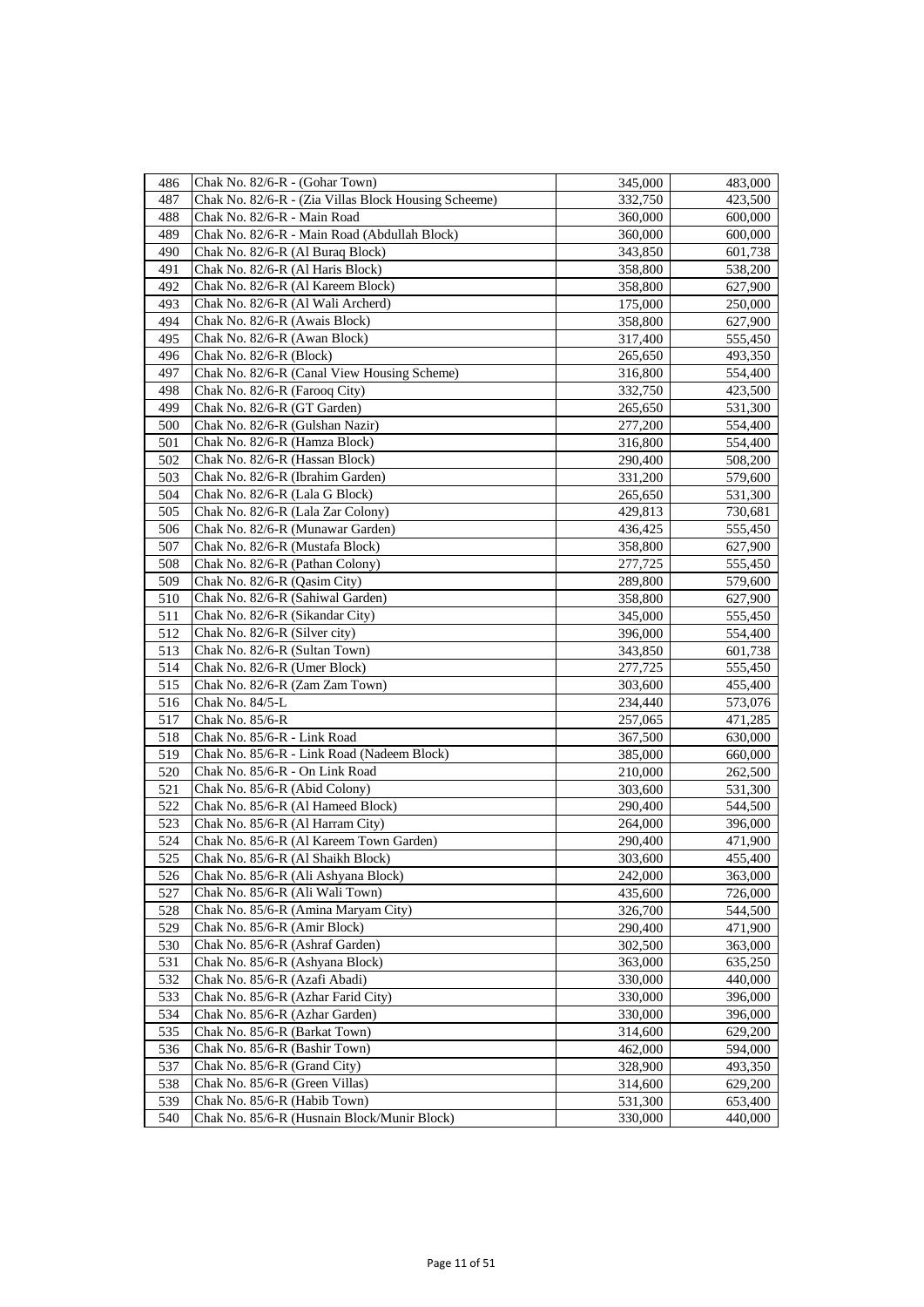| 486 | Chak No. 82/6-R - (Gohar Town) | 345,000 | 483,000 |
|---|---|---|---|
| 487 | Chak No. 82/6-R - (Zia Villas Block Housing Scheeme) | 332,750 | 423,500 |
| 488 | Chak No. 82/6-R - Main Road | 360,000 | 600,000 |
| 489 | Chak No. 82/6-R - Main Road (Abdullah Block) | 360,000 | 600,000 |
| 490 | Chak No. 82/6-R (Al Buraq Block) | 343,850 | 601,738 |
| 491 | Chak No. 82/6-R (Al Haris Block) | 358,800 | 538,200 |
| 492 | Chak No. 82/6-R (Al Kareem Block) | 358,800 | 627,900 |
| 493 | Chak No. 82/6-R (Al Wali Archerd) | 175,000 | 250,000 |
| 494 | Chak No. 82/6-R (Awais Block) | 358,800 | 627,900 |
| 495 | Chak No. 82/6-R (Awan Block) | 317,400 | 555,450 |
| 496 | Chak No. 82/6-R (Block) | 265,650 | 493,350 |
| 497 | Chak No. 82/6-R (Canal View Housing Scheme) | 316,800 | 554,400 |
| 498 | Chak No. 82/6-R (Farooq City) | 332,750 | 423,500 |
| 499 | Chak No. 82/6-R (GT Garden) | 265,650 | 531,300 |
| 500 | Chak No. 82/6-R (Gulshan Nazir) | 277,200 | 554,400 |
| 501 | Chak No. 82/6-R (Hamza Block) | 316,800 | 554,400 |
| 502 | Chak No. 82/6-R (Hassan Block) | 290,400 | 508,200 |
| 503 | Chak No. 82/6-R (Ibrahim Garden) | 331,200 | 579,600 |
| 504 | Chak No. 82/6-R (Lala G Block) | 265,650 | 531,300 |
| 505 | Chak No. 82/6-R (Lala Zar Colony) | 429,813 | 730,681 |
| 506 | Chak No. 82/6-R (Munawar Garden) | 436,425 | 555,450 |
| 507 | Chak No. 82/6-R (Mustafa Block) | 358,800 | 627,900 |
| 508 | Chak No. 82/6-R (Pathan Colony) | 277,725 | 555,450 |
| 509 | Chak No. 82/6-R (Qasim City) | 289,800 | 579,600 |
| 510 | Chak No. 82/6-R (Sahiwal Garden) | 358,800 | 627,900 |
| 511 | Chak No. 82/6-R (Sikandar City) | 345,000 | 555,450 |
| 512 | Chak No. 82/6-R (Silver city) | 396,000 | 554,400 |
| 513 | Chak No. 82/6-R (Sultan Town) | 343,850 | 601,738 |
| 514 | Chak No. 82/6-R (Umer Block) | 277,725 | 555,450 |
| 515 | Chak No. 82/6-R (Zam Zam Town) | 303,600 | 455,400 |
| 516 | Chak No. 84/5-L | 234,440 | 573,076 |
| 517 | Chak No. 85/6-R | 257,065 | 471,285 |
| 518 | Chak No. 85/6-R - Link Road | 367,500 | 630,000 |
| 519 | Chak No. 85/6-R - Link Road (Nadeem Block) | 385,000 | 660,000 |
| 520 | Chak No. 85/6-R - On Link Road | 210,000 | 262,500 |
| 521 | Chak No. 85/6-R (Abid Colony) | 303,600 | 531,300 |
| 522 | Chak No. 85/6-R (Al Hameed Block) | 290,400 | 544,500 |
| 523 | Chak No. 85/6-R (Al Harram City) | 264,000 | 396,000 |
| 524 | Chak No. 85/6-R (Al Kareem Town Garden) | 290,400 | 471,900 |
| 525 | Chak No. 85/6-R (Al Shaikh Block) | 303,600 | 455,400 |
| 526 | Chak No. 85/6-R (Ali Ashyana Block) | 242,000 | 363,000 |
| 527 | Chak No. 85/6-R (Ali Wali Town) | 435,600 | 726,000 |
| 528 | Chak No. 85/6-R (Amina Maryam City) | 326,700 | 544,500 |
| 529 | Chak No. 85/6-R (Amir Block) | 290,400 | 471,900 |
| 530 | Chak No. 85/6-R (Ashraf Garden) | 302,500 | 363,000 |
| 531 | Chak No. 85/6-R (Ashyana Block) | 363,000 | 635,250 |
| 532 | Chak No. 85/6-R (Azafi Abadi) | 330,000 | 440,000 |
| 533 | Chak No. 85/6-R (Azhar Farid City) | 330,000 | 396,000 |
| 534 | Chak No. 85/6-R (Azhar Garden) | 330,000 | 396,000 |
| 535 | Chak No. 85/6-R (Barkat Town) | 314,600 | 629,200 |
| 536 | Chak No. 85/6-R (Bashir Town) | 462,000 | 594,000 |
| 537 | Chak No. 85/6-R (Grand City) | 328,900 | 493,350 |
| 538 | Chak No. 85/6-R (Green Villas) | 314,600 | 629,200 |
| 539 | Chak No. 85/6-R (Habib Town) | 531,300 | 653,400 |
| 540 | Chak No. 85/6-R (Husnain Block/Munir Block) | 330,000 | 440,000 |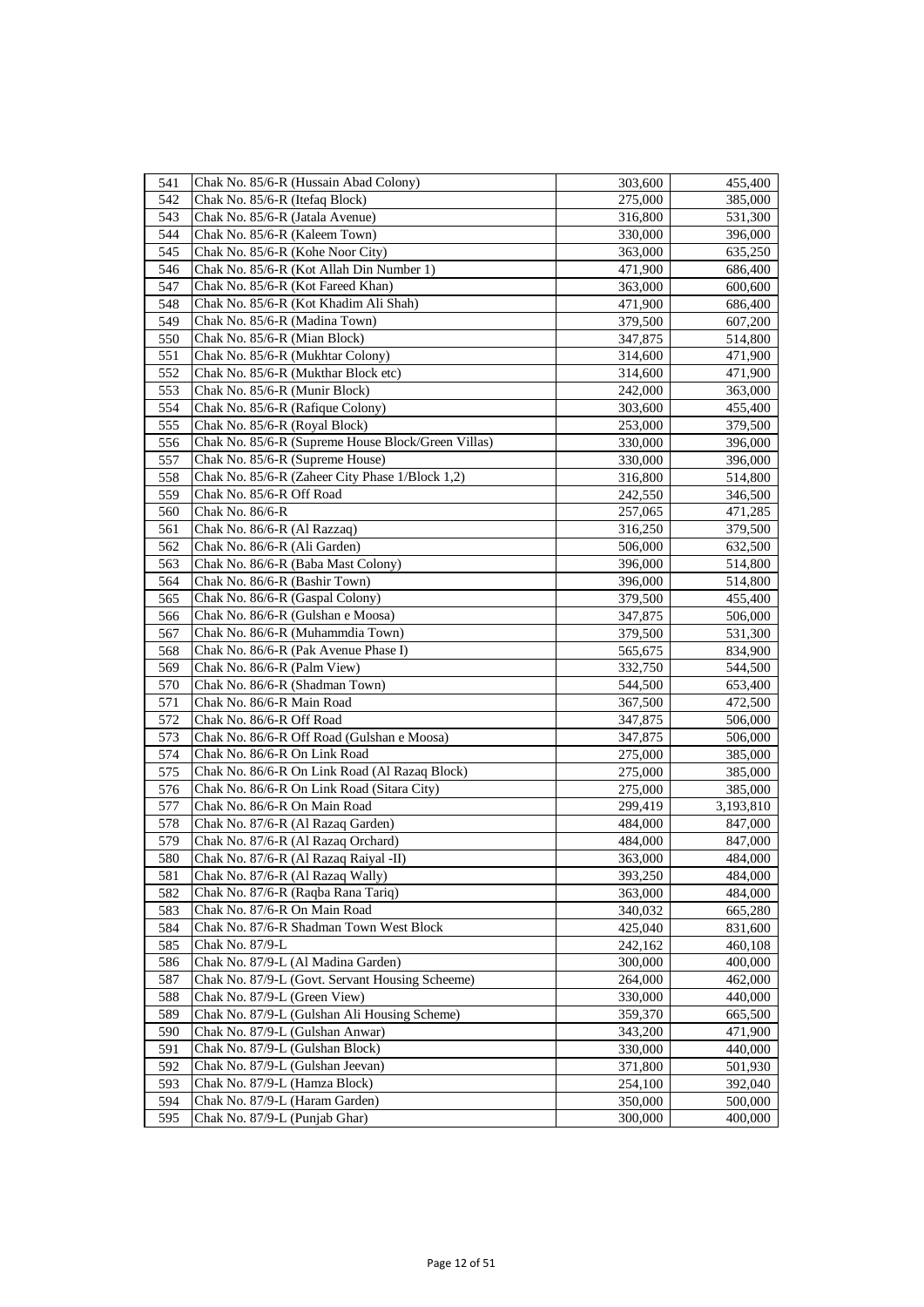| 541 | Chak No. 85/6-R (Hussain Abad Colony) | 303,600 | 455,400 |
|---|---|---|---|
| 542 | Chak No. 85/6-R (Itefaq Block) | 275,000 | 385,000 |
| 543 | Chak No. 85/6-R (Jatala Avenue) | 316,800 | 531,300 |
| 544 | Chak No. 85/6-R (Kaleem Town) | 330,000 | 396,000 |
| 545 | Chak No. 85/6-R (Kohe Noor City) | 363,000 | 635,250 |
| 546 | Chak No. 85/6-R (Kot Allah Din Number 1) | 471,900 | 686,400 |
| 547 | Chak No. 85/6-R (Kot Fareed Khan) | 363,000 | 600,600 |
| 548 | Chak No. 85/6-R (Kot Khadim Ali Shah) | 471,900 | 686,400 |
| 549 | Chak No. 85/6-R (Madina Town) | 379,500 | 607,200 |
| 550 | Chak No. 85/6-R (Mian Block) | 347,875 | 514,800 |
| 551 | Chak No. 85/6-R (Mukhtar Colony) | 314,600 | 471,900 |
| 552 | Chak No. 85/6-R (Mukthar Block etc) | 314,600 | 471,900 |
| 553 | Chak No. 85/6-R (Munir Block) | 242,000 | 363,000 |
| 554 | Chak No. 85/6-R (Rafique Colony) | 303,600 | 455,400 |
| 555 | Chak No. 85/6-R (Royal Block) | 253,000 | 379,500 |
| 556 | Chak No. 85/6-R (Supreme House Block/Green Villas) | 330,000 | 396,000 |
| 557 | Chak No. 85/6-R (Supreme House) | 330,000 | 396,000 |
| 558 | Chak No. 85/6-R (Zaheer City Phase 1/Block 1,2) | 316,800 | 514,800 |
| 559 | Chak No. 85/6-R Off Road | 242,550 | 346,500 |
| 560 | Chak No. 86/6-R | 257,065 | 471,285 |
| 561 | Chak No. 86/6-R (Al Razzaq) | 316,250 | 379,500 |
| 562 | Chak No. 86/6-R (Ali Garden) | 506,000 | 632,500 |
| 563 | Chak No. 86/6-R (Baba Mast Colony) | 396,000 | 514,800 |
| 564 | Chak No. 86/6-R (Bashir Town) | 396,000 | 514,800 |
| 565 | Chak No. 86/6-R (Gaspal Colony) | 379,500 | 455,400 |
| 566 | Chak No. 86/6-R (Gulshan e Moosa) | 347,875 | 506,000 |
| 567 | Chak No. 86/6-R (Muhammdia Town) | 379,500 | 531,300 |
| 568 | Chak No. 86/6-R (Pak Avenue Phase I) | 565,675 | 834,900 |
| 569 | Chak No. 86/6-R (Palm View) | 332,750 | 544,500 |
| 570 | Chak No. 86/6-R (Shadman Town) | 544,500 | 653,400 |
| 571 | Chak No. 86/6-R Main Road | 367,500 | 472,500 |
| 572 | Chak No. 86/6-R Off Road | 347,875 | 506,000 |
| 573 | Chak No. 86/6-R Off Road (Gulshan e Moosa) | 347,875 | 506,000 |
| 574 | Chak No. 86/6-R On Link Road | 275,000 | 385,000 |
| 575 | Chak No. 86/6-R On Link Road (Al Razaq Block) | 275,000 | 385,000 |
| 576 | Chak No. 86/6-R On Link Road (Sitara City) | 275,000 | 385,000 |
| 577 | Chak No. 86/6-R On Main Road | 299,419 | 3,193,810 |
| 578 | Chak No. 87/6-R (Al Razaq Garden) | 484,000 | 847,000 |
| 579 | Chak No. 87/6-R (Al Razaq Orchard) | 484,000 | 847,000 |
| 580 | Chak No. 87/6-R (Al Razaq Raiyal -II) | 363,000 | 484,000 |
| 581 | Chak No. 87/6-R (Al Razaq Wally) | 393,250 | 484,000 |
| 582 | Chak No. 87/6-R (Raqba Rana Tariq) | 363,000 | 484,000 |
| 583 | Chak No. 87/6-R On Main Road | 340,032 | 665,280 |
| 584 | Chak No. 87/6-R Shadman Town West Block | 425,040 | 831,600 |
| 585 | Chak No. 87/9-L | 242,162 | 460,108 |
| 586 | Chak No. 87/9-L (Al Madina Garden) | 300,000 | 400,000 |
| 587 | Chak No. 87/9-L (Govt. Servant Housing Scheeme) | 264,000 | 462,000 |
| 588 | Chak No. 87/9-L (Green View) | 330,000 | 440,000 |
| 589 | Chak No. 87/9-L (Gulshan Ali Housing Scheme) | 359,370 | 665,500 |
| 590 | Chak No. 87/9-L (Gulshan Anwar) | 343,200 | 471,900 |
| 591 | Chak No. 87/9-L (Gulshan Block) | 330,000 | 440,000 |
| 592 | Chak No. 87/9-L (Gulshan Jeevan) | 371,800 | 501,930 |
| 593 | Chak No. 87/9-L (Hamza Block) | 254,100 | 392,040 |
| 594 | Chak No. 87/9-L (Haram Garden) | 350,000 | 500,000 |
| 595 | Chak No. 87/9-L (Punjab Ghar) | 300,000 | 400,000 |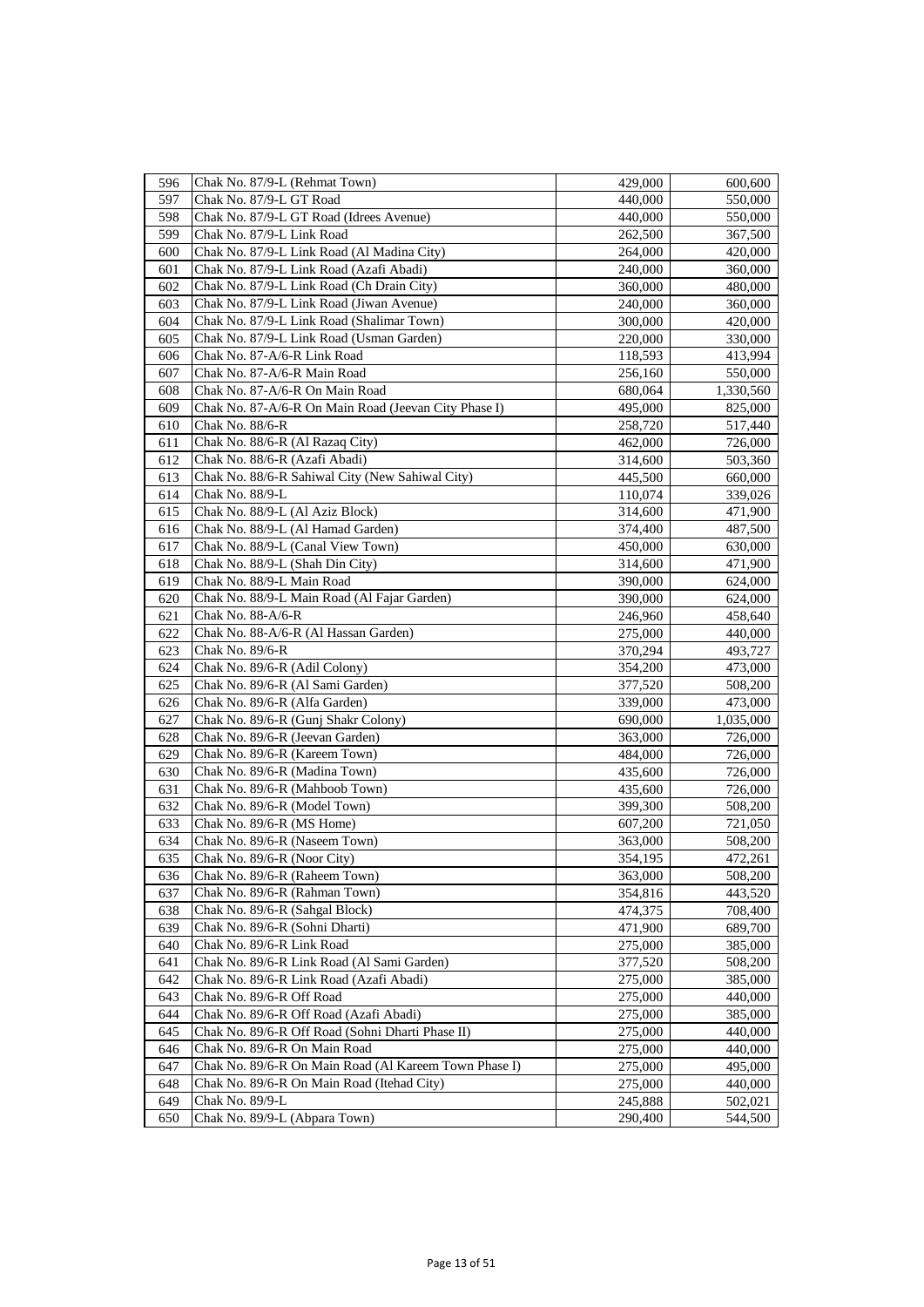| 596 | Chak No. 87/9-L (Rehmat Town) | 429,000 | 600,600 |
|---|---|---|---|
| 597 | Chak No. 87/9-L GT Road | 440,000 | 550,000 |
| 598 | Chak No. 87/9-L GT Road (Idrees Avenue) | 440,000 | 550,000 |
| 599 | Chak No. 87/9-L Link Road | 262,500 | 367,500 |
| 600 | Chak No. 87/9-L Link Road (Al Madina City) | 264,000 | 420,000 |
| 601 | Chak No. 87/9-L Link Road (Azafi Abadi) | 240,000 | 360,000 |
| 602 | Chak No. 87/9-L Link Road (Ch Drain City) | 360,000 | 480,000 |
| 603 | Chak No. 87/9-L Link Road (Jiwan Avenue) | 240,000 | 360,000 |
| 604 | Chak No. 87/9-L Link Road (Shalimar Town) | 300,000 | 420,000 |
| 605 | Chak No. 87/9-L Link Road (Usman Garden) | 220,000 | 330,000 |
| 606 | Chak No. 87-A/6-R Link Road | 118,593 | 413,994 |
| 607 | Chak No. 87-A/6-R Main Road | 256,160 | 550,000 |
| 608 | Chak No. 87-A/6-R On Main Road | 680,064 | 1,330,560 |
| 609 | Chak No. 87-A/6-R On Main Road (Jeevan City Phase I) | 495,000 | 825,000 |
| 610 | Chak No. 88/6-R | 258,720 | 517,440 |
| 611 | Chak No. 88/6-R (Al Razaq City) | 462,000 | 726,000 |
| 612 | Chak No. 88/6-R (Azafi Abadi) | 314,600 | 503,360 |
| 613 | Chak No. 88/6-R Sahiwal City (New Sahiwal City) | 445,500 | 660,000 |
| 614 | Chak No. 88/9-L | 110,074 | 339,026 |
| 615 | Chak No. 88/9-L (Al Aziz Block) | 314,600 | 471,900 |
| 616 | Chak No. 88/9-L (Al Hamad Garden) | 374,400 | 487,500 |
| 617 | Chak No. 88/9-L (Canal View Town) | 450,000 | 630,000 |
| 618 | Chak No. 88/9-L (Shah Din City) | 314,600 | 471,900 |
| 619 | Chak No. 88/9-L Main Road | 390,000 | 624,000 |
| 620 | Chak No. 88/9-L Main Road (Al Fajar Garden) | 390,000 | 624,000 |
| 621 | Chak No. 88-A/6-R | 246,960 | 458,640 |
| 622 | Chak No. 88-A/6-R (Al Hassan Garden) | 275,000 | 440,000 |
| 623 | Chak No. 89/6-R | 370,294 | 493,727 |
| 624 | Chak No. 89/6-R (Adil Colony) | 354,200 | 473,000 |
| 625 | Chak No. 89/6-R (Al Sami Garden) | 377,520 | 508,200 |
| 626 | Chak No. 89/6-R (Alfa Garden) | 339,000 | 473,000 |
| 627 | Chak No. 89/6-R (Gunj Shakr Colony) | 690,000 | 1,035,000 |
| 628 | Chak No. 89/6-R (Jeevan Garden) | 363,000 | 726,000 |
| 629 | Chak No. 89/6-R (Kareem Town) | 484,000 | 726,000 |
| 630 | Chak No. 89/6-R (Madina Town) | 435,600 | 726,000 |
| 631 | Chak No. 89/6-R (Mahboob Town) | 435,600 | 726,000 |
| 632 | Chak No. 89/6-R (Model Town) | 399,300 | 508,200 |
| 633 | Chak No. 89/6-R (MS Home) | 607,200 | 721,050 |
| 634 | Chak No. 89/6-R (Naseem Town) | 363,000 | 508,200 |
| 635 | Chak No. 89/6-R (Noor City) | 354,195 | 472,261 |
| 636 | Chak No. 89/6-R (Raheem Town) | 363,000 | 508,200 |
| 637 | Chak No. 89/6-R (Rahman Town) | 354,816 | 443,520 |
| 638 | Chak No. 89/6-R (Sahgal Block) | 474,375 | 708,400 |
| 639 | Chak No. 89/6-R (Sohni Dharti) | 471,900 | 689,700 |
| 640 | Chak No. 89/6-R Link Road | 275,000 | 385,000 |
| 641 | Chak No. 89/6-R Link Road (Al Sami Garden) | 377,520 | 508,200 |
| 642 | Chak No. 89/6-R Link Road (Azafi Abadi) | 275,000 | 385,000 |
| 643 | Chak No. 89/6-R Off Road | 275,000 | 440,000 |
| 644 | Chak No. 89/6-R Off Road (Azafi Abadi) | 275,000 | 385,000 |
| 645 | Chak No. 89/6-R Off Road (Sohni Dharti Phase II) | 275,000 | 440,000 |
| 646 | Chak No. 89/6-R On Main Road | 275,000 | 440,000 |
| 647 | Chak No. 89/6-R On Main Road (Al Kareem Town Phase I) | 275,000 | 495,000 |
| 648 | Chak No. 89/6-R On Main Road (Itehad City) | 275,000 | 440,000 |
| 649 | Chak No. 89/9-L | 245,888 | 502,021 |
| 650 | Chak No. 89/9-L (Abpara Town) | 290,400 | 544,500 |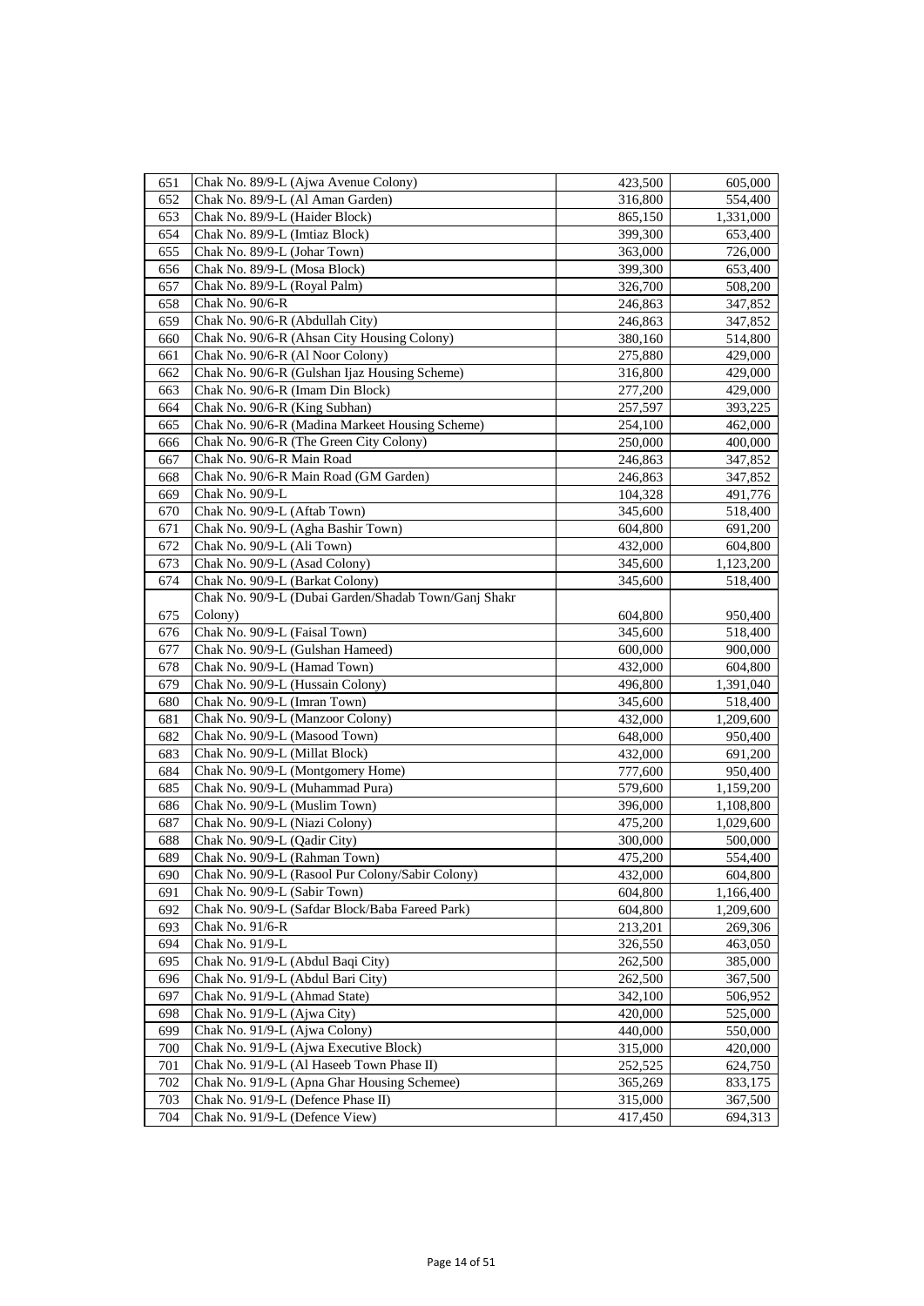| 651 | Chak No. 89/9-L (Ajwa Avenue Colony) | 423,500 | 605,000 |
|---|---|---|---|
| 652 | Chak No. 89/9-L (Al Aman Garden) | 316,800 | 554,400 |
| 653 | Chak No. 89/9-L (Haider Block) | 865,150 | 1,331,000 |
| 654 | Chak No. 89/9-L (Imtiaz Block) | 399,300 | 653,400 |
| 655 | Chak No. 89/9-L (Johar Town) | 363,000 | 726,000 |
| 656 | Chak No. 89/9-L (Mosa Block) | 399,300 | 653,400 |
| 657 | Chak No. 89/9-L (Royal Palm) | 326,700 | 508,200 |
| 658 | Chak No. 90/6-R | 246,863 | 347,852 |
| 659 | Chak No. 90/6-R (Abdullah City) | 246,863 | 347,852 |
| 660 | Chak No. 90/6-R (Ahsan City Housing Colony) | 380,160 | 514,800 |
| 661 | Chak No. 90/6-R (Al Noor Colony) | 275,880 | 429,000 |
| 662 | Chak No. 90/6-R (Gulshan Ijaz Housing Scheme) | 316,800 | 429,000 |
| 663 | Chak No. 90/6-R (Imam Din Block) | 277,200 | 429,000 |
| 664 | Chak No. 90/6-R (King Subhan) | 257,597 | 393,225 |
| 665 | Chak No. 90/6-R (Madina Markeet Housing Scheme) | 254,100 | 462,000 |
| 666 | Chak No. 90/6-R (The Green City Colony) | 250,000 | 400,000 |
| 667 | Chak No. 90/6-R Main Road | 246,863 | 347,852 |
| 668 | Chak No. 90/6-R Main Road (GM Garden) | 246,863 | 347,852 |
| 669 | Chak No. 90/9-L | 104,328 | 491,776 |
| 670 | Chak No. 90/9-L (Aftab Town) | 345,600 | 518,400 |
| 671 | Chak No. 90/9-L (Agha Bashir Town) | 604,800 | 691,200 |
| 672 | Chak No. 90/9-L (Ali Town) | 432,000 | 604,800 |
| 673 | Chak No. 90/9-L (Asad Colony) | 345,600 | 1,123,200 |
| 674 | Chak No. 90/9-L (Barkat Colony) | 345,600 | 518,400 |
| 675 | Chak No. 90/9-L (Dubai Garden/Shadab Town/Ganj Shakr Colony) | 604,800 | 950,400 |
| 676 | Chak No. 90/9-L (Faisal Town) | 345,600 | 518,400 |
| 677 | Chak No. 90/9-L (Gulshan Hameed) | 600,000 | 900,000 |
| 678 | Chak No. 90/9-L (Hamad Town) | 432,000 | 604,800 |
| 679 | Chak No. 90/9-L (Hussain Colony) | 496,800 | 1,391,040 |
| 680 | Chak No. 90/9-L (Imran Town) | 345,600 | 518,400 |
| 681 | Chak No. 90/9-L (Manzoor Colony) | 432,000 | 1,209,600 |
| 682 | Chak No. 90/9-L (Masood Town) | 648,000 | 950,400 |
| 683 | Chak No. 90/9-L (Millat Block) | 432,000 | 691,200 |
| 684 | Chak No. 90/9-L (Montgomery Home) | 777,600 | 950,400 |
| 685 | Chak No. 90/9-L (Muhammad Pura) | 579,600 | 1,159,200 |
| 686 | Chak No. 90/9-L (Muslim Town) | 396,000 | 1,108,800 |
| 687 | Chak No. 90/9-L (Niazi Colony) | 475,200 | 1,029,600 |
| 688 | Chak No. 90/9-L (Qadir City) | 300,000 | 500,000 |
| 689 | Chak No. 90/9-L (Rahman Town) | 475,200 | 554,400 |
| 690 | Chak No. 90/9-L (Rasool Pur Colony/Sabir Colony) | 432,000 | 604,800 |
| 691 | Chak No. 90/9-L (Sabir Town) | 604,800 | 1,166,400 |
| 692 | Chak No. 90/9-L (Safdar Block/Baba Fareed Park) | 604,800 | 1,209,600 |
| 693 | Chak No. 91/6-R | 213,201 | 269,306 |
| 694 | Chak No. 91/9-L | 326,550 | 463,050 |
| 695 | Chak No. 91/9-L (Abdul Baqi City) | 262,500 | 385,000 |
| 696 | Chak No. 91/9-L (Abdul Bari City) | 262,500 | 367,500 |
| 697 | Chak No. 91/9-L (Ahmad State) | 342,100 | 506,952 |
| 698 | Chak No. 91/9-L (Ajwa City) | 420,000 | 525,000 |
| 699 | Chak No. 91/9-L (Ajwa Colony) | 440,000 | 550,000 |
| 700 | Chak No. 91/9-L (Ajwa Executive Block) | 315,000 | 420,000 |
| 701 | Chak No. 91/9-L (Al Haseeb Town Phase II) | 252,525 | 624,750 |
| 702 | Chak No. 91/9-L (Apna Ghar Housing Schemee) | 365,269 | 833,175 |
| 703 | Chak No. 91/9-L (Defence Phase II) | 315,000 | 367,500 |
| 704 | Chak No. 91/9-L (Defence View) | 417,450 | 694,313 |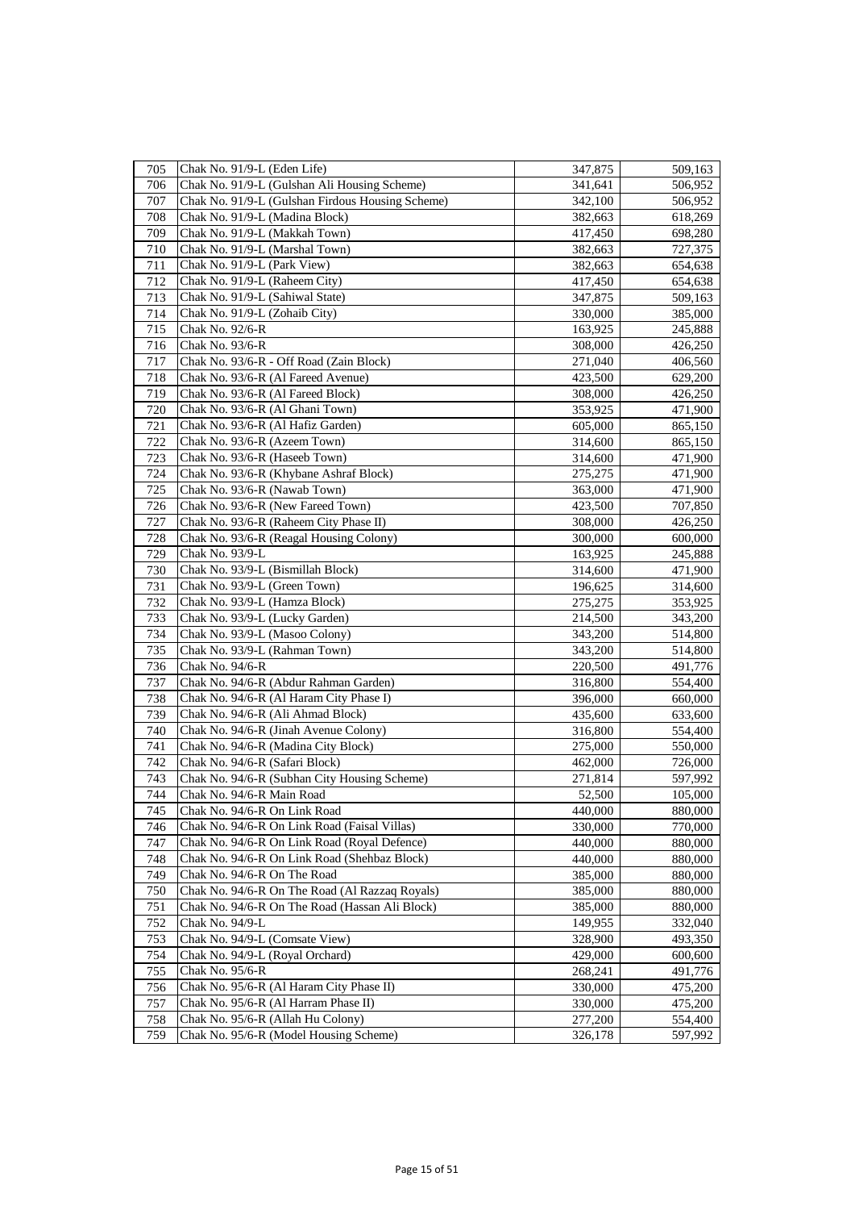| | | | |
|---|---|---|---|
| 705 | Chak No. 91/9-L (Eden Life) | 347,875 | 509,163 |
| 706 | Chak No. 91/9-L (Gulshan Ali Housing Scheme) | 341,641 | 506,952 |
| 707 | Chak No. 91/9-L (Gulshan Firdous Housing Scheme) | 342,100 | 506,952 |
| 708 | Chak No. 91/9-L (Madina Block) | 382,663 | 618,269 |
| 709 | Chak No. 91/9-L (Makkah Town) | 417,450 | 698,280 |
| 710 | Chak No. 91/9-L (Marshal Town) | 382,663 | 727,375 |
| 711 | Chak No. 91/9-L (Park View) | 382,663 | 654,638 |
| 712 | Chak No. 91/9-L (Raheem City) | 417,450 | 654,638 |
| 713 | Chak No. 91/9-L (Sahiwal State) | 347,875 | 509,163 |
| 714 | Chak No. 91/9-L (Zohaib City) | 330,000 | 385,000 |
| 715 | Chak No. 92/6-R | 163,925 | 245,888 |
| 716 | Chak No. 93/6-R | 308,000 | 426,250 |
| 717 | Chak No. 93/6-R - Off Road (Zain Block) | 271,040 | 406,560 |
| 718 | Chak No. 93/6-R (Al Fareed Avenue) | 423,500 | 629,200 |
| 719 | Chak No. 93/6-R (Al Fareed Block) | 308,000 | 426,250 |
| 720 | Chak No. 93/6-R (Al Ghani Town) | 353,925 | 471,900 |
| 721 | Chak No. 93/6-R (Al Hafiz Garden) | 605,000 | 865,150 |
| 722 | Chak No. 93/6-R (Azeem Town) | 314,600 | 865,150 |
| 723 | Chak No. 93/6-R (Haseeb Town) | 314,600 | 471,900 |
| 724 | Chak No. 93/6-R (Khybane Ashraf Block) | 275,275 | 471,900 |
| 725 | Chak No. 93/6-R (Nawab Town) | 363,000 | 471,900 |
| 726 | Chak No. 93/6-R (New Fareed Town) | 423,500 | 707,850 |
| 727 | Chak No. 93/6-R (Raheem City Phase II) | 308,000 | 426,250 |
| 728 | Chak No. 93/6-R (Reagal Housing Colony) | 300,000 | 600,000 |
| 729 | Chak No. 93/9-L | 163,925 | 245,888 |
| 730 | Chak No. 93/9-L (Bismillah Block) | 314,600 | 471,900 |
| 731 | Chak No. 93/9-L (Green Town) | 196,625 | 314,600 |
| 732 | Chak No. 93/9-L (Hamza Block) | 275,275 | 353,925 |
| 733 | Chak No. 93/9-L (Lucky Garden) | 214,500 | 343,200 |
| 734 | Chak No. 93/9-L (Masoo Colony) | 343,200 | 514,800 |
| 735 | Chak No. 93/9-L (Rahman Town) | 343,200 | 514,800 |
| 736 | Chak No. 94/6-R | 220,500 | 491,776 |
| 737 | Chak No. 94/6-R (Abdur Rahman Garden) | 316,800 | 554,400 |
| 738 | Chak No. 94/6-R (Al Haram City Phase I) | 396,000 | 660,000 |
| 739 | Chak No. 94/6-R (Ali Ahmad Block) | 435,600 | 633,600 |
| 740 | Chak No. 94/6-R (Jinah Avenue Colony) | 316,800 | 554,400 |
| 741 | Chak No. 94/6-R (Madina City Block) | 275,000 | 550,000 |
| 742 | Chak No. 94/6-R (Safari Block) | 462,000 | 726,000 |
| 743 | Chak No. 94/6-R (Subhan City Housing Scheme) | 271,814 | 597,992 |
| 744 | Chak No. 94/6-R Main Road | 52,500 | 105,000 |
| 745 | Chak No. 94/6-R On Link Road | 440,000 | 880,000 |
| 746 | Chak No. 94/6-R On Link Road (Faisal Villas) | 330,000 | 770,000 |
| 747 | Chak No. 94/6-R On Link Road (Royal Defence) | 440,000 | 880,000 |
| 748 | Chak No. 94/6-R On Link Road (Shehbaz Block) | 440,000 | 880,000 |
| 749 | Chak No. 94/6-R On The Road | 385,000 | 880,000 |
| 750 | Chak No. 94/6-R On The Road (Al Razzaq Royals) | 385,000 | 880,000 |
| 751 | Chak No. 94/6-R On The Road (Hassan Ali Block) | 385,000 | 880,000 |
| 752 | Chak No. 94/9-L | 149,955 | 332,040 |
| 753 | Chak No. 94/9-L (Comsate View) | 328,900 | 493,350 |
| 754 | Chak No. 94/9-L (Royal Orchard) | 429,000 | 600,600 |
| 755 | Chak No. 95/6-R | 268,241 | 491,776 |
| 756 | Chak No. 95/6-R (Al Haram City Phase II) | 330,000 | 475,200 |
| 757 | Chak No. 95/6-R (Al Harram Phase II) | 330,000 | 475,200 |
| 758 | Chak No. 95/6-R (Allah Hu Colony) | 277,200 | 554,400 |
| 759 | Chak No. 95/6-R (Model Housing Scheme) | 326,178 | 597,992 |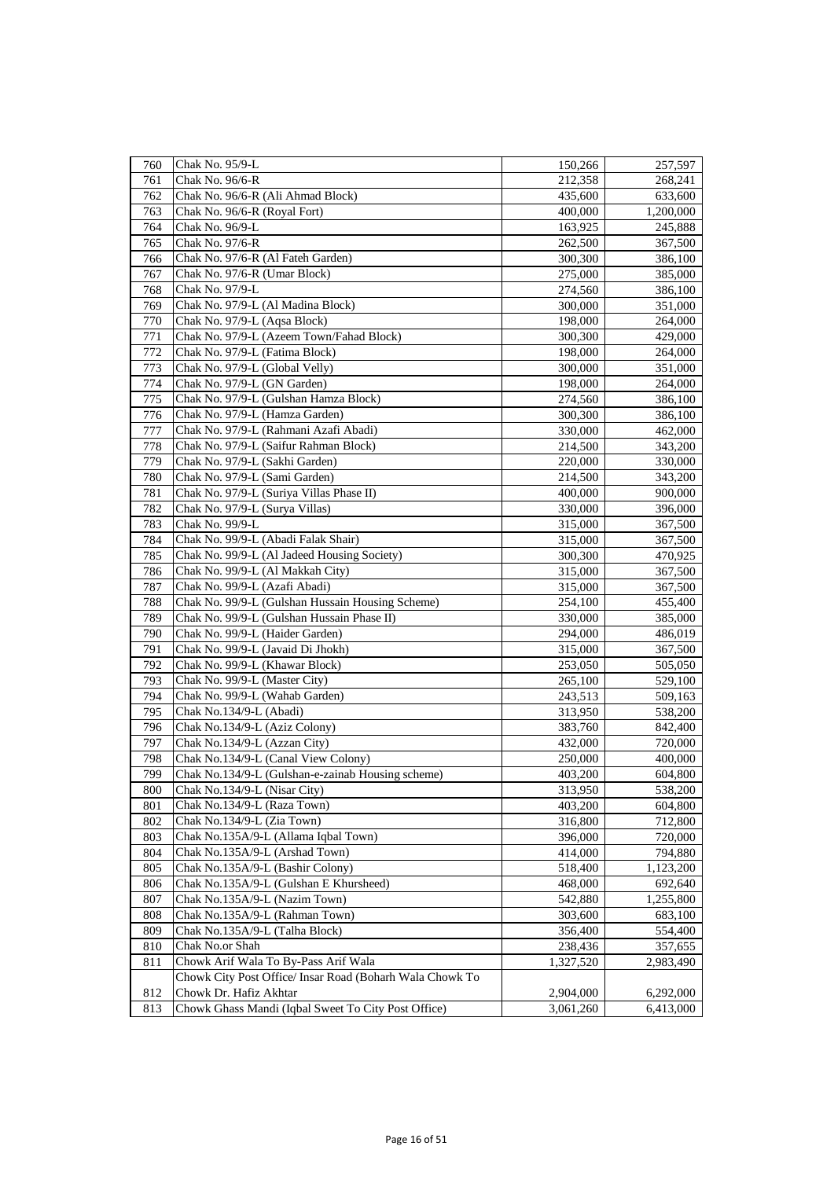| 760 | Chak No. 95/9-L | 150,266 | 257,597 |
|---|---|---|---|
| 761 | Chak No. 96/6-R | 212,358 | 268,241 |
| 762 | Chak No. 96/6-R (Ali Ahmad Block) | 435,600 | 633,600 |
| 763 | Chak No. 96/6-R (Royal Fort) | 400,000 | 1,200,000 |
| 764 | Chak No. 96/9-L | 163,925 | 245,888 |
| 765 | Chak No. 97/6-R | 262,500 | 367,500 |
| 766 | Chak No. 97/6-R (Al Fateh Garden) | 300,300 | 386,100 |
| 767 | Chak No. 97/6-R (Umar Block) | 275,000 | 385,000 |
| 768 | Chak No. 97/9-L | 274,560 | 386,100 |
| 769 | Chak No. 97/9-L (Al Madina Block) | 300,000 | 351,000 |
| 770 | Chak No. 97/9-L (Aqsa Block) | 198,000 | 264,000 |
| 771 | Chak No. 97/9-L (Azeem Town/Fahad Block) | 300,300 | 429,000 |
| 772 | Chak No. 97/9-L (Fatima Block) | 198,000 | 264,000 |
| 773 | Chak No. 97/9-L (Global Velly) | 300,000 | 351,000 |
| 774 | Chak No. 97/9-L (GN Garden) | 198,000 | 264,000 |
| 775 | Chak No. 97/9-L (Gulshan Hamza Block) | 274,560 | 386,100 |
| 776 | Chak No. 97/9-L (Hamza Garden) | 300,300 | 386,100 |
| 777 | Chak No. 97/9-L (Rahmani Azafi Abadi) | 330,000 | 462,000 |
| 778 | Chak No. 97/9-L (Saifur Rahman Block) | 214,500 | 343,200 |
| 779 | Chak No. 97/9-L (Sakhi Garden) | 220,000 | 330,000 |
| 780 | Chak No. 97/9-L (Sami Garden) | 214,500 | 343,200 |
| 781 | Chak No. 97/9-L (Suriya Villas Phase II) | 400,000 | 900,000 |
| 782 | Chak No. 97/9-L (Surya Villas) | 330,000 | 396,000 |
| 783 | Chak No. 99/9-L | 315,000 | 367,500 |
| 784 | Chak No. 99/9-L (Abadi Falak Shair) | 315,000 | 367,500 |
| 785 | Chak No. 99/9-L (Al Jadeed Housing Society) | 300,300 | 470,925 |
| 786 | Chak No. 99/9-L (Al Makkah City) | 315,000 | 367,500 |
| 787 | Chak No. 99/9-L (Azafi Abadi) | 315,000 | 367,500 |
| 788 | Chak No. 99/9-L (Gulshan Hussain Housing Scheme) | 254,100 | 455,400 |
| 789 | Chak No. 99/9-L (Gulshan Hussain Phase II) | 330,000 | 385,000 |
| 790 | Chak No. 99/9-L (Haider Garden) | 294,000 | 486,019 |
| 791 | Chak No. 99/9-L (Javaid Di Jhokh) | 315,000 | 367,500 |
| 792 | Chak No. 99/9-L (Khawar Block) | 253,050 | 505,050 |
| 793 | Chak No. 99/9-L (Master City) | 265,100 | 529,100 |
| 794 | Chak No. 99/9-L (Wahab Garden) | 243,513 | 509,163 |
| 795 | Chak No.134/9-L (Abadi) | 313,950 | 538,200 |
| 796 | Chak No.134/9-L (Aziz Colony) | 383,760 | 842,400 |
| 797 | Chak No.134/9-L (Azzan City) | 432,000 | 720,000 |
| 798 | Chak No.134/9-L (Canal View Colony) | 250,000 | 400,000 |
| 799 | Chak No.134/9-L (Gulshan-e-zainab Housing scheme) | 403,200 | 604,800 |
| 800 | Chak No.134/9-L (Nisar City) | 313,950 | 538,200 |
| 801 | Chak No.134/9-L (Raza Town) | 403,200 | 604,800 |
| 802 | Chak No.134/9-L (Zia Town) | 316,800 | 712,800 |
| 803 | Chak No.135A/9-L (Allama Iqbal Town) | 396,000 | 720,000 |
| 804 | Chak No.135A/9-L (Arshad Town) | 414,000 | 794,880 |
| 805 | Chak No.135A/9-L (Bashir Colony) | 518,400 | 1,123,200 |
| 806 | Chak No.135A/9-L (Gulshan E Khursheed) | 468,000 | 692,640 |
| 807 | Chak No.135A/9-L (Nazim Town) | 542,880 | 1,255,800 |
| 808 | Chak No.135A/9-L (Rahman Town) | 303,600 | 683,100 |
| 809 | Chak No.135A/9-L (Talha Block) | 356,400 | 554,400 |
| 810 | Chak No.or Shah | 238,436 | 357,655 |
| 811 | Chowk Arif Wala To By-Pass Arif Wala | 1,327,520 | 2,983,490 |
| 812 | Chowk City Post Office/ Insar Road (Boharh Wala Chowk To Chowk Dr. Hafiz Akhtar | 2,904,000 | 6,292,000 |
| 813 | Chowk Ghass Mandi (Iqbal Sweet To City Post Office) | 3,061,260 | 6,413,000 |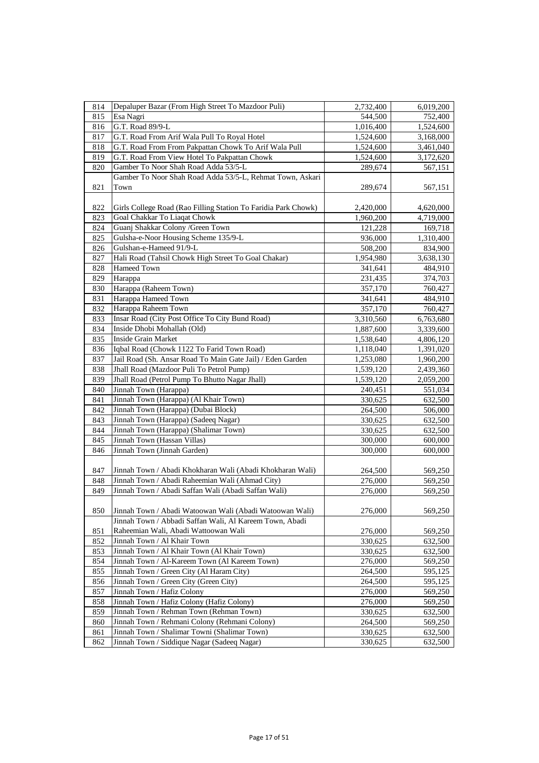| | | | |
|---|---|---|---|
| 814 | Depaluper Bazar (From High Street To Mazdoor Puli) | 2,732,400 | 6,019,200 |
| 815 | Esa Nagri | 544,500 | 752,400 |
| 816 | G.T. Road 89/9-L | 1,016,400 | 1,524,600 |
| 817 | G.T. Road From Arif Wala Pull To Royal Hotel | 1,524,600 | 3,168,000 |
| 818 | G.T. Road From From Pakpattan Chowk To Arif Wala Pull | 1,524,600 | 3,461,040 |
| 819 | G.T. Road From View Hotel To Pakpattan Chowk | 1,524,600 | 3,172,620 |
| 820 | Gamber To Noor Shah Road Adda 53/5-L | 289,674 | 567,151 |
| 821 | Gamber To Noor Shah Road Adda 53/5-L, Rehmat Town, Askari Town | 289,674 | 567,151 |
| 822 | Girls College Road (Rao Filling Station To Faridia Park Chowk) | 2,420,000 | 4,620,000 |
| 823 | Goal Chakkar To Liaqat Chowk | 1,960,200 | 4,719,000 |
| 824 | Guanj Shakkar Colony /Green Town | 121,228 | 169,718 |
| 825 | Gulsha-e-Noor Housing Scheme 135/9-L | 936,000 | 1,310,400 |
| 826 | Gulshan-e-Hameed 91/9-L | 508,200 | 834,900 |
| 827 | Hali Road (Tahsil Chowk High Street To Goal Chakar) | 1,954,980 | 3,638,130 |
| 828 | Hameed Town | 341,641 | 484,910 |
| 829 | Harappa | 231,435 | 374,703 |
| 830 | Harappa (Raheem Town) | 357,170 | 760,427 |
| 831 | Harappa Hameed Town | 341,641 | 484,910 |
| 832 | Harappa Raheem Town | 357,170 | 760,427 |
| 833 | Insar Road (City Post Office To City Bund Road) | 3,310,560 | 6,763,680 |
| 834 | Inside Dhobi Mohallah (Old) | 1,887,600 | 3,339,600 |
| 835 | Inside Grain Market | 1,538,640 | 4,806,120 |
| 836 | Iqbal Road (Chowk 1122 To Farid Town Road) | 1,118,040 | 1,391,020 |
| 837 | Jail Road (Sh. Ansar Road To Main Gate Jail) / Eden Garden | 1,253,080 | 1,960,200 |
| 838 | Jhall Road (Mazdoor Puli To Petrol Pump) | 1,539,120 | 2,439,360 |
| 839 | Jhall Road (Petrol Pump To Bhutto Nagar Jhall) | 1,539,120 | 2,059,200 |
| 840 | Jinnah Town (Harappa) | 240,451 | 551,034 |
| 841 | Jinnah Town (Harappa) (Al Khair Town) | 330,625 | 632,500 |
| 842 | Jinnah Town (Harappa) (Dubai Block) | 264,500 | 506,000 |
| 843 | Jinnah Town (Harappa) (Sadeeq Nagar) | 330,625 | 632,500 |
| 844 | Jinnah Town (Harappa) (Shalimar Town) | 330,625 | 632,500 |
| 845 | Jinnah Town (Hassan Villas) | 300,000 | 600,000 |
| 846 | Jinnah Town (Jinnah Garden) | 300,000 | 600,000 |
| 847 | Jinnah Town / Abadi Khokharan Wali (Abadi Khokharan Wali) | 264,500 | 569,250 |
| 848 | Jinnah Town / Abadi Raheemian Wali (Ahmad City) | 276,000 | 569,250 |
| 849 | Jinnah Town / Abadi Saffan Wali (Abadi Saffan Wali) | 276,000 | 569,250 |
| 850 | Jinnah Town / Abadi Watoowan Wali (Abadi Watoowan Wali) | 276,000 | 569,250 |
| 851 | Jinnah Town / Abbadi Saffan Wali, Al Kareem Town, Abadi Raheemian Wali, Abadi Wattoowan Wali | 276,000 | 569,250 |
| 852 | Jinnah Town / Al Khair Town | 330,625 | 632,500 |
| 853 | Jinnah Town / Al Khair Town (Al Khair Town) | 330,625 | 632,500 |
| 854 | Jinnah Town / Al-Kareem Town (Al Kareem Town) | 276,000 | 569,250 |
| 855 | Jinnah Town / Green City (Al Haram City) | 264,500 | 595,125 |
| 856 | Jinnah Town / Green City (Green City) | 264,500 | 595,125 |
| 857 | Jinnah Town / Hafiz Colony | 276,000 | 569,250 |
| 858 | Jinnah Town / Hafiz Colony (Hafiz Colony) | 276,000 | 569,250 |
| 859 | Jinnah Town / Rehman Town (Rehman Town) | 330,625 | 632,500 |
| 860 | Jinnah Town / Rehmani Colony (Rehmani Colony) | 264,500 | 569,250 |
| 861 | Jinnah Town / Shalimar Towni (Shalimar Town) | 330,625 | 632,500 |
| 862 | Jinnah Town / Siddique Nagar (Sadeeq Nagar) | 330,625 | 632,500 |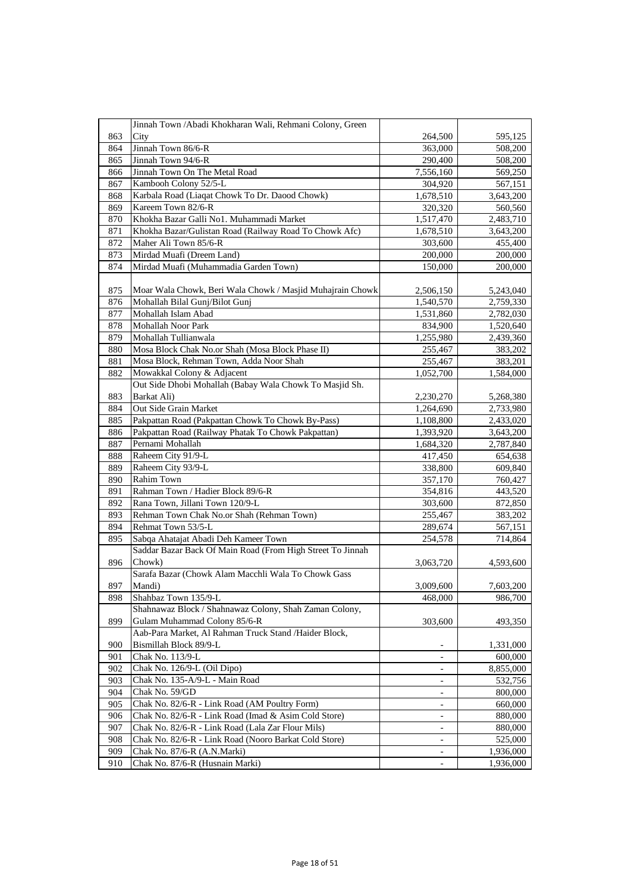| | | | |
|---|---|---|---|
| 863 | Jinnah Town /Abadi Khokharan Wali, Rehmani Colony, Green City | 264,500 | 595,125 |
| 864 | Jinnah Town 86/6-R | 363,000 | 508,200 |
| 865 | Jinnah Town 94/6-R | 290,400 | 508,200 |
| 866 | Jinnah Town On The Metal Road | 7,556,160 | 569,250 |
| 867 | Kambooh Colony 52/5-L | 304,920 | 567,151 |
| 868 | Karbala Road (Liaqat Chowk To Dr. Daood Chowk) | 1,678,510 | 3,643,200 |
| 869 | Kareem Town 82/6-R | 320,320 | 560,560 |
| 870 | Khokha Bazar Galli No1. Muhammadi Market | 1,517,470 | 2,483,710 |
| 871 | Khokha Bazar/Gulistan Road (Railway Road To Chowk Afc) | 1,678,510 | 3,643,200 |
| 872 | Maher Ali Town 85/6-R | 303,600 | 455,400 |
| 873 | Mirdad Muafi (Dreem Land) | 200,000 | 200,000 |
| 874 | Mirdad Muafi (Muhammadia Garden Town) | 150,000 | 200,000 |
| 875 | Moar Wala Chowk, Beri Wala Chowk / Masjid Muhajrain Chowk | 2,506,150 | 5,243,040 |
| 876 | Mohallah Bilal Gunj/Bilot Gunj | 1,540,570 | 2,759,330 |
| 877 | Mohallah Islam Abad | 1,531,860 | 2,782,030 |
| 878 | Mohallah Noor Park | 834,900 | 1,520,640 |
| 879 | Mohallah Tullianwala | 1,255,980 | 2,439,360 |
| 880 | Mosa Block Chak No.or Shah (Mosa Block Phase II) | 255,467 | 383,202 |
| 881 | Mosa Block, Rehman Town, Adda Noor Shah | 255,467 | 383,201 |
| 882 | Mowakkal Colony & Adjacent | 1,052,700 | 1,584,000 |
| 883 | Out Side Dhobi Mohallah (Babay Wala Chowk To Masjid Sh. Barkat Ali) | 2,230,270 | 5,268,380 |
| 884 | Out Side Grain Market | 1,264,690 | 2,733,980 |
| 885 | Pakpattan Road (Pakpattan Chowk To Chowk By-Pass) | 1,108,800 | 2,433,020 |
| 886 | Pakpattan Road (Railway Phatak To Chowk Pakpattan) | 1,393,920 | 3,643,200 |
| 887 | Pernami Mohallah | 1,684,320 | 2,787,840 |
| 888 | Raheem City 91/9-L | 417,450 | 654,638 |
| 889 | Raheem City 93/9-L | 338,800 | 609,840 |
| 890 | Rahim Town | 357,170 | 760,427 |
| 891 | Rahman Town / Hadier Block 89/6-R | 354,816 | 443,520 |
| 892 | Rana Town, Jillani Town 120/9-L | 303,600 | 872,850 |
| 893 | Rehman Town Chak No.or Shah (Rehman Town) | 255,467 | 383,202 |
| 894 | Rehmat Town 53/5-L | 289,674 | 567,151 |
| 895 | Sabqa Ahatajat Abadi Deh Kameer Town | 254,578 | 714,864 |
| 896 | Saddar Bazar Back Of Main Road (From High Street To Jinnah Chowk) | 3,063,720 | 4,593,600 |
| 897 | Sarafa Bazar (Chowk Alam Macchli Wala To Chowk Gass Mandi) | 3,009,600 | 7,603,200 |
| 898 | Shahbaz Town 135/9-L | 468,000 | 986,700 |
| 899 | Shahnawaz Block / Shahnawaz Colony, Shah Zaman Colony, Gulam Muhammad Colony 85/6-R | 303,600 | 493,350 |
| 900 | Aab-Para Market, Al Rahman Truck Stand /Haider Block, Bismillah Block 89/9-L | - | 1,331,000 |
| 901 | Chak No. 113/9-L | - | 600,000 |
| 902 | Chak No. 126/9-L (Oil Dipo) | - | 8,855,000 |
| 903 | Chak No. 135-A/9-L - Main Road | - | 532,756 |
| 904 | Chak No. 59/GD | - | 800,000 |
| 905 | Chak No. 82/6-R - Link Road (AM Poultry Form) | - | 660,000 |
| 906 | Chak No. 82/6-R - Link Road (Imad & Asim Cold Store) | - | 880,000 |
| 907 | Chak No. 82/6-R - Link Road (Lala Zar Flour Mils) | - | 880,000 |
| 908 | Chak No. 82/6-R - Link Road (Nooro Barkat Cold Store) | - | 525,000 |
| 909 | Chak No. 87/6-R (A.N.Marki) | - | 1,936,000 |
| 910 | Chak No. 87/6-R (Husnain Marki) | - | 1,936,000 |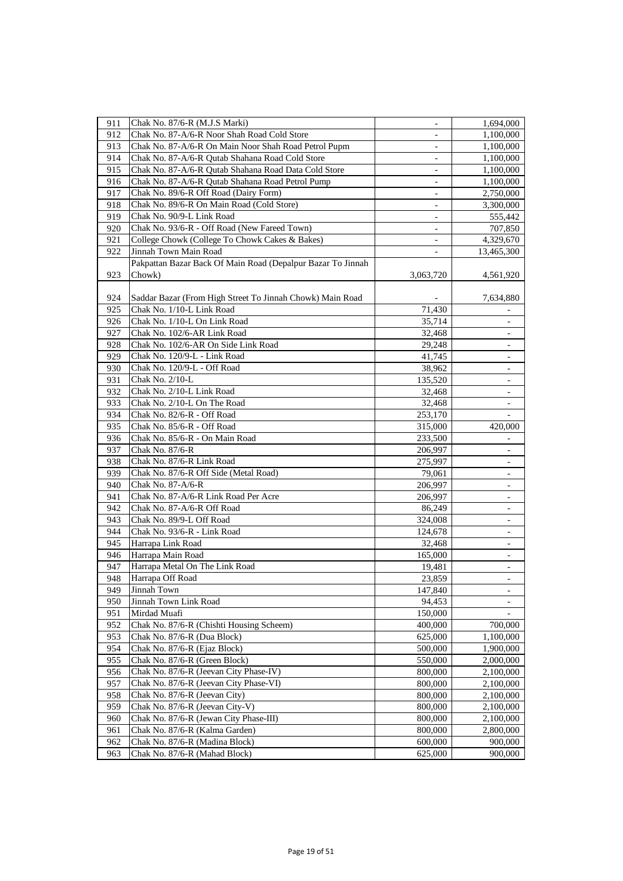| | | | |
|---|---|---|---|
| 911 | Chak No. 87/6-R (M.J.S Marki) | - | 1,694,000 |
| 912 | Chak No. 87-A/6-R Noor Shah Road Cold Store | - | 1,100,000 |
| 913 | Chak No. 87-A/6-R On Main Noor Shah Road Petrol Pupm | - | 1,100,000 |
| 914 | Chak No. 87-A/6-R Qutab Shahana Road Cold Store | - | 1,100,000 |
| 915 | Chak No. 87-A/6-R Qutab Shahana Road Data Cold Store | - | 1,100,000 |
| 916 | Chak No. 87-A/6-R Qutab Shahana Road Petrol Pump | - | 1,100,000 |
| 917 | Chak No. 89/6-R Off Road (Dairy Form) | - | 2,750,000 |
| 918 | Chak No. 89/6-R On Main Road (Cold Store) | - | 3,300,000 |
| 919 | Chak No. 90/9-L Link Road | - | 555,442 |
| 920 | Chak No. 93/6-R - Off Road (New Fareed Town) | - | 707,850 |
| 921 | College Chowk (College To Chowk Cakes & Bakes) | - | 4,329,670 |
| 922 | Jinnah Town Main Road | - | 13,465,300 |
| 923 | Pakpattan Bazar Back Of Main Road (Depalpur Bazar To Jinnah Chowk) | 3,063,720 | 4,561,920 |
| 924 | Saddar Bazar (From High Street To Jinnah Chowk) Main Road | - | 7,634,880 |
| 925 | Chak No. 1/10-L Link Road | 71,430 | - |
| 926 | Chak No. 1/10-L On Link Road | 35,714 | - |
| 927 | Chak No. 102/6-AR Link Road | 32,468 | - |
| 928 | Chak No. 102/6-AR On Side Link Road | 29,248 | - |
| 929 | Chak No. 120/9-L - Link Road | 41,745 | - |
| 930 | Chak No. 120/9-L - Off Road | 38,962 | - |
| 931 | Chak No. 2/10-L | 135,520 | - |
| 932 | Chak No. 2/10-L Link Road | 32,468 | - |
| 933 | Chak No. 2/10-L On The Road | 32,468 | - |
| 934 | Chak No. 82/6-R - Off Road | 253,170 | - |
| 935 | Chak No. 85/6-R - Off Road | 315,000 | 420,000 |
| 936 | Chak No. 85/6-R - On Main Road | 233,500 | - |
| 937 | Chak No. 87/6-R | 206,997 | - |
| 938 | Chak No. 87/6-R Link Road | 275,997 | - |
| 939 | Chak No. 87/6-R Off Side (Metal Road) | 79,061 | - |
| 940 | Chak No. 87-A/6-R | 206,997 | - |
| 941 | Chak No. 87-A/6-R Link Road Per Acre | 206,997 | - |
| 942 | Chak No. 87-A/6-R Off Road | 86,249 | - |
| 943 | Chak No. 89/9-L Off Road | 324,008 | - |
| 944 | Chak No. 93/6-R - Link Road | 124,678 | - |
| 945 | Harrapa Link Road | 32,468 | - |
| 946 | Harrapa Main Road | 165,000 | - |
| 947 | Harrapa Metal On The Link Road | 19,481 | - |
| 948 | Harrapa Off Road | 23,859 | - |
| 949 | Jinnah Town | 147,840 | - |
| 950 | Jinnah Town Link Road | 94,453 | - |
| 951 | Mirdad Muafi | 150,000 | - |
| 952 | Chak No. 87/6-R (Chishti Housing Scheem) | 400,000 | 700,000 |
| 953 | Chak No. 87/6-R (Dua Block) | 625,000 | 1,100,000 |
| 954 | Chak No. 87/6-R (Ejaz Block) | 500,000 | 1,900,000 |
| 955 | Chak No. 87/6-R (Green Block) | 550,000 | 2,000,000 |
| 956 | Chak No. 87/6-R (Jeevan City Phase-IV) | 800,000 | 2,100,000 |
| 957 | Chak No. 87/6-R (Jeevan City Phase-VI) | 800,000 | 2,100,000 |
| 958 | Chak No. 87/6-R (Jeevan City) | 800,000 | 2,100,000 |
| 959 | Chak No. 87/6-R (Jeevan City-V) | 800,000 | 2,100,000 |
| 960 | Chak No. 87/6-R (Jewan City Phase-III) | 800,000 | 2,100,000 |
| 961 | Chak No. 87/6-R (Kalma Garden) | 800,000 | 2,800,000 |
| 962 | Chak No. 87/6-R (Madina Block) | 600,000 | 900,000 |
| 963 | Chak No. 87/6-R (Mahad Block) | 625,000 | 900,000 |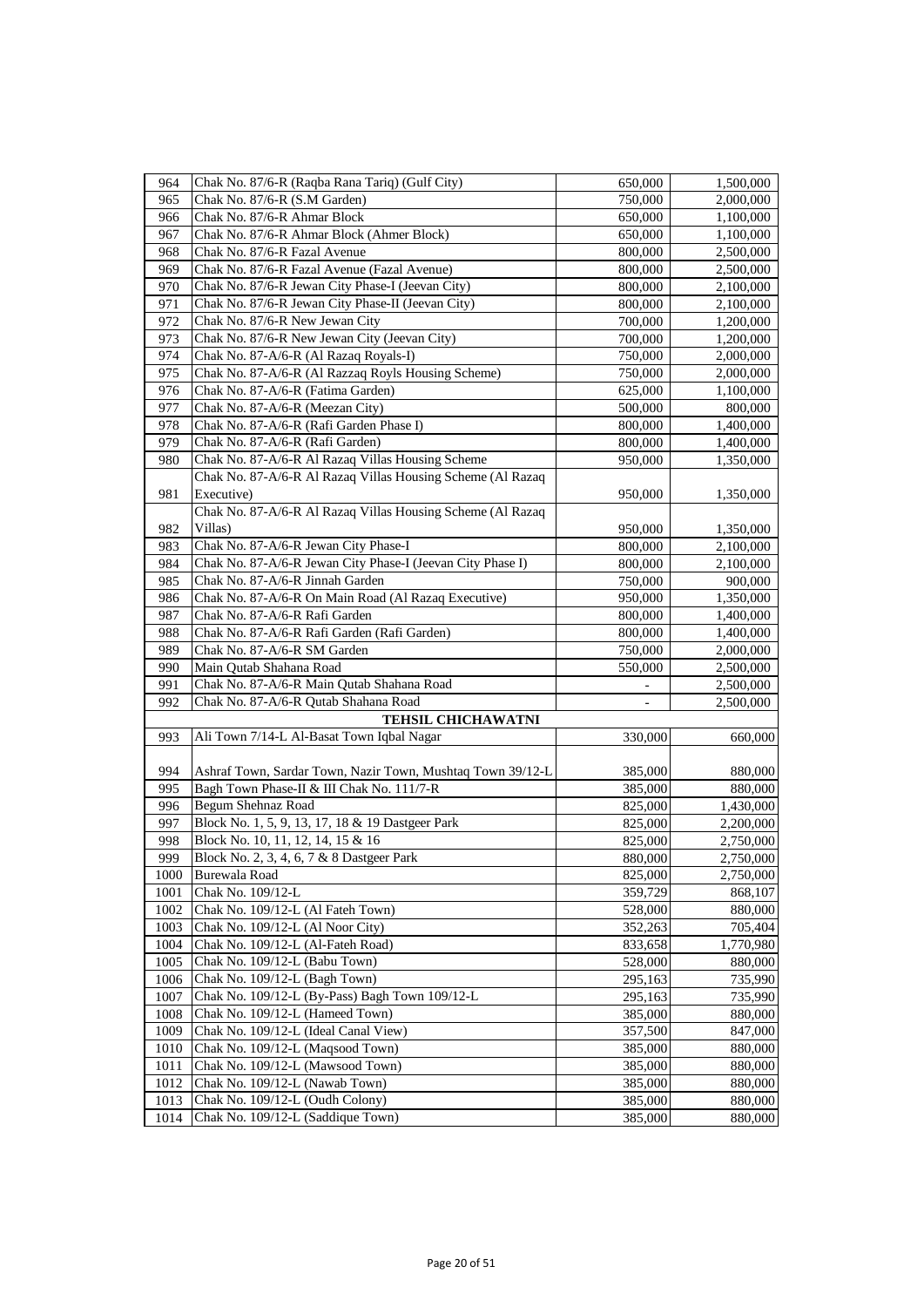| | | | |
|---|---|---|---|
| 964 | Chak No. 87/6-R (Raqba Rana Tariq) (Gulf City) | 650,000 | 1,500,000 |
| 965 | Chak No. 87/6-R (S.M Garden) | 750,000 | 2,000,000 |
| 966 | Chak No. 87/6-R Ahmar Block | 650,000 | 1,100,000 |
| 967 | Chak No. 87/6-R Ahmar Block (Ahmer Block) | 650,000 | 1,100,000 |
| 968 | Chak No. 87/6-R Fazal Avenue | 800,000 | 2,500,000 |
| 969 | Chak No. 87/6-R Fazal Avenue (Fazal Avenue) | 800,000 | 2,500,000 |
| 970 | Chak No. 87/6-R Jewan City Phase-I (Jeevan City) | 800,000 | 2,100,000 |
| 971 | Chak No. 87/6-R Jewan City Phase-II (Jeevan City) | 800,000 | 2,100,000 |
| 972 | Chak No. 87/6-R New Jewan City | 700,000 | 1,200,000 |
| 973 | Chak No. 87/6-R New Jewan City (Jeevan City) | 700,000 | 1,200,000 |
| 974 | Chak No. 87-A/6-R (Al Razaq Royals-I) | 750,000 | 2,000,000 |
| 975 | Chak No. 87-A/6-R (Al Razzaq Royls Housing Scheme) | 750,000 | 2,000,000 |
| 976 | Chak No. 87-A/6-R (Fatima Garden) | 625,000 | 1,100,000 |
| 977 | Chak No. 87-A/6-R (Meezan City) | 500,000 | 800,000 |
| 978 | Chak No. 87-A/6-R (Rafi Garden Phase I) | 800,000 | 1,400,000 |
| 979 | Chak No. 87-A/6-R (Rafi Garden) | 800,000 | 1,400,000 |
| 980 | Chak No. 87-A/6-R Al Razaq Villas Housing Scheme | 950,000 | 1,350,000 |
| 981 | Chak No. 87-A/6-R Al Razaq Villas Housing Scheme (Al Razaq Executive) | 950,000 | 1,350,000 |
| 982 | Chak No. 87-A/6-R Al Razaq Villas Housing Scheme (Al Razaq Villas) | 950,000 | 1,350,000 |
| 983 | Chak No. 87-A/6-R Jewan City Phase-I | 800,000 | 2,100,000 |
| 984 | Chak No. 87-A/6-R Jewan City Phase-I (Jeevan City Phase I) | 800,000 | 2,100,000 |
| 985 | Chak No. 87-A/6-R Jinnah Garden | 750,000 | 900,000 |
| 986 | Chak No. 87-A/6-R On Main Road (Al Razaq Executive) | 950,000 | 1,350,000 |
| 987 | Chak No. 87-A/6-R Rafi Garden | 800,000 | 1,400,000 |
| 988 | Chak No. 87-A/6-R Rafi Garden (Rafi Garden) | 800,000 | 1,400,000 |
| 989 | Chak No. 87-A/6-R SM Garden | 750,000 | 2,000,000 |
| 990 | Main Qutab Shahana Road | 550,000 | 2,500,000 |
| 991 | Chak No. 87-A/6-R Main Qutab Shahana Road | - | 2,500,000 |
| 992 | Chak No. 87-A/6-R Qutab Shahana Road | - | 2,500,000 |
| | **TEHSIL CHICHAWATNI** | | |
| 993 | Ali Town 7/14-L Al-Basat Town Iqbal Nagar | 330,000 | 660,000 |
| 994 | Ashraf Town, Sardar Town, Nazir Town, Mushtaq Town 39/12-L | 385,000 | 880,000 |
| 995 | Bagh Town Phase-II & III Chak No. 111/7-R | 385,000 | 880,000 |
| 996 | Begum Shehnaz Road | 825,000 | 1,430,000 |
| 997 | Block No. 1, 5, 9, 13, 17, 18 & 19 Dastgeer Park | 825,000 | 2,200,000 |
| 998 | Block No. 10, 11, 12, 14, 15 & 16 | 825,000 | 2,750,000 |
| 999 | Block No. 2, 3, 4, 6, 7 & 8 Dastgeer Park | 880,000 | 2,750,000 |
| 1000 | Burewala Road | 825,000 | 2,750,000 |
| 1001 | Chak No. 109/12-L | 359,729 | 868,107 |
| 1002 | Chak No. 109/12-L (Al Fateh Town) | 528,000 | 880,000 |
| 1003 | Chak No. 109/12-L (Al Noor City) | 352,263 | 705,404 |
| 1004 | Chak No. 109/12-L (Al-Fateh Road) | 833,658 | 1,770,980 |
| 1005 | Chak No. 109/12-L (Babu Town) | 528,000 | 880,000 |
| 1006 | Chak No. 109/12-L (Bagh Town) | 295,163 | 735,990 |
| 1007 | Chak No. 109/12-L (By-Pass) Bagh Town 109/12-L | 295,163 | 735,990 |
| 1008 | Chak No. 109/12-L (Hameed Town) | 385,000 | 880,000 |
| 1009 | Chak No. 109/12-L (Ideal Canal View) | 357,500 | 847,000 |
| 1010 | Chak No. 109/12-L (Maqsood Town) | 385,000 | 880,000 |
| 1011 | Chak No. 109/12-L (Mawsood Town) | 385,000 | 880,000 |
| 1012 | Chak No. 109/12-L (Nawab Town) | 385,000 | 880,000 |
| 1013 | Chak No. 109/12-L (Oudh Colony) | 385,000 | 880,000 |
| 1014 | Chak No. 109/12-L (Saddique Town) | 385,000 | 880,000 |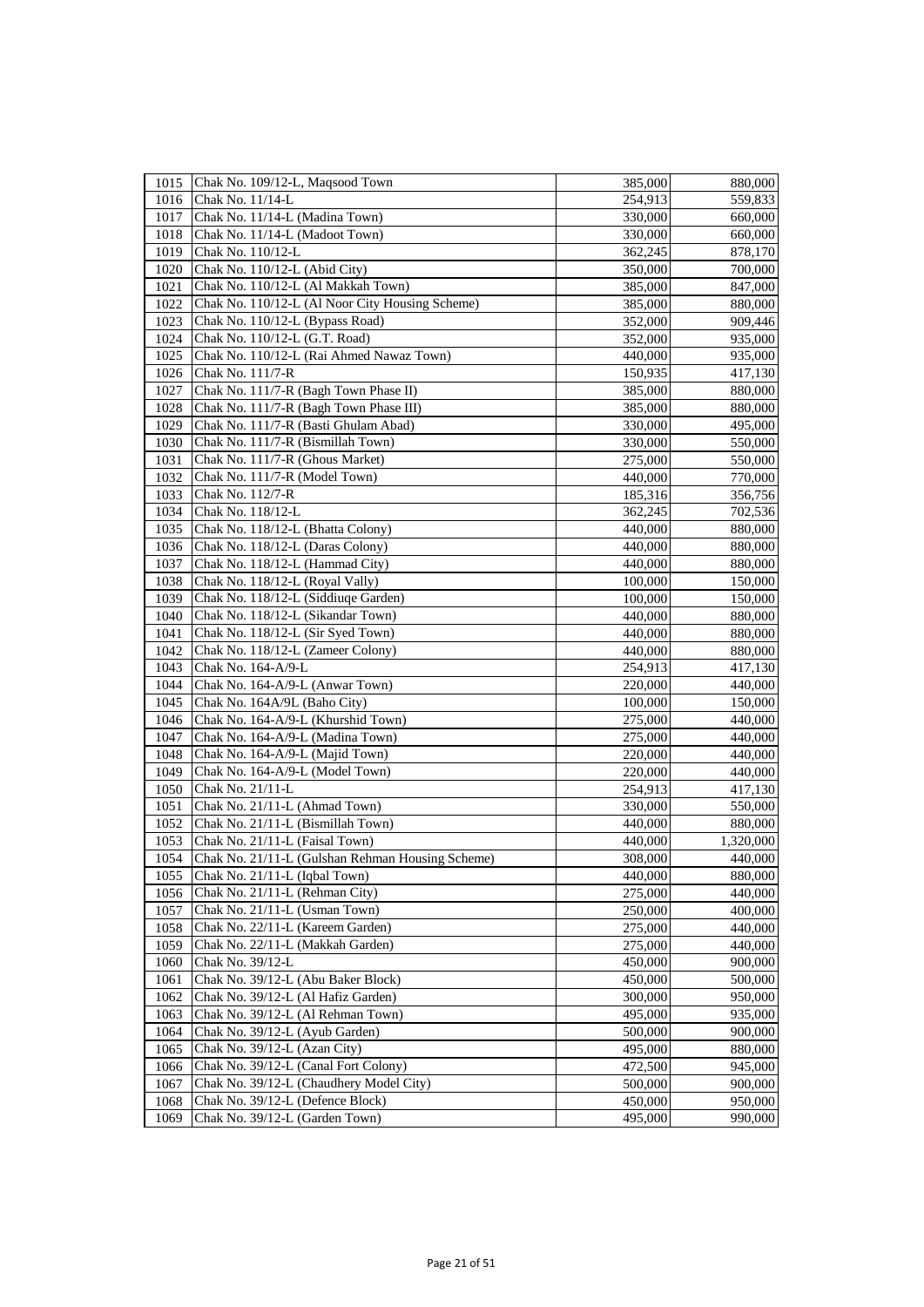| | | | |
|---|---|---|---|
| 1015 | Chak No. 109/12-L, Maqsood Town | 385,000 | 880,000 |
| 1016 | Chak No. 11/14-L | 254,913 | 559,833 |
| 1017 | Chak No. 11/14-L (Madina Town) | 330,000 | 660,000 |
| 1018 | Chak No. 11/14-L (Madoot Town) | 330,000 | 660,000 |
| 1019 | Chak No. 110/12-L | 362,245 | 878,170 |
| 1020 | Chak No. 110/12-L (Abid City) | 350,000 | 700,000 |
| 1021 | Chak No. 110/12-L (Al Makkah Town) | 385,000 | 847,000 |
| 1022 | Chak No. 110/12-L (Al Noor City Housing Scheme) | 385,000 | 880,000 |
| 1023 | Chak No. 110/12-L (Bypass Road) | 352,000 | 909,446 |
| 1024 | Chak No. 110/12-L (G.T. Road) | 352,000 | 935,000 |
| 1025 | Chak No. 110/12-L (Rai Ahmed Nawaz Town) | 440,000 | 935,000 |
| 1026 | Chak No. 111/7-R | 150,935 | 417,130 |
| 1027 | Chak No. 111/7-R (Bagh Town Phase II) | 385,000 | 880,000 |
| 1028 | Chak No. 111/7-R (Bagh Town Phase III) | 385,000 | 880,000 |
| 1029 | Chak No. 111/7-R (Basti Ghulam Abad) | 330,000 | 495,000 |
| 1030 | Chak No. 111/7-R (Bismillah Town) | 330,000 | 550,000 |
| 1031 | Chak No. 111/7-R (Ghous Market) | 275,000 | 550,000 |
| 1032 | Chak No. 111/7-R (Model Town) | 440,000 | 770,000 |
| 1033 | Chak No. 112/7-R | 185,316 | 356,756 |
| 1034 | Chak No. 118/12-L | 362,245 | 702,536 |
| 1035 | Chak No. 118/12-L (Bhatta Colony) | 440,000 | 880,000 |
| 1036 | Chak No. 118/12-L (Daras Colony) | 440,000 | 880,000 |
| 1037 | Chak No. 118/12-L (Hammad City) | 440,000 | 880,000 |
| 1038 | Chak No. 118/12-L (Royal Vally) | 100,000 | 150,000 |
| 1039 | Chak No. 118/12-L (Siddiuqe Garden) | 100,000 | 150,000 |
| 1040 | Chak No. 118/12-L (Sikandar Town) | 440,000 | 880,000 |
| 1041 | Chak No. 118/12-L (Sir Syed Town) | 440,000 | 880,000 |
| 1042 | Chak No. 118/12-L (Zameer Colony) | 440,000 | 880,000 |
| 1043 | Chak No. 164-A/9-L | 254,913 | 417,130 |
| 1044 | Chak No. 164-A/9-L (Anwar Town) | 220,000 | 440,000 |
| 1045 | Chak No. 164A/9L (Baho City) | 100,000 | 150,000 |
| 1046 | Chak No. 164-A/9-L (Khurshid Town) | 275,000 | 440,000 |
| 1047 | Chak No. 164-A/9-L (Madina Town) | 275,000 | 440,000 |
| 1048 | Chak No. 164-A/9-L (Majid Town) | 220,000 | 440,000 |
| 1049 | Chak No. 164-A/9-L (Model Town) | 220,000 | 440,000 |
| 1050 | Chak No. 21/11-L | 254,913 | 417,130 |
| 1051 | Chak No. 21/11-L (Ahmad Town) | 330,000 | 550,000 |
| 1052 | Chak No. 21/11-L (Bismillah Town) | 440,000 | 880,000 |
| 1053 | Chak No. 21/11-L (Faisal Town) | 440,000 | 1,320,000 |
| 1054 | Chak No. 21/11-L (Gulshan Rehman Housing Scheme) | 308,000 | 440,000 |
| 1055 | Chak No. 21/11-L (Iqbal Town) | 440,000 | 880,000 |
| 1056 | Chak No. 21/11-L (Rehman City) | 275,000 | 440,000 |
| 1057 | Chak No. 21/11-L (Usman Town) | 250,000 | 400,000 |
| 1058 | Chak No. 22/11-L (Kareem Garden) | 275,000 | 440,000 |
| 1059 | Chak No. 22/11-L (Makkah Garden) | 275,000 | 440,000 |
| 1060 | Chak No. 39/12-L | 450,000 | 900,000 |
| 1061 | Chak No. 39/12-L (Abu Baker Block) | 450,000 | 500,000 |
| 1062 | Chak No. 39/12-L (Al Hafiz Garden) | 300,000 | 950,000 |
| 1063 | Chak No. 39/12-L (Al Rehman Town) | 495,000 | 935,000 |
| 1064 | Chak No. 39/12-L (Ayub Garden) | 500,000 | 900,000 |
| 1065 | Chak No. 39/12-L (Azan City) | 495,000 | 880,000 |
| 1066 | Chak No. 39/12-L (Canal Fort Colony) | 472,500 | 945,000 |
| 1067 | Chak No. 39/12-L (Chaudhery Model City) | 500,000 | 900,000 |
| 1068 | Chak No. 39/12-L (Defence Block) | 450,000 | 950,000 |
| 1069 | Chak No. 39/12-L (Garden Town) | 495,000 | 990,000 |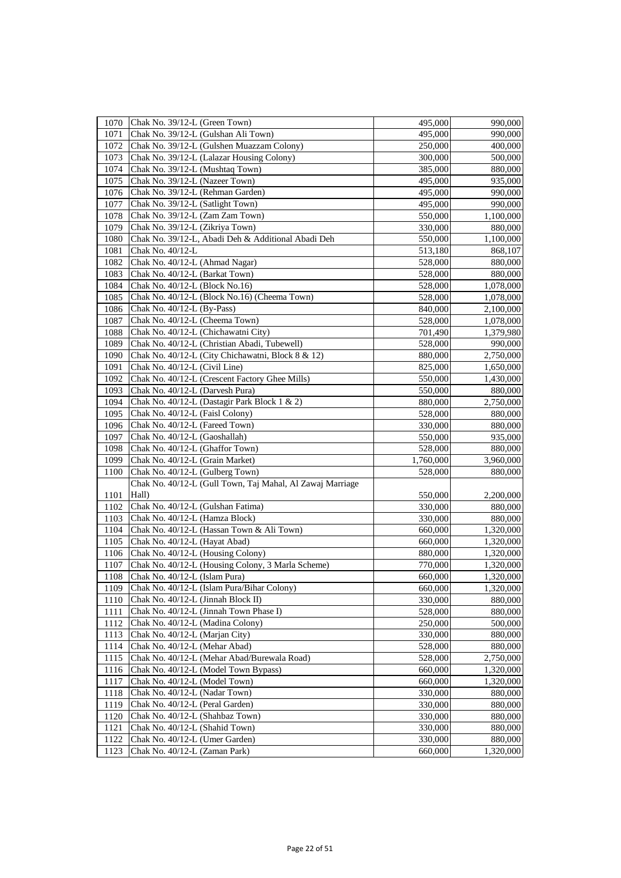| | | | |
|---|---|---|---|
| 1070 | Chak No. 39/12-L (Green Town) | 495,000 | 990,000 |
| 1071 | Chak No. 39/12-L (Gulshan Ali Town) | 495,000 | 990,000 |
| 1072 | Chak No. 39/12-L (Gulshen Muazzam Colony) | 250,000 | 400,000 |
| 1073 | Chak No. 39/12-L (Lalazar Housing Colony) | 300,000 | 500,000 |
| 1074 | Chak No. 39/12-L (Mushtaq Town) | 385,000 | 880,000 |
| 1075 | Chak No. 39/12-L (Nazeer Town) | 495,000 | 935,000 |
| 1076 | Chak No. 39/12-L (Rehman Garden) | 495,000 | 990,000 |
| 1077 | Chak No. 39/12-L (Satlight Town) | 495,000 | 990,000 |
| 1078 | Chak No. 39/12-L (Zam Zam Town) | 550,000 | 1,100,000 |
| 1079 | Chak No. 39/12-L (Zikriya Town) | 330,000 | 880,000 |
| 1080 | Chak No. 39/12-L, Abadi Deh & Additional Abadi Deh | 550,000 | 1,100,000 |
| 1081 | Chak No. 40/12-L | 513,180 | 868,107 |
| 1082 | Chak No. 40/12-L (Ahmad Nagar) | 528,000 | 880,000 |
| 1083 | Chak No. 40/12-L (Barkat Town) | 528,000 | 880,000 |
| 1084 | Chak No. 40/12-L (Block No.16) | 528,000 | 1,078,000 |
| 1085 | Chak No. 40/12-L (Block No.16) (Cheema Town) | 528,000 | 1,078,000 |
| 1086 | Chak No. 40/12-L (By-Pass) | 840,000 | 2,100,000 |
| 1087 | Chak No. 40/12-L (Cheema Town) | 528,000 | 1,078,000 |
| 1088 | Chak No. 40/12-L (Chichawatni City) | 701,490 | 1,379,980 |
| 1089 | Chak No. 40/12-L (Christian Abadi, Tubewell) | 528,000 | 990,000 |
| 1090 | Chak No. 40/12-L (City Chichawatni, Block 8 & 12) | 880,000 | 2,750,000 |
| 1091 | Chak No. 40/12-L (Civil Line) | 825,000 | 1,650,000 |
| 1092 | Chak No. 40/12-L (Crescent Factory Ghee Mills) | 550,000 | 1,430,000 |
| 1093 | Chak No. 40/12-L (Darvesh Pura) | 550,000 | 880,000 |
| 1094 | Chak No. 40/12-L (Dastagir Park Block 1 & 2) | 880,000 | 2,750,000 |
| 1095 | Chak No. 40/12-L (Faisl Colony) | 528,000 | 880,000 |
| 1096 | Chak No. 40/12-L (Fareed Town) | 330,000 | 880,000 |
| 1097 | Chak No. 40/12-L (Gaoshallah) | 550,000 | 935,000 |
| 1098 | Chak No. 40/12-L (Ghaffor Town) | 528,000 | 880,000 |
| 1099 | Chak No. 40/12-L (Grain Market) | 1,760,000 | 3,960,000 |
| 1100 | Chak No. 40/12-L (Gulberg Town) | 528,000 | 880,000 |
| 1101 | Chak No. 40/12-L (Gull Town, Taj Mahal, Al Zawaj Marriage Hall) | 550,000 | 2,200,000 |
| 1102 | Chak No. 40/12-L (Gulshan Fatima) | 330,000 | 880,000 |
| 1103 | Chak No. 40/12-L (Hamza Block) | 330,000 | 880,000 |
| 1104 | Chak No. 40/12-L (Hassan Town & Ali Town) | 660,000 | 1,320,000 |
| 1105 | Chak No. 40/12-L (Hayat Abad) | 660,000 | 1,320,000 |
| 1106 | Chak No. 40/12-L (Housing Colony) | 880,000 | 1,320,000 |
| 1107 | Chak No. 40/12-L (Housing Colony, 3 Marla Scheme) | 770,000 | 1,320,000 |
| 1108 | Chak No. 40/12-L (Islam Pura) | 660,000 | 1,320,000 |
| 1109 | Chak No. 40/12-L (Islam Pura/Bihar Colony) | 660,000 | 1,320,000 |
| 1110 | Chak No. 40/12-L (Jinnah Block II) | 330,000 | 880,000 |
| 1111 | Chak No. 40/12-L (Jinnah Town Phase I) | 528,000 | 880,000 |
| 1112 | Chak No. 40/12-L (Madina Colony) | 250,000 | 500,000 |
| 1113 | Chak No. 40/12-L (Marjan City) | 330,000 | 880,000 |
| 1114 | Chak No. 40/12-L (Mehar Abad) | 528,000 | 880,000 |
| 1115 | Chak No. 40/12-L (Mehar Abad/Burewala Road) | 528,000 | 2,750,000 |
| 1116 | Chak No. 40/12-L (Model Town Bypass) | 660,000 | 1,320,000 |
| 1117 | Chak No. 40/12-L (Model Town) | 660,000 | 1,320,000 |
| 1118 | Chak No. 40/12-L (Nadar Town) | 330,000 | 880,000 |
| 1119 | Chak No. 40/12-L (Peral Garden) | 330,000 | 880,000 |
| 1120 | Chak No. 40/12-L (Shahbaz Town) | 330,000 | 880,000 |
| 1121 | Chak No. 40/12-L (Shahid Town) | 330,000 | 880,000 |
| 1122 | Chak No. 40/12-L (Umer Garden) | 330,000 | 880,000 |
| 1123 | Chak No. 40/12-L (Zaman Park) | 660,000 | 1,320,000 |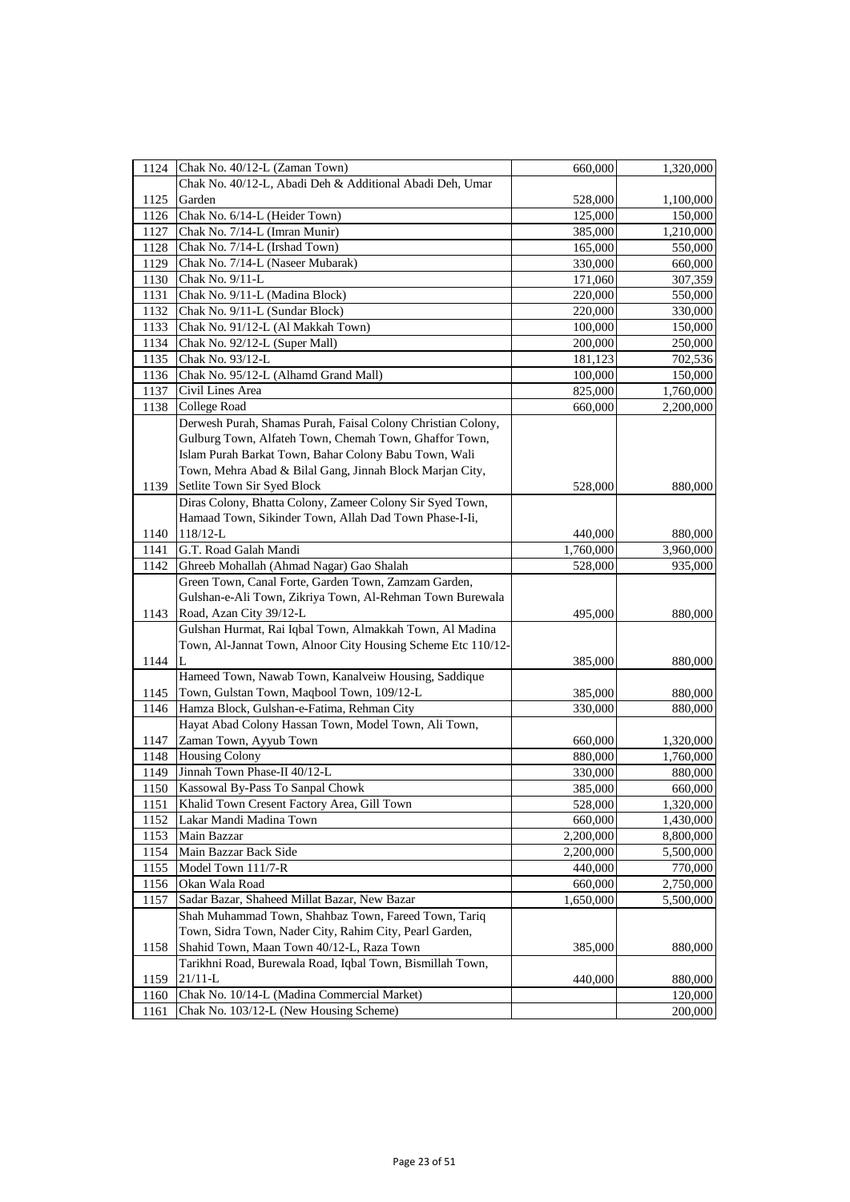| | | | |
|---|---|---|---|
| 1124 | Chak No. 40/12-L (Zaman Town) | 660,000 | 1,320,000 |
| 1125 | Chak No. 40/12-L, Abadi Deh & Additional Abadi Deh, Umar Garden | 528,000 | 1,100,000 |
| 1126 | Chak No. 6/14-L (Heider Town) | 125,000 | 150,000 |
| 1127 | Chak No. 7/14-L (Imran Munir) | 385,000 | 1,210,000 |
| 1128 | Chak No. 7/14-L (Irshad Town) | 165,000 | 550,000 |
| 1129 | Chak No. 7/14-L (Naseer Mubarak) | 330,000 | 660,000 |
| 1130 | Chak No. 9/11-L | 171,060 | 307,359 |
| 1131 | Chak No. 9/11-L (Madina Block) | 220,000 | 550,000 |
| 1132 | Chak No. 9/11-L (Sundar Block) | 220,000 | 330,000 |
| 1133 | Chak No. 91/12-L (Al Makkah Town) | 100,000 | 150,000 |
| 1134 | Chak No. 92/12-L (Super Mall) | 200,000 | 250,000 |
| 1135 | Chak No. 93/12-L | 181,123 | 702,536 |
| 1136 | Chak No. 95/12-L (Alhamd Grand Mall) | 100,000 | 150,000 |
| 1137 | Civil Lines Area | 825,000 | 1,760,000 |
| 1138 | College Road | 660,000 | 2,200,000 |
| 1139 | Derwesh Purah, Shamas Purah, Faisal Colony Christian Colony, Gulburg Town, Alfateh Town, Chemah Town, Ghaffor Town, Islam Purah Barkat Town, Bahar Colony Babu Town, Wali Town, Mehra Abad & Bilal Gang, Jinnah Block Marjan City, Setlite Town Sir Syed Block | 528,000 | 880,000 |
| 1140 | Diras Colony, Bhatta Colony, Zameer Colony Sir Syed Town, Hamaad Town, Sikinder Town, Allah Dad Town Phase-I-Ii, 118/12-L | 440,000 | 880,000 |
| 1141 | G.T. Road Galah Mandi | 1,760,000 | 3,960,000 |
| 1142 | Ghreeb Mohallah (Ahmad Nagar) Gao Shalah | 528,000 | 935,000 |
| 1143 | Green Town, Canal Forte, Garden Town, Zamzam Garden, Gulshan-e-Ali Town, Zikriya Town, Al-Rehman Town Burewala Road, Azan City 39/12-L | 495,000 | 880,000 |
| 1144 | Gulshan Hurmat, Rai Iqbal Town, Almakkah Town, Al Madina Town, Al-Jannat Town, Alnoor City Housing Scheme Etc 110/12-L | 385,000 | 880,000 |
| 1145 | Hameed Town, Nawab Town, Kanalveiw Housing, Saddique Town, Gulstan Town, Maqbool Town, 109/12-L | 385,000 | 880,000 |
| 1146 | Hamza Block, Gulshan-e-Fatima, Rehman City | 330,000 | 880,000 |
| 1147 | Hayat Abad Colony Hassan Town, Model Town, Ali Town, Zaman Town, Ayyub Town | 660,000 | 1,320,000 |
| 1148 | Housing Colony | 880,000 | 1,760,000 |
| 1149 | Jinnah Town Phase-II 40/12-L | 330,000 | 880,000 |
| 1150 | Kassowal By-Pass To Sanpal Chowk | 385,000 | 660,000 |
| 1151 | Khalid Town Cresent Factory Area, Gill Town | 528,000 | 1,320,000 |
| 1152 | Lakar Mandi Madina Town | 660,000 | 1,430,000 |
| 1153 | Main Bazzar | 2,200,000 | 8,800,000 |
| 1154 | Main Bazzar Back Side | 2,200,000 | 5,500,000 |
| 1155 | Model Town 111/7-R | 440,000 | 770,000 |
| 1156 | Okan Wala Road | 660,000 | 2,750,000 |
| 1157 | Sadar Bazar, Shaheed Millat Bazar, New Bazar | 1,650,000 | 5,500,000 |
| 1158 | Shah Muhammad Town, Shahbaz Town, Fareed Town, Tariq Town, Sidra Town, Nader City, Rahim City, Pearl Garden, Shahid Town, Maan Town 40/12-L, Raza Town | 385,000 | 880,000 |
| 1159 | Tarikhni Road, Burewala Road, Iqbal Town, Bismillah Town, 21/11-L | 440,000 | 880,000 |
| 1160 | Chak No. 10/14-L (Madina Commercial Market) | | 120,000 |
| 1161 | Chak No. 103/12-L (New Housing Scheme) | | 200,000 |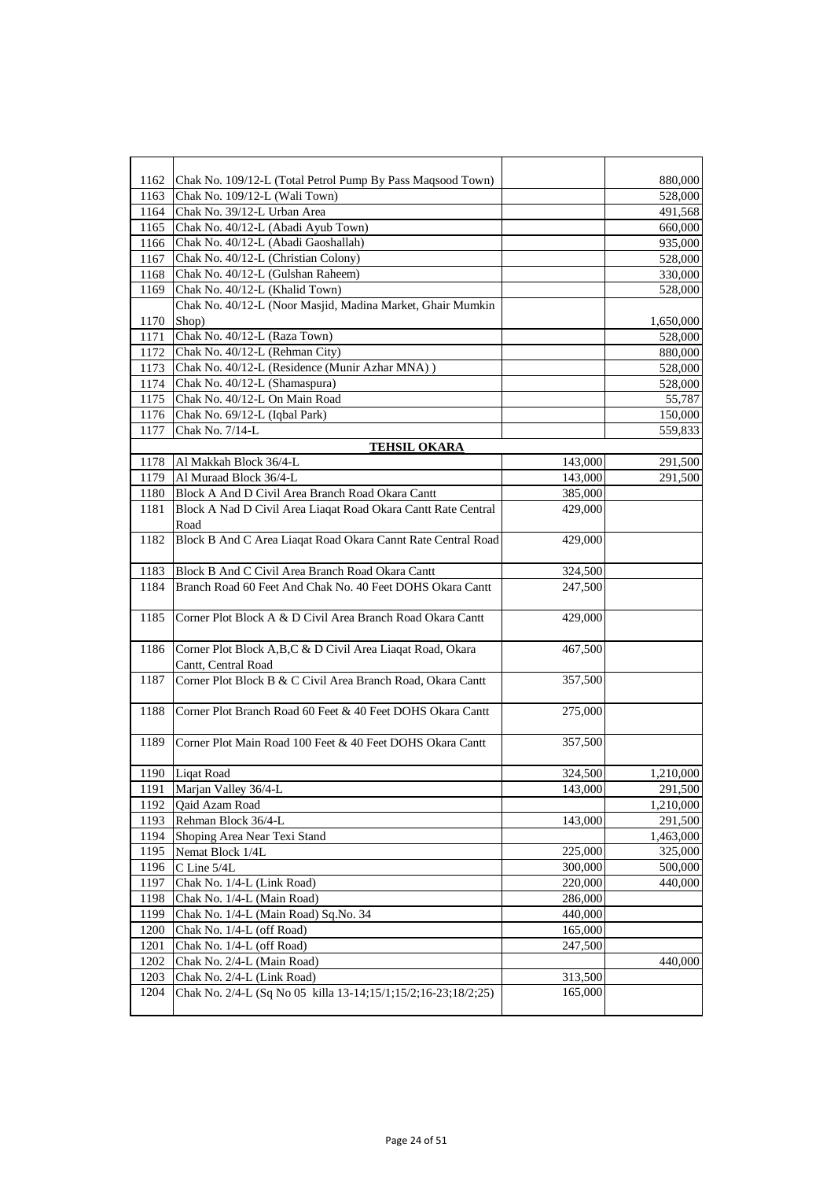| | | | |
|---|---|---|---|
| 1162 | Chak No. 109/12-L (Total Petrol Pump By Pass Maqsood Town) | | 880,000 |
| 1163 | Chak No. 109/12-L (Wali Town) | | 528,000 |
| 1164 | Chak No. 39/12-L Urban Area | | 491,568 |
| 1165 | Chak No. 40/12-L (Abadi Ayub Town) | | 660,000 |
| 1166 | Chak No. 40/12-L (Abadi Gaoshallah) | | 935,000 |
| 1167 | Chak No. 40/12-L (Christian Colony) | | 528,000 |
| 1168 | Chak No. 40/12-L (Gulshan Raheem) | | 330,000 |
| 1169 | Chak No. 40/12-L (Khalid Town) | | 528,000 |
| 1170 | Chak No. 40/12-L (Noor Masjid, Madina Market, Ghair Mumkin Shop) | | 1,650,000 |
| 1171 | Chak No. 40/12-L (Raza Town) | | 528,000 |
| 1172 | Chak No. 40/12-L (Rehman City) | | 880,000 |
| 1173 | Chak No. 40/12-L (Residence (Munir Azhar MNA) ) | | 528,000 |
| 1174 | Chak No. 40/12-L (Shamaspura) | | 528,000 |
| 1175 | Chak No. 40/12-L On Main Road | | 55,787 |
| 1176 | Chak No. 69/12-L (Iqbal Park) | | 150,000 |
| 1177 | Chak No. 7/14-L | | 559,833 |
| | **TEHSIL OKARA** | | |
| 1178 | Al Makkah Block 36/4-L | 143,000 | 291,500 |
| 1179 | Al Muraad Block 36/4-L | 143,000 | 291,500 |
| 1180 | Block A And D Civil Area Branch Road Okara Cantt | 385,000 | |
| 1181 | Block A Nad D Civil Area Liaqat Road Okara Cantt Rate Central Road | 429,000 | |
| 1182 | Block B And C Area Liaqat Road Okara Cannt Rate Central Road | 429,000 | |
| 1183 | Block B And C Civil Area Branch Road Okara Cantt | 324,500 | |
| 1184 | Branch Road 60 Feet And Chak No. 40 Feet DOHS Okara Cantt | 247,500 | |
| 1185 | Corner Plot Block A & D Civil Area Branch Road Okara Cantt | 429,000 | |
| 1186 | Corner Plot Block A,B,C & D Civil Area Liaqat Road, Okara Cantt, Central Road | 467,500 | |
| 1187 | Corner Plot Block B & C Civil Area Branch Road, Okara Cantt | 357,500 | |
| 1188 | Corner Plot Branch Road 60 Feet & 40 Feet DOHS Okara Cantt | 275,000 | |
| 1189 | Corner Plot Main Road 100 Feet & 40 Feet DOHS Okara Cantt | 357,500 | |
| 1190 | Liqat Road | 324,500 | 1,210,000 |
| 1191 | Marjan Valley 36/4-L | 143,000 | 291,500 |
| 1192 | Qaid Azam Road | | 1,210,000 |
| 1193 | Rehman Block 36/4-L | 143,000 | 291,500 |
| 1194 | Shoping Area Near Texi Stand | | 1,463,000 |
| 1195 | Nemat Block 1/4L | 225,000 | 325,000 |
| 1196 | C Line 5/4L | 300,000 | 500,000 |
| 1197 | Chak No. 1/4-L (Link Road) | 220,000 | 440,000 |
| 1198 | Chak No. 1/4-L (Main Road) | 286,000 | |
| 1199 | Chak No. 1/4-L (Main Road) Sq.No. 34 | 440,000 | |
| 1200 | Chak No. 1/4-L (off Road) | 165,000 | |
| 1201 | Chak No. 1/4-L (off Road) | 247,500 | |
| 1202 | Chak No. 2/4-L (Main Road) | | 440,000 |
| 1203 | Chak No. 2/4-L (Link Road) | 313,500 | |
| 1204 | Chak No. 2/4-L (Sq No 05 killa 13-14;15/1;15/2;16-23;18/2;25) | 165,000 | |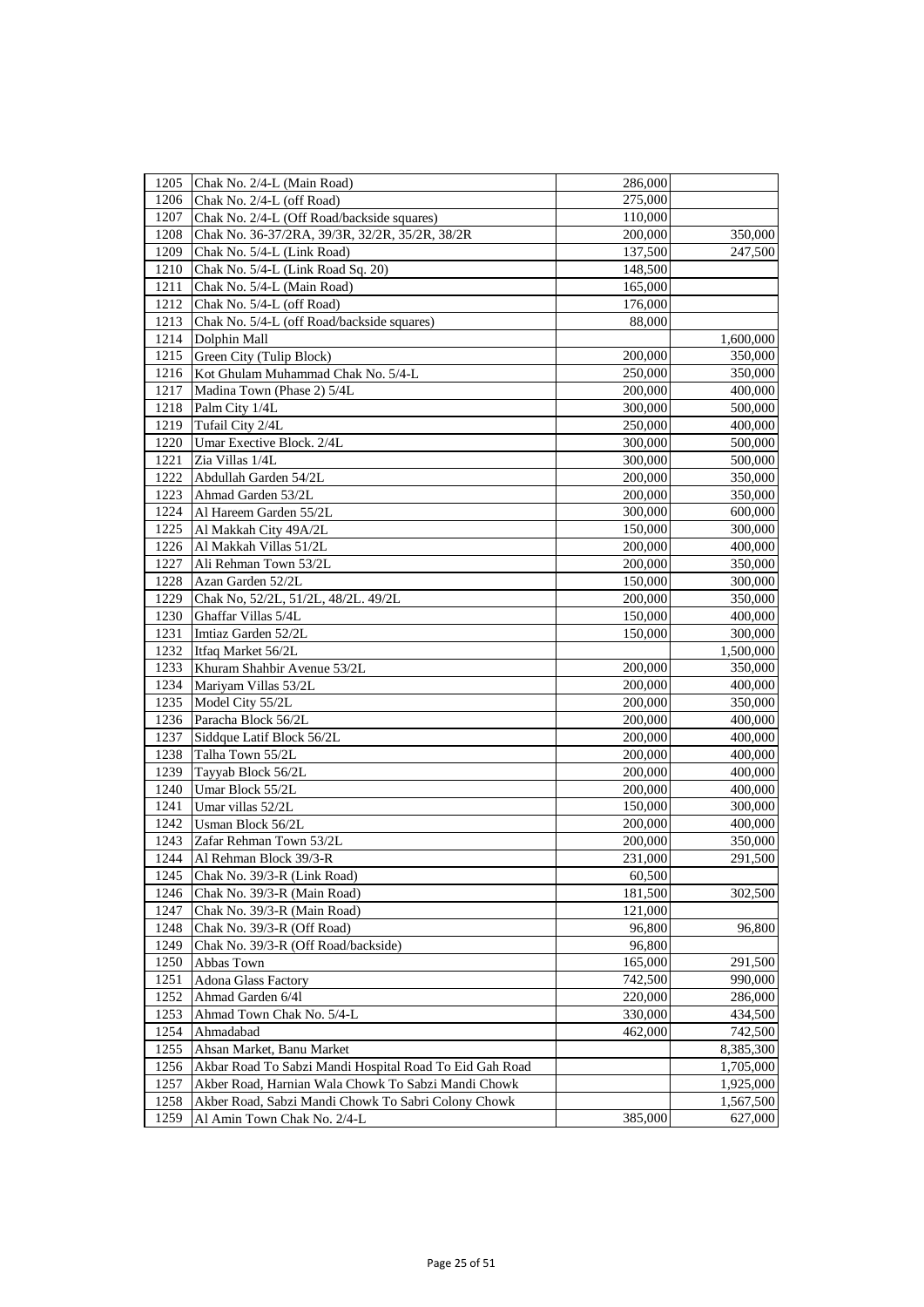| | | | |
|---|---|---|---|
| 1205 | Chak No. 2/4-L (Main Road) | 286,000 | |
| 1206 | Chak No. 2/4-L (off Road) | 275,000 | |
| 1207 | Chak No. 2/4-L (Off Road/backside squares) | 110,000 | |
| 1208 | Chak No. 36-37/2RA, 39/3R, 32/2R, 35/2R, 38/2R | 200,000 | 350,000 |
| 1209 | Chak No. 5/4-L (Link Road) | 137,500 | 247,500 |
| 1210 | Chak No. 5/4-L (Link Road Sq. 20) | 148,500 | |
| 1211 | Chak No. 5/4-L (Main Road) | 165,000 | |
| 1212 | Chak No. 5/4-L (off Road) | 176,000 | |
| 1213 | Chak No. 5/4-L (off Road/backside squares) | 88,000 | |
| 1214 | Dolphin Mall | | 1,600,000 |
| 1215 | Green City (Tulip Block) | 200,000 | 350,000 |
| 1216 | Kot Ghulam Muhammad Chak No. 5/4-L | 250,000 | 350,000 |
| 1217 | Madina Town (Phase 2) 5/4L | 200,000 | 400,000 |
| 1218 | Palm City 1/4L | 300,000 | 500,000 |
| 1219 | Tufail City 2/4L | 250,000 | 400,000 |
| 1220 | Umar Exective Block. 2/4L | 300,000 | 500,000 |
| 1221 | Zia Villas 1/4L | 300,000 | 500,000 |
| 1222 | Abdullah Garden 54/2L | 200,000 | 350,000 |
| 1223 | Ahmad Garden 53/2L | 200,000 | 350,000 |
| 1224 | Al Hareem Garden 55/2L | 300,000 | 600,000 |
| 1225 | Al Makkah City 49A/2L | 150,000 | 300,000 |
| 1226 | Al Makkah Villas 51/2L | 200,000 | 400,000 |
| 1227 | Ali Rehman Town 53/2L | 200,000 | 350,000 |
| 1228 | Azan Garden 52/2L | 150,000 | 300,000 |
| 1229 | Chak No, 52/2L, 51/2L, 48/2L. 49/2L | 200,000 | 350,000 |
| 1230 | Ghaffar Villas 5/4L | 150,000 | 400,000 |
| 1231 | Imtiaz Garden 52/2L | 150,000 | 300,000 |
| 1232 | Itfaq Market 56/2L | | 1,500,000 |
| 1233 | Khuram Shahbir Avenue 53/2L | 200,000 | 350,000 |
| 1234 | Mariyam Villas 53/2L | 200,000 | 400,000 |
| 1235 | Model City 55/2L | 200,000 | 350,000 |
| 1236 | Paracha Block 56/2L | 200,000 | 400,000 |
| 1237 | Siddque Latif Block 56/2L | 200,000 | 400,000 |
| 1238 | Talha Town 55/2L | 200,000 | 400,000 |
| 1239 | Tayyab Block 56/2L | 200,000 | 400,000 |
| 1240 | Umar Block 55/2L | 200,000 | 400,000 |
| 1241 | Umar villas 52/2L | 150,000 | 300,000 |
| 1242 | Usman Block 56/2L | 200,000 | 400,000 |
| 1243 | Zafar Rehman Town 53/2L | 200,000 | 350,000 |
| 1244 | Al Rehman Block 39/3-R | 231,000 | 291,500 |
| 1245 | Chak No. 39/3-R (Link Road) | 60,500 | |
| 1246 | Chak No. 39/3-R (Main Road) | 181,500 | 302,500 |
| 1247 | Chak No. 39/3-R (Main Road) | 121,000 | |
| 1248 | Chak No. 39/3-R (Off Road) | 96,800 | 96,800 |
| 1249 | Chak No. 39/3-R (Off Road/backside) | 96,800 | |
| 1250 | Abbas Town | 165,000 | 291,500 |
| 1251 | Adona Glass Factory | 742,500 | 990,000 |
| 1252 | Ahmad Garden 6/4l | 220,000 | 286,000 |
| 1253 | Ahmad Town Chak No. 5/4-L | 330,000 | 434,500 |
| 1254 | Ahmadabad | 462,000 | 742,500 |
| 1255 | Ahsan Market, Banu Market | | 8,385,300 |
| 1256 | Akbar Road To Sabzi Mandi Hospital Road To Eid Gah Road | | 1,705,000 |
| 1257 | Akber Road, Harnian Wala Chowk To Sabzi Mandi Chowk | | 1,925,000 |
| 1258 | Akber Road, Sabzi Mandi Chowk To Sabri Colony Chowk | | 1,567,500 |
| 1259 | Al Amin Town Chak No. 2/4-L | 385,000 | 627,000 |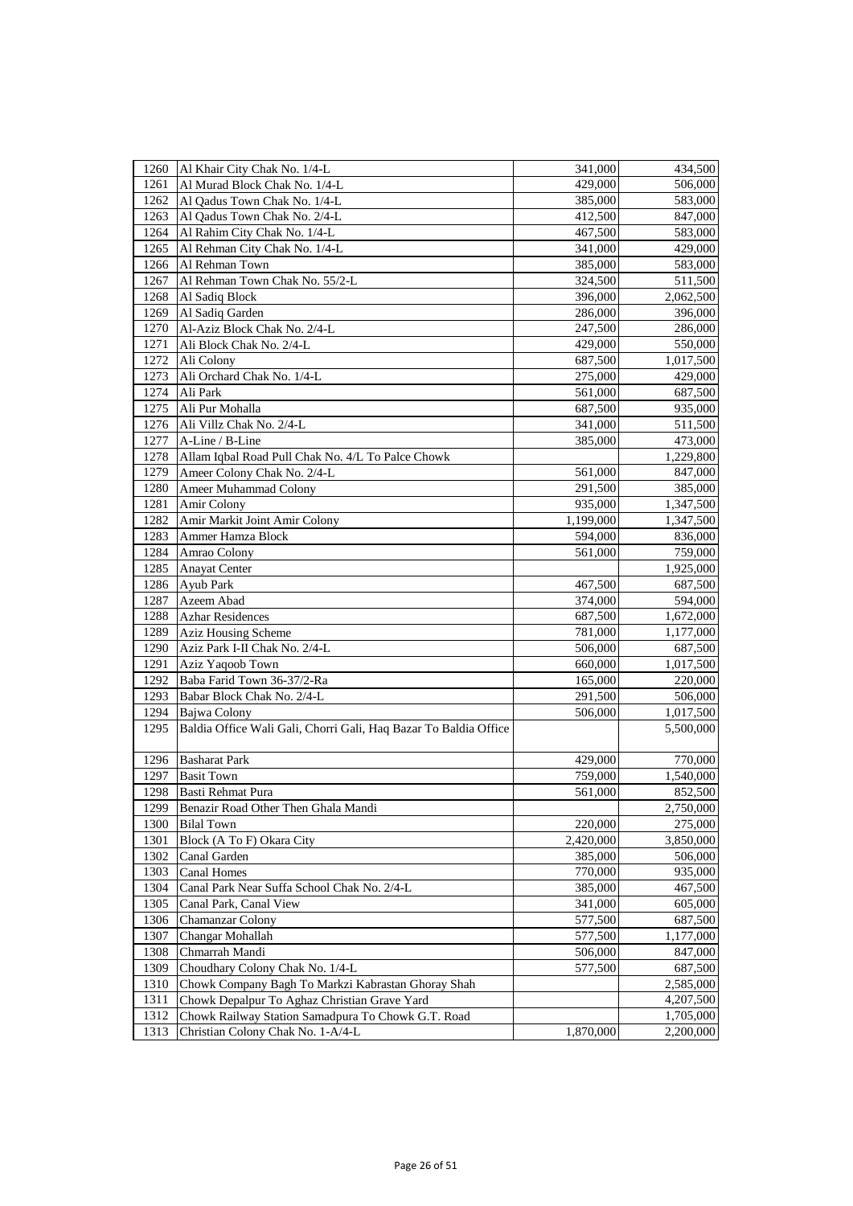| | | | |
|---|---|---|---|
| 1260 | Al Khair City Chak No. 1/4-L | 341,000 | 434,500 |
| 1261 | Al Murad Block Chak No. 1/4-L | 429,000 | 506,000 |
| 1262 | Al Qadus Town Chak No. 1/4-L | 385,000 | 583,000 |
| 1263 | Al Qadus Town Chak No. 2/4-L | 412,500 | 847,000 |
| 1264 | Al Rahim City Chak No. 1/4-L | 467,500 | 583,000 |
| 1265 | Al Rehman City Chak No. 1/4-L | 341,000 | 429,000 |
| 1266 | Al Rehman Town | 385,000 | 583,000 |
| 1267 | Al Rehman Town Chak No. 55/2-L | 324,500 | 511,500 |
| 1268 | Al Sadiq Block | 396,000 | 2,062,500 |
| 1269 | Al Sadiq Garden | 286,000 | 396,000 |
| 1270 | Al-Aziz Block Chak No. 2/4-L | 247,500 | 286,000 |
| 1271 | Ali Block Chak No. 2/4-L | 429,000 | 550,000 |
| 1272 | Ali Colony | 687,500 | 1,017,500 |
| 1273 | Ali Orchard Chak No. 1/4-L | 275,000 | 429,000 |
| 1274 | Ali Park | 561,000 | 687,500 |
| 1275 | Ali Pur Mohalla | 687,500 | 935,000 |
| 1276 | Ali Villz Chak No. 2/4-L | 341,000 | 511,500 |
| 1277 | A-Line / B-Line | 385,000 | 473,000 |
| 1278 | Allam Iqbal Road Pull Chak No. 4/L To Palce Chowk | | 1,229,800 |
| 1279 | Ameer Colony Chak No. 2/4-L | 561,000 | 847,000 |
| 1280 | Ameer Muhammad Colony | 291,500 | 385,000 |
| 1281 | Amir Colony | 935,000 | 1,347,500 |
| 1282 | Amir Markit Joint Amir Colony | 1,199,000 | 1,347,500 |
| 1283 | Ammer Hamza Block | 594,000 | 836,000 |
| 1284 | Amrao Colony | 561,000 | 759,000 |
| 1285 | Anayat Center | | 1,925,000 |
| 1286 | Ayub Park | 467,500 | 687,500 |
| 1287 | Azeem Abad | 374,000 | 594,000 |
| 1288 | Azhar Residences | 687,500 | 1,672,000 |
| 1289 | Aziz Housing Scheme | 781,000 | 1,177,000 |
| 1290 | Aziz Park I-II Chak No. 2/4-L | 506,000 | 687,500 |
| 1291 | Aziz Yaqoob Town | 660,000 | 1,017,500 |
| 1292 | Baba Farid Town 36-37/2-Ra | 165,000 | 220,000 |
| 1293 | Babar Block Chak No. 2/4-L | 291,500 | 506,000 |
| 1294 | Bajwa Colony | 506,000 | 1,017,500 |
| 1295 | Baldia Office Wali Gali, Chorri Gali, Haq Bazar To Baldia Office | | 5,500,000 |
| 1296 | Basharat Park | 429,000 | 770,000 |
| 1297 | Basit Town | 759,000 | 1,540,000 |
| 1298 | Basti Rehmat Pura | 561,000 | 852,500 |
| 1299 | Benazir Road Other Then Ghala Mandi | | 2,750,000 |
| 1300 | Bilal Town | 220,000 | 275,000 |
| 1301 | Block (A To F) Okara City | 2,420,000 | 3,850,000 |
| 1302 | Canal Garden | 385,000 | 506,000 |
| 1303 | Canal Homes | 770,000 | 935,000 |
| 1304 | Canal Park Near Suffa School Chak No. 2/4-L | 385,000 | 467,500 |
| 1305 | Canal Park, Canal View | 341,000 | 605,000 |
| 1306 | Chamanzar Colony | 577,500 | 687,500 |
| 1307 | Changar Mohallah | 577,500 | 1,177,000 |
| 1308 | Chmarrah Mandi | 506,000 | 847,000 |
| 1309 | Choudhary Colony Chak No. 1/4-L | 577,500 | 687,500 |
| 1310 | Chowk Company Bagh To Markzi Kabrastan Ghoray Shah | | 2,585,000 |
| 1311 | Chowk Depalpur To Aghaz Christian Grave Yard | | 4,207,500 |
| 1312 | Chowk Railway Station Samadpura To Chowk G.T. Road | | 1,705,000 |
| 1313 | Christian Colony Chak No. 1-A/4-L | 1,870,000 | 2,200,000 |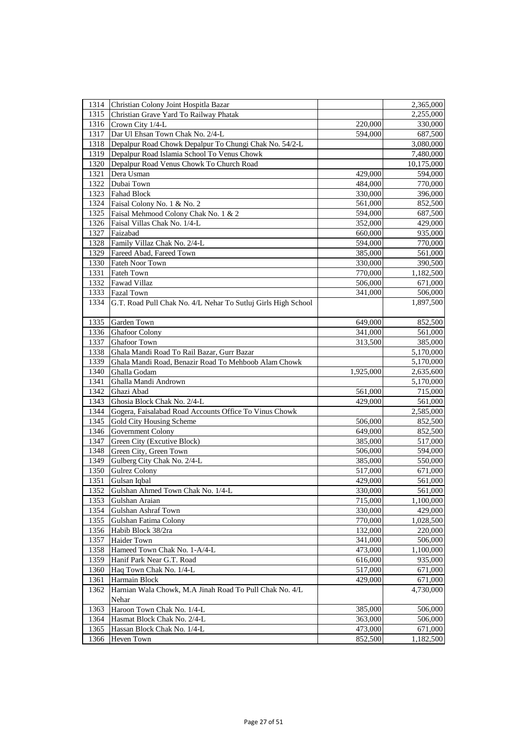| | | | |
|---|---|---|---|
| 1314 | Christian Colony Joint Hospitla Bazar | | 2,365,000 |
| 1315 | Christian Grave Yard To Railway Phatak | | 2,255,000 |
| 1316 | Crown City 1/4-L | 220,000 | 330,000 |
| 1317 | Dar Ul Ehsan Town Chak No. 2/4-L | 594,000 | 687,500 |
| 1318 | Depalpur Road Chowk Depalpur To Chungi Chak No. 54/2-L | | 3,080,000 |
| 1319 | Depalpur Road Islamia School To Venus Chowk | | 7,480,000 |
| 1320 | Depalpur Road Venus Chowk To Church Road | | 10,175,000 |
| 1321 | Dera Usman | 429,000 | 594,000 |
| 1322 | Dubai Town | 484,000 | 770,000 |
| 1323 | Fahad Block | 330,000 | 396,000 |
| 1324 | Faisal Colony No. 1 & No. 2 | 561,000 | 852,500 |
| 1325 | Faisal Mehmood Colony Chak No. 1 & 2 | 594,000 | 687,500 |
| 1326 | Faisal Villas Chak No. 1/4-L | 352,000 | 429,000 |
| 1327 | Faizabad | 660,000 | 935,000 |
| 1328 | Family Villaz Chak No. 2/4-L | 594,000 | 770,000 |
| 1329 | Fareed Abad, Fareed Town | 385,000 | 561,000 |
| 1330 | Fateh Noor Town | 330,000 | 390,500 |
| 1331 | Fateh Town | 770,000 | 1,182,500 |
| 1332 | Fawad Villaz | 506,000 | 671,000 |
| 1333 | Fazal Town | 341,000 | 506,000 |
| 1334 | G.T. Road Pull Chak No. 4/L Nehar To Sutluj Girls High School | | 1,897,500 |
| 1335 | Garden Town | 649,000 | 852,500 |
| 1336 | Ghafoor Colony | 341,000 | 561,000 |
| 1337 | Ghafoor Town | 313,500 | 385,000 |
| 1338 | Ghala Mandi Road To Rail Bazar, Gurr Bazar | | 5,170,000 |
| 1339 | Ghala Mandi Road, Benazir Road To Mehboob Alam Chowk | | 5,170,000 |
| 1340 | Ghalla Godam | 1,925,000 | 2,635,600 |
| 1341 | Ghalla Mandi Andrown | | 5,170,000 |
| 1342 | Ghazi Abad | 561,000 | 715,000 |
| 1343 | Ghosia Block Chak No. 2/4-L | 429,000 | 561,000 |
| 1344 | Gogera, Faisalabad Road Accounts Office To Vinus Chowk | | 2,585,000 |
| 1345 | Gold City Housing Scheme | 506,000 | 852,500 |
| 1346 | Government Colony | 649,000 | 852,500 |
| 1347 | Green City (Excutive Block) | 385,000 | 517,000 |
| 1348 | Green City, Green Town | 506,000 | 594,000 |
| 1349 | Gulberg City Chak No. 2/4-L | 385,000 | 550,000 |
| 1350 | Gulrez Colony | 517,000 | 671,000 |
| 1351 | Gulsan Iqbal | 429,000 | 561,000 |
| 1352 | Gulshan Ahmed Town Chak No. 1/4-L | 330,000 | 561,000 |
| 1353 | Gulshan Araian | 715,000 | 1,100,000 |
| 1354 | Gulshan Ashraf Town | 330,000 | 429,000 |
| 1355 | Gulshan Fatima Colony | 770,000 | 1,028,500 |
| 1356 | Habib Block 38/2ra | 132,000 | 220,000 |
| 1357 | Haider Town | 341,000 | 506,000 |
| 1358 | Hameed Town Chak No. 1-A/4-L | 473,000 | 1,100,000 |
| 1359 | Hanif Park Near G.T. Road | 616,000 | 935,000 |
| 1360 | Haq Town Chak No. 1/4-L | 517,000 | 671,000 |
| 1361 | Harmain Block | 429,000 | 671,000 |
| 1362 | Harnian Wala Chowk, M.A Jinah Road To Pull Chak No. 4/L Nehar | | 4,730,000 |
| 1363 | Haroon Town Chak No. 1/4-L | 385,000 | 506,000 |
| 1364 | Hasmat Block Chak No. 2/4-L | 363,000 | 506,000 |
| 1365 | Hassan Block Chak No. 1/4-L | 473,000 | 671,000 |
| 1366 | Heven Town | 852,500 | 1,182,500 |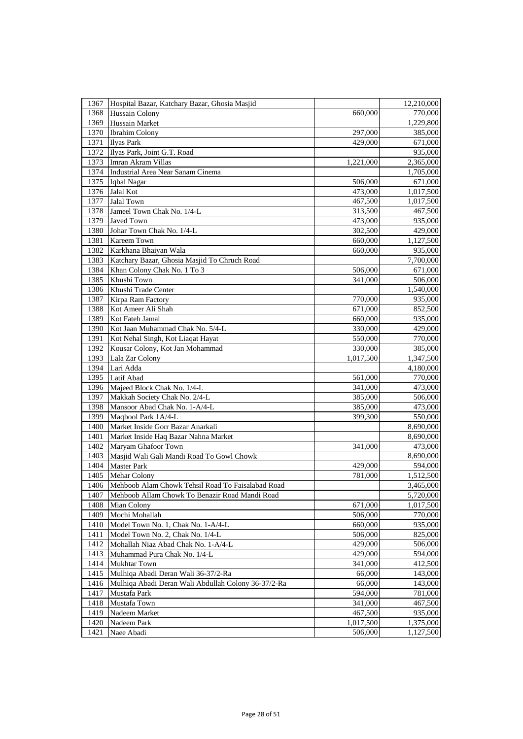| | | | |
|---|---|---|---|
| 1367 | Hospital Bazar, Katchary Bazar, Ghosia Masjid | | 12,210,000 |
| 1368 | Hussain Colony | 660,000 | 770,000 |
| 1369 | Hussain Market | | 1,229,800 |
| 1370 | Ibrahim Colony | 297,000 | 385,000 |
| 1371 | Ilyas Park | 429,000 | 671,000 |
| 1372 | Ilyas Park, Joint G.T. Road | | 935,000 |
| 1373 | Imran Akram Villas | 1,221,000 | 2,365,000 |
| 1374 | Industrial Area Near Sanam Cinema | | 1,705,000 |
| 1375 | Iqbal Nagar | 506,000 | 671,000 |
| 1376 | Jalal Kot | 473,000 | 1,017,500 |
| 1377 | Jalal Town | 467,500 | 1,017,500 |
| 1378 | Jameel Town Chak No. 1/4-L | 313,500 | 467,500 |
| 1379 | Javed Town | 473,000 | 935,000 |
| 1380 | Johar Town Chak No. 1/4-L | 302,500 | 429,000 |
| 1381 | Kareem Town | 660,000 | 1,127,500 |
| 1382 | Karkhana Bhaiyan Wala | 660,000 | 935,000 |
| 1383 | Katchary Bazar, Ghosia Masjid To Chruch Road | | 7,700,000 |
| 1384 | Khan Colony Chak No. 1 To 3 | 506,000 | 671,000 |
| 1385 | Khushi Town | 341,000 | 506,000 |
| 1386 | Khushi Trade Center | | 1,540,000 |
| 1387 | Kirpa Ram Factory | 770,000 | 935,000 |
| 1388 | Kot Ameer Ali Shah | 671,000 | 852,500 |
| 1389 | Kot Fateh Jamal | 660,000 | 935,000 |
| 1390 | Kot Jaan Muhammad Chak No. 5/4-L | 330,000 | 429,000 |
| 1391 | Kot Nehal Singh, Kot Liaqat Hayat | 550,000 | 770,000 |
| 1392 | Kousar Colony, Kot Jan Mohammad | 330,000 | 385,000 |
| 1393 | Lala Zar Colony | 1,017,500 | 1,347,500 |
| 1394 | Lari Adda | | 4,180,000 |
| 1395 | Latif Abad | 561,000 | 770,000 |
| 1396 | Majeed Block Chak No. 1/4-L | 341,000 | 473,000 |
| 1397 | Makkah Society Chak No. 2/4-L | 385,000 | 506,000 |
| 1398 | Mansoor Abad Chak No. 1-A/4-L | 385,000 | 473,000 |
| 1399 | Maqbool Park 1A/4-L | 399,300 | 550,000 |
| 1400 | Market Inside Gorr Bazar Anarkali | | 8,690,000 |
| 1401 | Market Inside Haq Bazar Nahna Market | | 8,690,000 |
| 1402 | Maryam Ghafoor Town | 341,000 | 473,000 |
| 1403 | Masjid Wali Gali Mandi Road To Gowl Chowk | | 8,690,000 |
| 1404 | Master Park | 429,000 | 594,000 |
| 1405 | Mehar Colony | 781,000 | 1,512,500 |
| 1406 | Mehboob Alam Chowk Tehsil Road To Faisalabad Road | | 3,465,000 |
| 1407 | Mehboob Allam Chowk To Benazir Road Mandi Road | | 5,720,000 |
| 1408 | Mian Colony | 671,000 | 1,017,500 |
| 1409 | Mochi Mohallah | 506,000 | 770,000 |
| 1410 | Model Town No. 1, Chak No. 1-A/4-L | 660,000 | 935,000 |
| 1411 | Model Town No. 2, Chak No. 1/4-L | 506,000 | 825,000 |
| 1412 | Mohallah Niaz Abad Chak No. 1-A/4-L | 429,000 | 506,000 |
| 1413 | Muhammad Pura Chak No. 1/4-L | 429,000 | 594,000 |
| 1414 | Mukhtar Town | 341,000 | 412,500 |
| 1415 | Mulhiqa Abadi Deran Wali 36-37/2-Ra | 66,000 | 143,000 |
| 1416 | Mulhiqa Abadi Deran Wali Abdullah Colony 36-37/2-Ra | 66,000 | 143,000 |
| 1417 | Mustafa Park | 594,000 | 781,000 |
| 1418 | Mustafa Town | 341,000 | 467,500 |
| 1419 | Nadeem Market | 467,500 | 935,000 |
| 1420 | Nadeem Park | 1,017,500 | 1,375,000 |
| 1421 | Naee Abadi | 506,000 | 1,127,500 |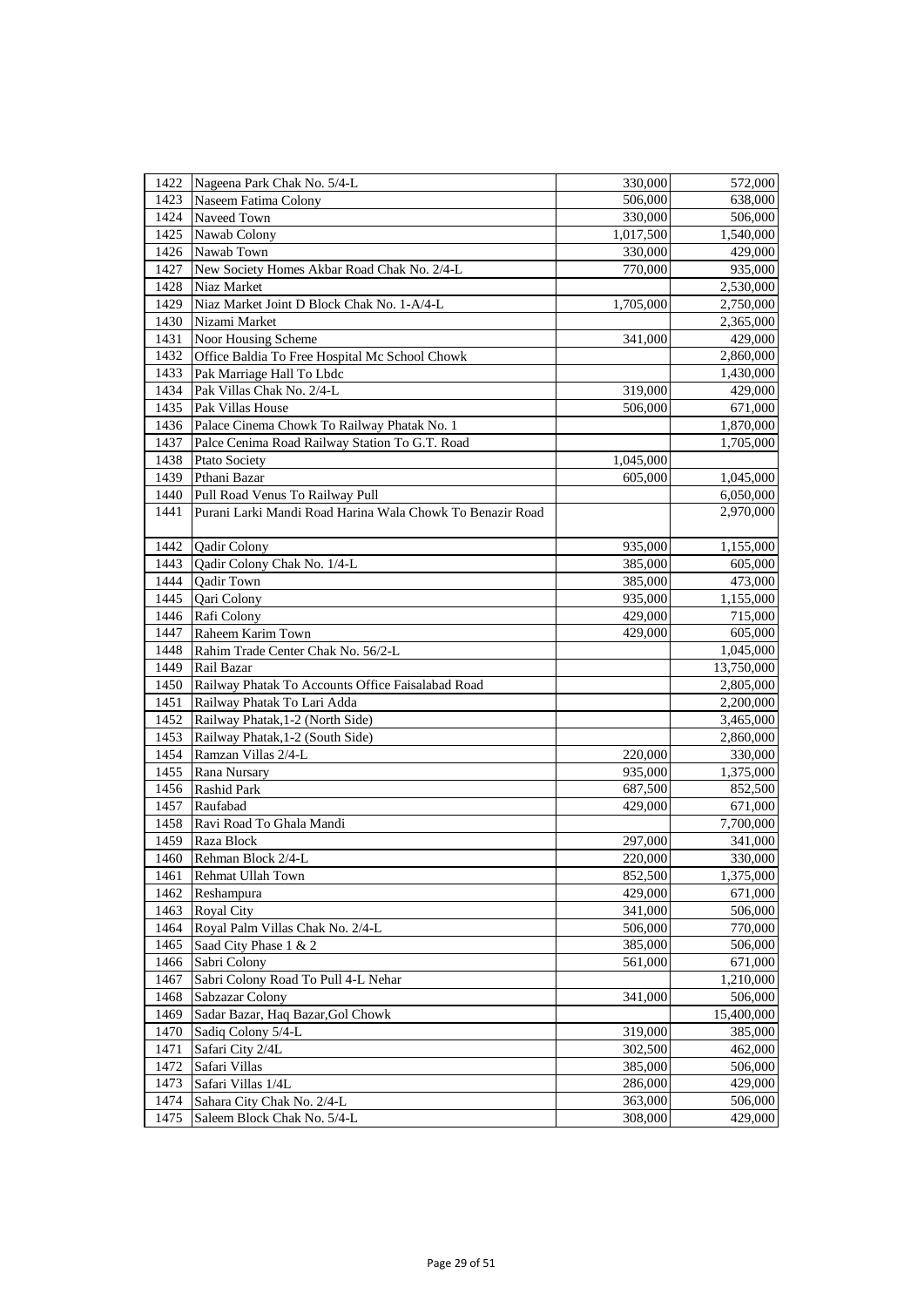| | | | |
|---|---|---|---|
| 1422 | Nageena Park Chak No. 5/4-L | 330,000 | 572,000 |
| 1423 | Naseem Fatima Colony | 506,000 | 638,000 |
| 1424 | Naveed Town | 330,000 | 506,000 |
| 1425 | Nawab Colony | 1,017,500 | 1,540,000 |
| 1426 | Nawab Town | 330,000 | 429,000 |
| 1427 | New Society Homes Akbar Road Chak No. 2/4-L | 770,000 | 935,000 |
| 1428 | Niaz Market | | 2,530,000 |
| 1429 | Niaz Market Joint D Block Chak No. 1-A/4-L | 1,705,000 | 2,750,000 |
| 1430 | Nizami Market | | 2,365,000 |
| 1431 | Noor Housing Scheme | 341,000 | 429,000 |
| 1432 | Office Baldia To Free Hospital Mc School Chowk | | 2,860,000 |
| 1433 | Pak Marriage Hall To Lbdc | | 1,430,000 |
| 1434 | Pak Villas Chak No. 2/4-L | 319,000 | 429,000 |
| 1435 | Pak Villas House | 506,000 | 671,000 |
| 1436 | Palace Cinema Chowk To Railway Phatak No. 1 | | 1,870,000 |
| 1437 | Palce Cenima Road Railway Station To G.T. Road | | 1,705,000 |
| 1438 | Ptato Society | 1,045,000 | |
| 1439 | Pthani Bazar | 605,000 | 1,045,000 |
| 1440 | Pull Road Venus To Railway Pull | | 6,050,000 |
| 1441 | Purani Larki Mandi Road Harina Wala Chowk To Benazir Road | | 2,970,000 |
| 1442 | Qadir Colony | 935,000 | 1,155,000 |
| 1443 | Qadir Colony Chak No. 1/4-L | 385,000 | 605,000 |
| 1444 | Qadir Town | 385,000 | 473,000 |
| 1445 | Qari Colony | 935,000 | 1,155,000 |
| 1446 | Rafi Colony | 429,000 | 715,000 |
| 1447 | Raheem Karim Town | 429,000 | 605,000 |
| 1448 | Rahim Trade Center Chak No. 56/2-L | | 1,045,000 |
| 1449 | Rail Bazar | | 13,750,000 |
| 1450 | Railway Phatak To Accounts Office Faisalabad Road | | 2,805,000 |
| 1451 | Railway Phatak To Lari Adda | | 2,200,000 |
| 1452 | Railway Phatak,1-2 (North Side) | | 3,465,000 |
| 1453 | Railway Phatak,1-2 (South Side) | | 2,860,000 |
| 1454 | Ramzan Villas 2/4-L | 220,000 | 330,000 |
| 1455 | Rana Nursary | 935,000 | 1,375,000 |
| 1456 | Rashid Park | 687,500 | 852,500 |
| 1457 | Raufabad | 429,000 | 671,000 |
| 1458 | Ravi Road To Ghala Mandi | | 7,700,000 |
| 1459 | Raza Block | 297,000 | 341,000 |
| 1460 | Rehman Block 2/4-L | 220,000 | 330,000 |
| 1461 | Rehmat Ullah Town | 852,500 | 1,375,000 |
| 1462 | Reshampura | 429,000 | 671,000 |
| 1463 | Royal City | 341,000 | 506,000 |
| 1464 | Royal Palm Villas Chak No. 2/4-L | 506,000 | 770,000 |
| 1465 | Saad City Phase 1 & 2 | 385,000 | 506,000 |
| 1466 | Sabri Colony | 561,000 | 671,000 |
| 1467 | Sabri Colony Road To Pull 4-L Nehar | | 1,210,000 |
| 1468 | Sabzazar Colony | 341,000 | 506,000 |
| 1469 | Sadar Bazar, Haq Bazar,Gol Chowk | | 15,400,000 |
| 1470 | Sadiq Colony 5/4-L | 319,000 | 385,000 |
| 1471 | Safari City 2/4L | 302,500 | 462,000 |
| 1472 | Safari Villas | 385,000 | 506,000 |
| 1473 | Safari Villas 1/4L | 286,000 | 429,000 |
| 1474 | Sahara City Chak No. 2/4-L | 363,000 | 506,000 |
| 1475 | Saleem Block Chak No. 5/4-L | 308,000 | 429,000 |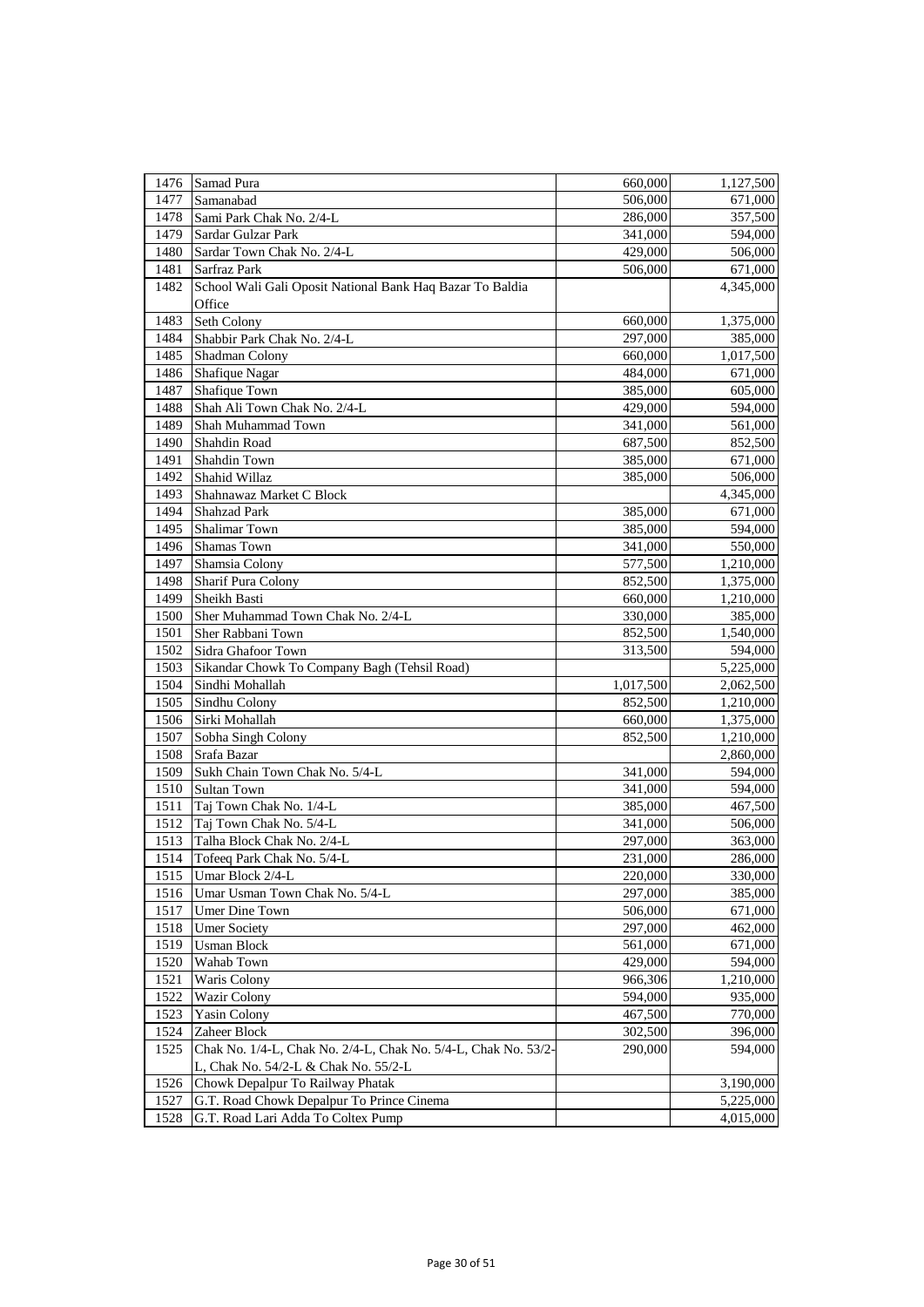| | | | |
|---|---|---|---|
| 1476 | Samad Pura | 660,000 | 1,127,500 |
| 1477 | Samanabad | 506,000 | 671,000 |
| 1478 | Sami Park Chak No. 2/4-L | 286,000 | 357,500 |
| 1479 | Sardar Gulzar Park | 341,000 | 594,000 |
| 1480 | Sardar Town Chak No. 2/4-L | 429,000 | 506,000 |
| 1481 | Sarfraz Park | 506,000 | 671,000 |
| 1482 | School Wali Gali Oposit National Bank Haq Bazar To Baldia Office | | 4,345,000 |
| 1483 | Seth Colony | 660,000 | 1,375,000 |
| 1484 | Shabbir Park Chak No. 2/4-L | 297,000 | 385,000 |
| 1485 | Shadman Colony | 660,000 | 1,017,500 |
| 1486 | Shafique Nagar | 484,000 | 671,000 |
| 1487 | Shafique Town | 385,000 | 605,000 |
| 1488 | Shah Ali Town Chak No. 2/4-L | 429,000 | 594,000 |
| 1489 | Shah Muhammad Town | 341,000 | 561,000 |
| 1490 | Shahdin Road | 687,500 | 852,500 |
| 1491 | Shahdin Town | 385,000 | 671,000 |
| 1492 | Shahid Willaz | 385,000 | 506,000 |
| 1493 | Shahnawaz Market C Block | | 4,345,000 |
| 1494 | Shahzad Park | 385,000 | 671,000 |
| 1495 | Shalimar Town | 385,000 | 594,000 |
| 1496 | Shamas Town | 341,000 | 550,000 |
| 1497 | Shamsia Colony | 577,500 | 1,210,000 |
| 1498 | Sharif Pura Colony | 852,500 | 1,375,000 |
| 1499 | Sheikh Basti | 660,000 | 1,210,000 |
| 1500 | Sher Muhammad Town Chak No. 2/4-L | 330,000 | 385,000 |
| 1501 | Sher Rabbani Town | 852,500 | 1,540,000 |
| 1502 | Sidra Ghafoor Town | 313,500 | 594,000 |
| 1503 | Sikandar Chowk To Company Bagh (Tehsil Road) | | 5,225,000 |
| 1504 | Sindhi Mohallah | 1,017,500 | 2,062,500 |
| 1505 | Sindhu Colony | 852,500 | 1,210,000 |
| 1506 | Sirki Mohallah | 660,000 | 1,375,000 |
| 1507 | Sobha Singh Colony | 852,500 | 1,210,000 |
| 1508 | Srafa Bazar | | 2,860,000 |
| 1509 | Sukh Chain Town Chak No. 5/4-L | 341,000 | 594,000 |
| 1510 | Sultan Town | 341,000 | 594,000 |
| 1511 | Taj Town Chak No. 1/4-L | 385,000 | 467,500 |
| 1512 | Taj Town Chak No. 5/4-L | 341,000 | 506,000 |
| 1513 | Talha Block Chak No. 2/4-L | 297,000 | 363,000 |
| 1514 | Tofeeq Park Chak No. 5/4-L | 231,000 | 286,000 |
| 1515 | Umar Block 2/4-L | 220,000 | 330,000 |
| 1516 | Umar Usman Town Chak No. 5/4-L | 297,000 | 385,000 |
| 1517 | Umer Dine Town | 506,000 | 671,000 |
| 1518 | Umer Society | 297,000 | 462,000 |
| 1519 | Usman Block | 561,000 | 671,000 |
| 1520 | Wahab Town | 429,000 | 594,000 |
| 1521 | Waris Colony | 966,306 | 1,210,000 |
| 1522 | Wazir Colony | 594,000 | 935,000 |
| 1523 | Yasin Colony | 467,500 | 770,000 |
| 1524 | Zaheer Block | 302,500 | 396,000 |
| 1525 | Chak No. 1/4-L, Chak No. 2/4-L, Chak No. 5/4-L, Chak No. 53/2-L, Chak No. 54/2-L & Chak No. 55/2-L | 290,000 | 594,000 |
| 1526 | Chowk Depalpur To Railway Phatak | | 3,190,000 |
| 1527 | G.T. Road Chowk Depalpur To Prince Cinema | | 5,225,000 |
| 1528 | G.T. Road Lari Adda To Coltex Pump | | 4,015,000 |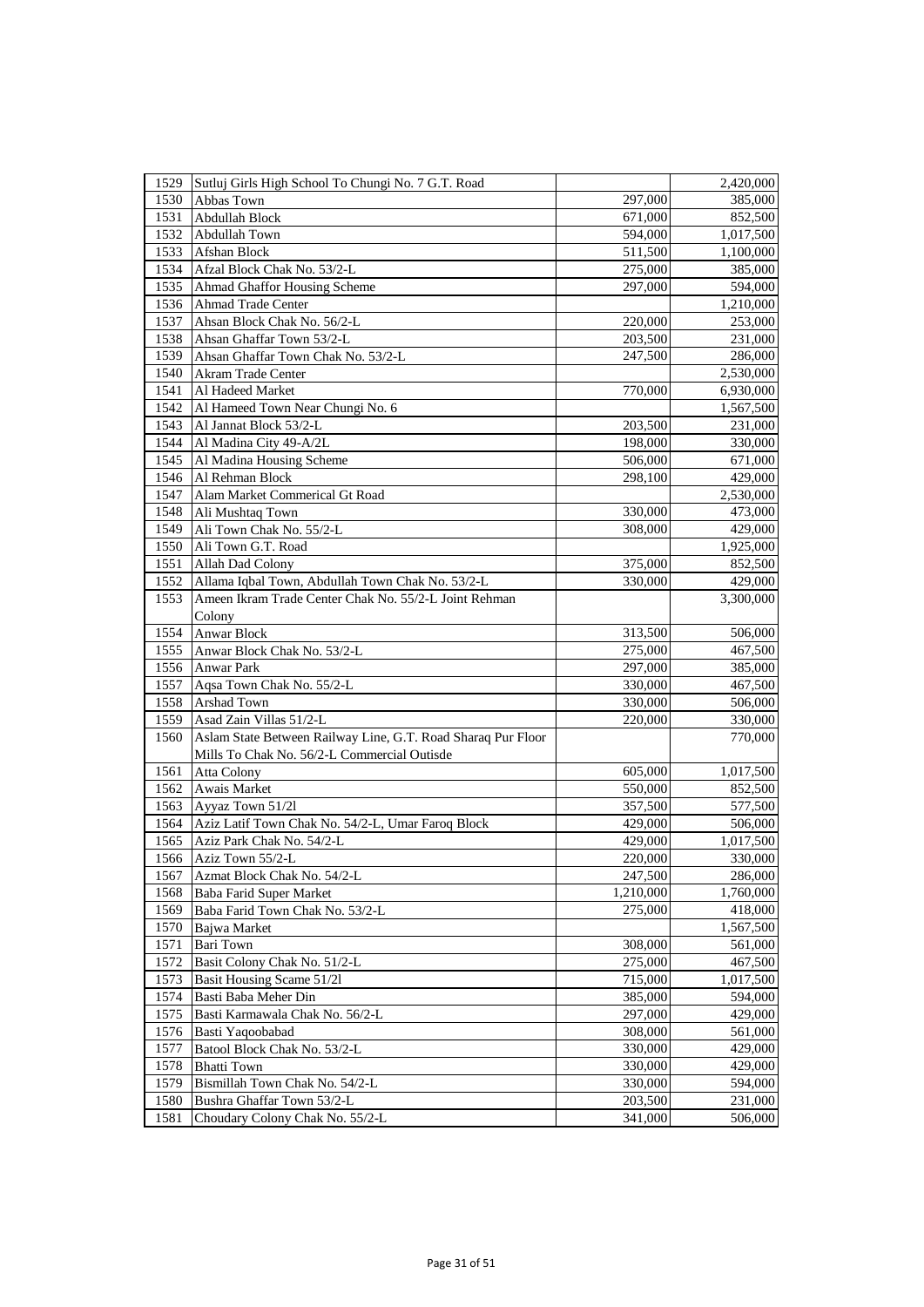| 1529 | Sutluj Girls High School To Chungi No. 7 G.T. Road | | 2,420,000 |
|---|---|---|---|
| 1530 | Abbas Town | 297,000 | 385,000 |
| 1531 | Abdullah Block | 671,000 | 852,500 |
| 1532 | Abdullah Town | 594,000 | 1,017,500 |
| 1533 | Afshan Block | 511,500 | 1,100,000 |
| 1534 | Afzal Block Chak No. 53/2-L | 275,000 | 385,000 |
| 1535 | Ahmad Ghaffor Housing Scheme | 297,000 | 594,000 |
| 1536 | Ahmad Trade Center | | 1,210,000 |
| 1537 | Ahsan Block Chak No. 56/2-L | 220,000 | 253,000 |
| 1538 | Ahsan Ghaffar Town 53/2-L | 203,500 | 231,000 |
| 1539 | Ahsan Ghaffar Town Chak No. 53/2-L | 247,500 | 286,000 |
| 1540 | Akram Trade Center | | 2,530,000 |
| 1541 | Al Hadeed Market | 770,000 | 6,930,000 |
| 1542 | Al Hameed Town Near Chungi No. 6 | | 1,567,500 |
| 1543 | Al Jannat Block 53/2-L | 203,500 | 231,000 |
| 1544 | Al Madina City 49-A/2L | 198,000 | 330,000 |
| 1545 | Al Madina Housing Scheme | 506,000 | 671,000 |
| 1546 | Al Rehman Block | 298,100 | 429,000 |
| 1547 | Alam Market Commerical Gt Road | | 2,530,000 |
| 1548 | Ali Mushtaq Town | 330,000 | 473,000 |
| 1549 | Ali Town Chak No. 55/2-L | 308,000 | 429,000 |
| 1550 | Ali Town G.T. Road | | 1,925,000 |
| 1551 | Allah Dad Colony | 375,000 | 852,500 |
| 1552 | Allama Iqbal Town, Abdullah Town Chak No. 53/2-L | 330,000 | 429,000 |
| 1553 | Ameen Ikram Trade Center Chak No. 55/2-L Joint Rehman Colony | | 3,300,000 |
| 1554 | Anwar Block | 313,500 | 506,000 |
| 1555 | Anwar Block Chak No. 53/2-L | 275,000 | 467,500 |
| 1556 | Anwar Park | 297,000 | 385,000 |
| 1557 | Aqsa Town Chak No. 55/2-L | 330,000 | 467,500 |
| 1558 | Arshad Town | 330,000 | 506,000 |
| 1559 | Asad Zain Villas 51/2-L | 220,000 | 330,000 |
| 1560 | Aslam State Between Railway Line, G.T. Road Sharaq Pur Floor Mills To Chak No. 56/2-L Commercial Outisde | | 770,000 |
| 1561 | Atta Colony | 605,000 | 1,017,500 |
| 1562 | Awais Market | 550,000 | 852,500 |
| 1563 | Ayyaz Town 51/2l | 357,500 | 577,500 |
| 1564 | Aziz Latif Town Chak No. 54/2-L, Umar Faroq Block | 429,000 | 506,000 |
| 1565 | Aziz Park Chak No. 54/2-L | 429,000 | 1,017,500 |
| 1566 | Aziz Town 55/2-L | 220,000 | 330,000 |
| 1567 | Azmat Block Chak No. 54/2-L | 247,500 | 286,000 |
| 1568 | Baba Farid Super Market | 1,210,000 | 1,760,000 |
| 1569 | Baba Farid Town Chak No. 53/2-L | 275,000 | 418,000 |
| 1570 | Bajwa Market | | 1,567,500 |
| 1571 | Bari Town | 308,000 | 561,000 |
| 1572 | Basit Colony Chak No. 51/2-L | 275,000 | 467,500 |
| 1573 | Basit Housing Scame 51/2l | 715,000 | 1,017,500 |
| 1574 | Basti Baba Meher Din | 385,000 | 594,000 |
| 1575 | Basti Karmawala Chak No. 56/2-L | 297,000 | 429,000 |
| 1576 | Basti Yaqoobabad | 308,000 | 561,000 |
| 1577 | Batool Block Chak No. 53/2-L | 330,000 | 429,000 |
| 1578 | Bhatti Town | 330,000 | 429,000 |
| 1579 | Bismillah Town Chak No. 54/2-L | 330,000 | 594,000 |
| 1580 | Bushra Ghaffar Town 53/2-L | 203,500 | 231,000 |
| 1581 | Choudary Colony Chak No. 55/2-L | 341,000 | 506,000 |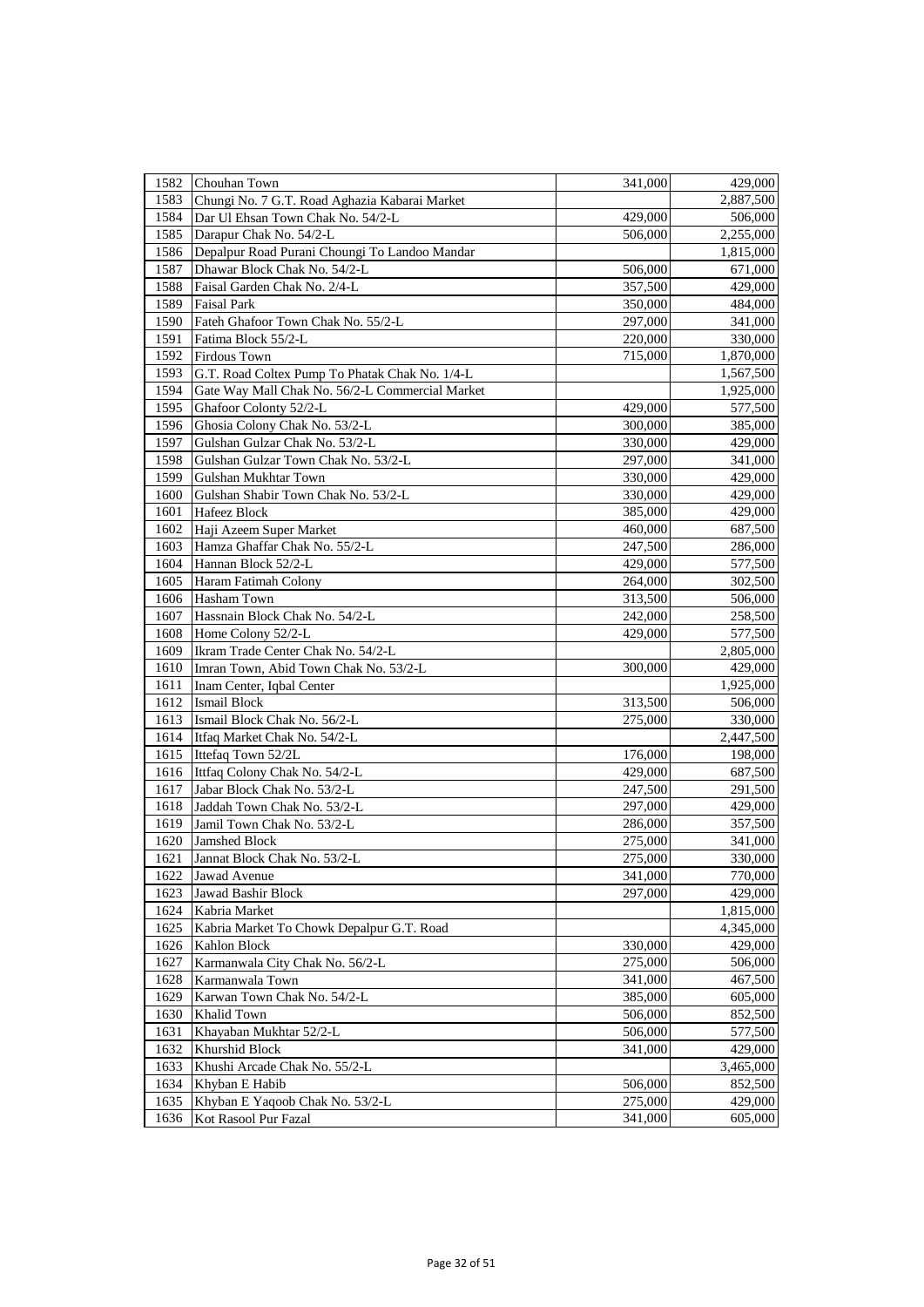| | | | |
|---|---|---|---|
| 1582 | Chouhan Town | 341,000 | 429,000 |
| 1583 | Chungi No. 7 G.T. Road Aghazia Kabarai Market | | 2,887,500 |
| 1584 | Dar Ul Ehsan Town Chak No. 54/2-L | 429,000 | 506,000 |
| 1585 | Darapur Chak No. 54/2-L | 506,000 | 2,255,000 |
| 1586 | Depalpur Road Purani Choungi To Landoo Mandar | | 1,815,000 |
| 1587 | Dhawar Block Chak No. 54/2-L | 506,000 | 671,000 |
| 1588 | Faisal Garden Chak No. 2/4-L | 357,500 | 429,000 |
| 1589 | Faisal Park | 350,000 | 484,000 |
| 1590 | Fateh Ghafoor Town Chak No. 55/2-L | 297,000 | 341,000 |
| 1591 | Fatima Block 55/2-L | 220,000 | 330,000 |
| 1592 | Firdous Town | 715,000 | 1,870,000 |
| 1593 | G.T. Road Coltex Pump To Phatak Chak No. 1/4-L | | 1,567,500 |
| 1594 | Gate Way Mall Chak No. 56/2-L Commercial Market | | 1,925,000 |
| 1595 | Ghafoor Colonty 52/2-L | 429,000 | 577,500 |
| 1596 | Ghosia Colony Chak No. 53/2-L | 300,000 | 385,000 |
| 1597 | Gulshan Gulzar Chak No. 53/2-L | 330,000 | 429,000 |
| 1598 | Gulshan Gulzar Town Chak No. 53/2-L | 297,000 | 341,000 |
| 1599 | Gulshan Mukhtar Town | 330,000 | 429,000 |
| 1600 | Gulshan Shabir Town Chak No. 53/2-L | 330,000 | 429,000 |
| 1601 | Hafeez Block | 385,000 | 429,000 |
| 1602 | Haji Azeem Super Market | 460,000 | 687,500 |
| 1603 | Hamza Ghaffar Chak No. 55/2-L | 247,500 | 286,000 |
| 1604 | Hannan Block 52/2-L | 429,000 | 577,500 |
| 1605 | Haram Fatimah Colony | 264,000 | 302,500 |
| 1606 | Hasham Town | 313,500 | 506,000 |
| 1607 | Hassnain Block Chak No. 54/2-L | 242,000 | 258,500 |
| 1608 | Home Colony 52/2-L | 429,000 | 577,500 |
| 1609 | Ikram Trade Center Chak No. 54/2-L | | 2,805,000 |
| 1610 | Imran Town, Abid Town Chak No. 53/2-L | 300,000 | 429,000 |
| 1611 | Inam Center, Iqbal Center | | 1,925,000 |
| 1612 | Ismail Block | 313,500 | 506,000 |
| 1613 | Ismail Block Chak No. 56/2-L | 275,000 | 330,000 |
| 1614 | Itfaq Market Chak No. 54/2-L | | 2,447,500 |
| 1615 | Ittefaq Town 52/2L | 176,000 | 198,000 |
| 1616 | Ittfaq Colony Chak No. 54/2-L | 429,000 | 687,500 |
| 1617 | Jabar Block Chak No. 53/2-L | 247,500 | 291,500 |
| 1618 | Jaddah Town Chak No. 53/2-L | 297,000 | 429,000 |
| 1619 | Jamil Town Chak No. 53/2-L | 286,000 | 357,500 |
| 1620 | Jamshed Block | 275,000 | 341,000 |
| 1621 | Jannat Block Chak No. 53/2-L | 275,000 | 330,000 |
| 1622 | Jawad Avenue | 341,000 | 770,000 |
| 1623 | Jawad Bashir Block | 297,000 | 429,000 |
| 1624 | Kabria Market | | 1,815,000 |
| 1625 | Kabria Market To Chowk Depalpur G.T. Road | | 4,345,000 |
| 1626 | Kahlon Block | 330,000 | 429,000 |
| 1627 | Karmanwala City Chak No. 56/2-L | 275,000 | 506,000 |
| 1628 | Karmanwala Town | 341,000 | 467,500 |
| 1629 | Karwan Town Chak No. 54/2-L | 385,000 | 605,000 |
| 1630 | Khalid Town | 506,000 | 852,500 |
| 1631 | Khayaban Mukhtar 52/2-L | 506,000 | 577,500 |
| 1632 | Khurshid Block | 341,000 | 429,000 |
| 1633 | Khushi Arcade Chak No. 55/2-L | | 3,465,000 |
| 1634 | Khyban E Habib | 506,000 | 852,500 |
| 1635 | Khyban E Yaqoob Chak No. 53/2-L | 275,000 | 429,000 |
| 1636 | Kot Rasool Pur Fazal | 341,000 | 605,000 |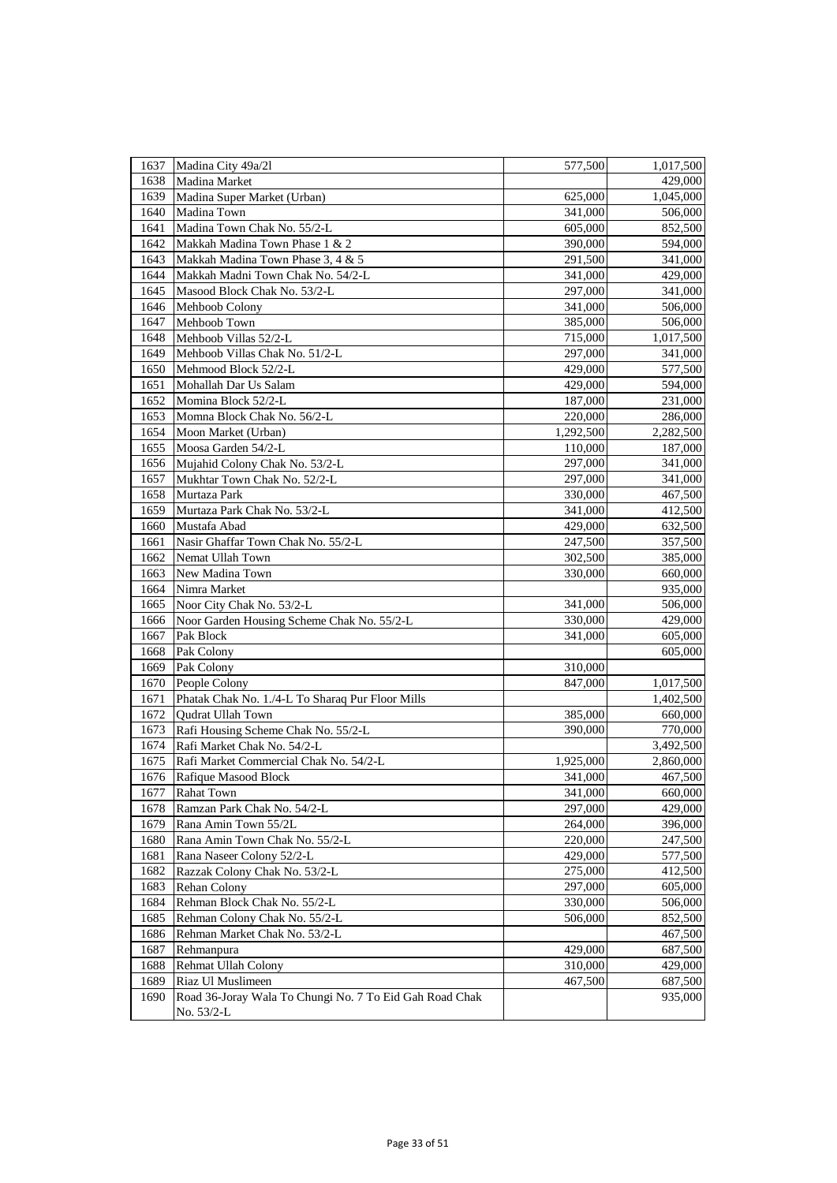| | | | |
|---|---|---|---|
| 1637 | Madina City 49a/2l | 577,500 | 1,017,500 |
| 1638 | Madina Market | | 429,000 |
| 1639 | Madina Super Market (Urban) | 625,000 | 1,045,000 |
| 1640 | Madina Town | 341,000 | 506,000 |
| 1641 | Madina Town Chak No. 55/2-L | 605,000 | 852,500 |
| 1642 | Makkah Madina Town Phase 1 & 2 | 390,000 | 594,000 |
| 1643 | Makkah Madina Town Phase 3, 4 & 5 | 291,500 | 341,000 |
| 1644 | Makkah Madni Town Chak No. 54/2-L | 341,000 | 429,000 |
| 1645 | Masood Block Chak No. 53/2-L | 297,000 | 341,000 |
| 1646 | Mehboob Colony | 341,000 | 506,000 |
| 1647 | Mehboob Town | 385,000 | 506,000 |
| 1648 | Mehboob Villas 52/2-L | 715,000 | 1,017,500 |
| 1649 | Mehboob Villas Chak No. 51/2-L | 297,000 | 341,000 |
| 1650 | Mehmood Block 52/2-L | 429,000 | 577,500 |
| 1651 | Mohallah Dar Us Salam | 429,000 | 594,000 |
| 1652 | Momina Block 52/2-L | 187,000 | 231,000 |
| 1653 | Momna Block Chak No. 56/2-L | 220,000 | 286,000 |
| 1654 | Moon Market (Urban) | 1,292,500 | 2,282,500 |
| 1655 | Moosa Garden 54/2-L | 110,000 | 187,000 |
| 1656 | Mujahid Colony Chak No. 53/2-L | 297,000 | 341,000 |
| 1657 | Mukhtar Town Chak No. 52/2-L | 297,000 | 341,000 |
| 1658 | Murtaza Park | 330,000 | 467,500 |
| 1659 | Murtaza Park Chak No. 53/2-L | 341,000 | 412,500 |
| 1660 | Mustafa Abad | 429,000 | 632,500 |
| 1661 | Nasir Ghaffar Town Chak No. 55/2-L | 247,500 | 357,500 |
| 1662 | Nemat Ullah Town | 302,500 | 385,000 |
| 1663 | New Madina Town | 330,000 | 660,000 |
| 1664 | Nimra Market | | 935,000 |
| 1665 | Noor City Chak No. 53/2-L | 341,000 | 506,000 |
| 1666 | Noor Garden Housing Scheme Chak No. 55/2-L | 330,000 | 429,000 |
| 1667 | Pak Block | 341,000 | 605,000 |
| 1668 | Pak Colony | | 605,000 |
| 1669 | Pak Colony | 310,000 | |
| 1670 | People Colony | 847,000 | 1,017,500 |
| 1671 | Phatak Chak No. 1./4-L To Sharaq Pur Floor Mills | | 1,402,500 |
| 1672 | Qudrat Ullah Town | 385,000 | 660,000 |
| 1673 | Rafi Housing Scheme Chak No. 55/2-L | 390,000 | 770,000 |
| 1674 | Rafi Market Chak No. 54/2-L | | 3,492,500 |
| 1675 | Rafi Market Commercial Chak No. 54/2-L | 1,925,000 | 2,860,000 |
| 1676 | Rafique Masood Block | 341,000 | 467,500 |
| 1677 | Rahat Town | 341,000 | 660,000 |
| 1678 | Ramzan Park Chak No. 54/2-L | 297,000 | 429,000 |
| 1679 | Rana Amin Town 55/2L | 264,000 | 396,000 |
| 1680 | Rana Amin Town Chak No. 55/2-L | 220,000 | 247,500 |
| 1681 | Rana Naseer Colony 52/2-L | 429,000 | 577,500 |
| 1682 | Razzak Colony Chak No. 53/2-L | 275,000 | 412,500 |
| 1683 | Rehan Colony | 297,000 | 605,000 |
| 1684 | Rehman Block Chak No. 55/2-L | 330,000 | 506,000 |
| 1685 | Rehman Colony Chak No. 55/2-L | 506,000 | 852,500 |
| 1686 | Rehman Market Chak No. 53/2-L | | 467,500 |
| 1687 | Rehmanpura | 429,000 | 687,500 |
| 1688 | Rehmat Ullah Colony | 310,000 | 429,000 |
| 1689 | Riaz Ul Muslimeen | 467,500 | 687,500 |
| 1690 | Road 36-Joray Wala To Chungi No. 7 To Eid Gah Road Chak No. 53/2-L | | 935,000 |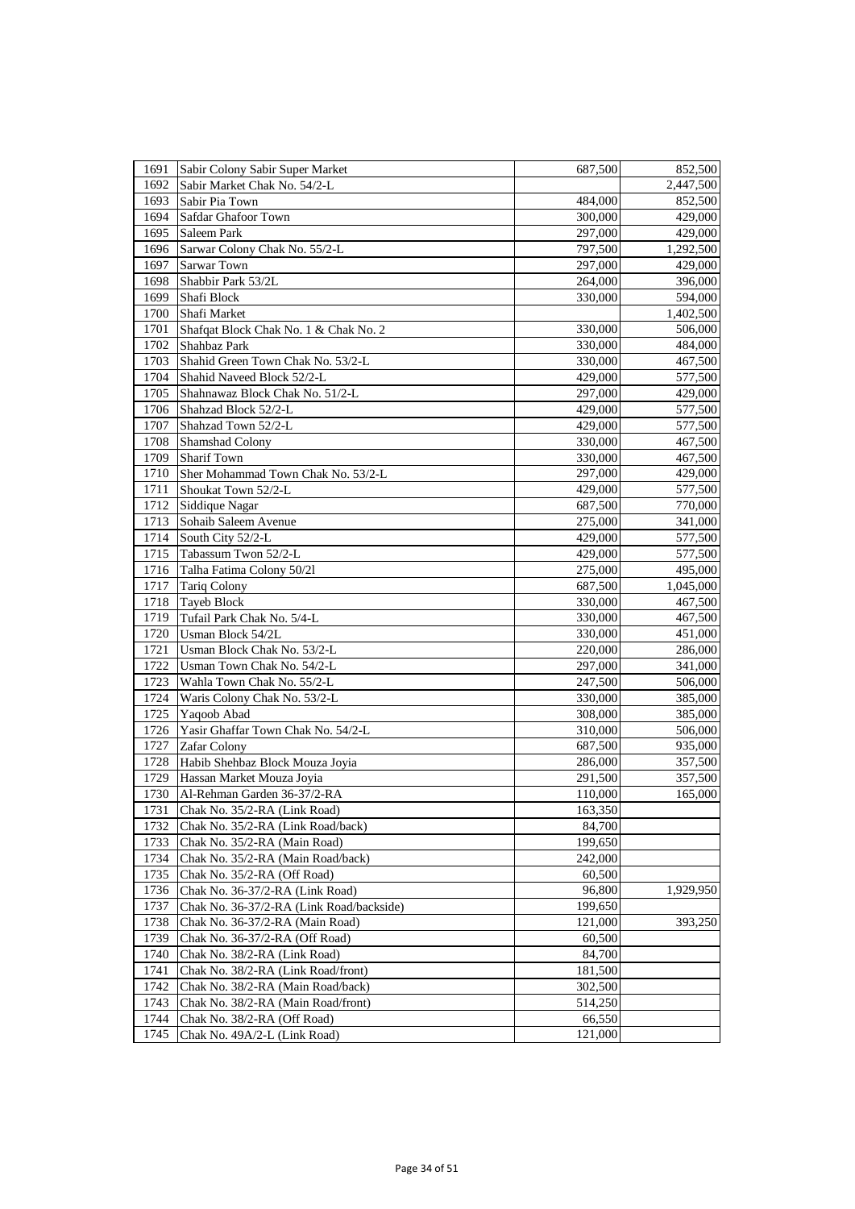| | | | |
|---|---|---|---|
| 1691 | Sabir Colony Sabir Super Market | 687,500 | 852,500 |
| 1692 | Sabir Market Chak No. 54/2-L | | 2,447,500 |
| 1693 | Sabir Pia Town | 484,000 | 852,500 |
| 1694 | Safdar Ghafoor Town | 300,000 | 429,000 |
| 1695 | Saleem Park | 297,000 | 429,000 |
| 1696 | Sarwar Colony Chak No. 55/2-L | 797,500 | 1,292,500 |
| 1697 | Sarwar Town | 297,000 | 429,000 |
| 1698 | Shabbir Park 53/2L | 264,000 | 396,000 |
| 1699 | Shafi Block | 330,000 | 594,000 |
| 1700 | Shafi Market | | 1,402,500 |
| 1701 | Shafqat Block Chak No. 1 & Chak No. 2 | 330,000 | 506,000 |
| 1702 | Shahbaz Park | 330,000 | 484,000 |
| 1703 | Shahid Green Town Chak No. 53/2-L | 330,000 | 467,500 |
| 1704 | Shahid Naveed Block 52/2-L | 429,000 | 577,500 |
| 1705 | Shahnawaz Block Chak No. 51/2-L | 297,000 | 429,000 |
| 1706 | Shahzad Block 52/2-L | 429,000 | 577,500 |
| 1707 | Shahzad Town 52/2-L | 429,000 | 577,500 |
| 1708 | Shamshad Colony | 330,000 | 467,500 |
| 1709 | Sharif Town | 330,000 | 467,500 |
| 1710 | Sher Mohammad Town Chak No. 53/2-L | 297,000 | 429,000 |
| 1711 | Shoukat Town 52/2-L | 429,000 | 577,500 |
| 1712 | Siddique Nagar | 687,500 | 770,000 |
| 1713 | Sohaib Saleem Avenue | 275,000 | 341,000 |
| 1714 | South City 52/2-L | 429,000 | 577,500 |
| 1715 | Tabassum Twon 52/2-L | 429,000 | 577,500 |
| 1716 | Talha Fatima Colony 50/2l | 275,000 | 495,000 |
| 1717 | Tariq Colony | 687,500 | 1,045,000 |
| 1718 | Tayeb Block | 330,000 | 467,500 |
| 1719 | Tufail Park Chak No. 5/4-L | 330,000 | 467,500 |
| 1720 | Usman Block 54/2L | 330,000 | 451,000 |
| 1721 | Usman Block Chak No. 53/2-L | 220,000 | 286,000 |
| 1722 | Usman Town Chak No. 54/2-L | 297,000 | 341,000 |
| 1723 | Wahla Town Chak No. 55/2-L | 247,500 | 506,000 |
| 1724 | Waris Colony Chak No. 53/2-L | 330,000 | 385,000 |
| 1725 | Yaqoob Abad | 308,000 | 385,000 |
| 1726 | Yasir Ghaffar Town Chak No. 54/2-L | 310,000 | 506,000 |
| 1727 | Zafar Colony | 687,500 | 935,000 |
| 1728 | Habib Shehbaz Block Mouza Joyia | 286,000 | 357,500 |
| 1729 | Hassan Market Mouza Joyia | 291,500 | 357,500 |
| 1730 | Al-Rehman Garden 36-37/2-RA | 110,000 | 165,000 |
| 1731 | Chak No. 35/2-RA (Link Road) | 163,350 | |
| 1732 | Chak No. 35/2-RA (Link Road/back) | 84,700 | |
| 1733 | Chak No. 35/2-RA (Main Road) | 199,650 | |
| 1734 | Chak No. 35/2-RA (Main Road/back) | 242,000 | |
| 1735 | Chak No. 35/2-RA (Off Road) | 60,500 | |
| 1736 | Chak No. 36-37/2-RA (Link Road) | 96,800 | 1,929,950 |
| 1737 | Chak No. 36-37/2-RA (Link Road/backside) | 199,650 | |
| 1738 | Chak No. 36-37/2-RA (Main Road) | 121,000 | 393,250 |
| 1739 | Chak No. 36-37/2-RA (Off Road) | 60,500 | |
| 1740 | Chak No. 38/2-RA (Link Road) | 84,700 | |
| 1741 | Chak No. 38/2-RA (Link Road/front) | 181,500 | |
| 1742 | Chak No. 38/2-RA (Main Road/back) | 302,500 | |
| 1743 | Chak No. 38/2-RA (Main Road/front) | 514,250 | |
| 1744 | Chak No. 38/2-RA (Off Road) | 66,550 | |
| 1745 | Chak No. 49A/2-L (Link Road) | 121,000 | |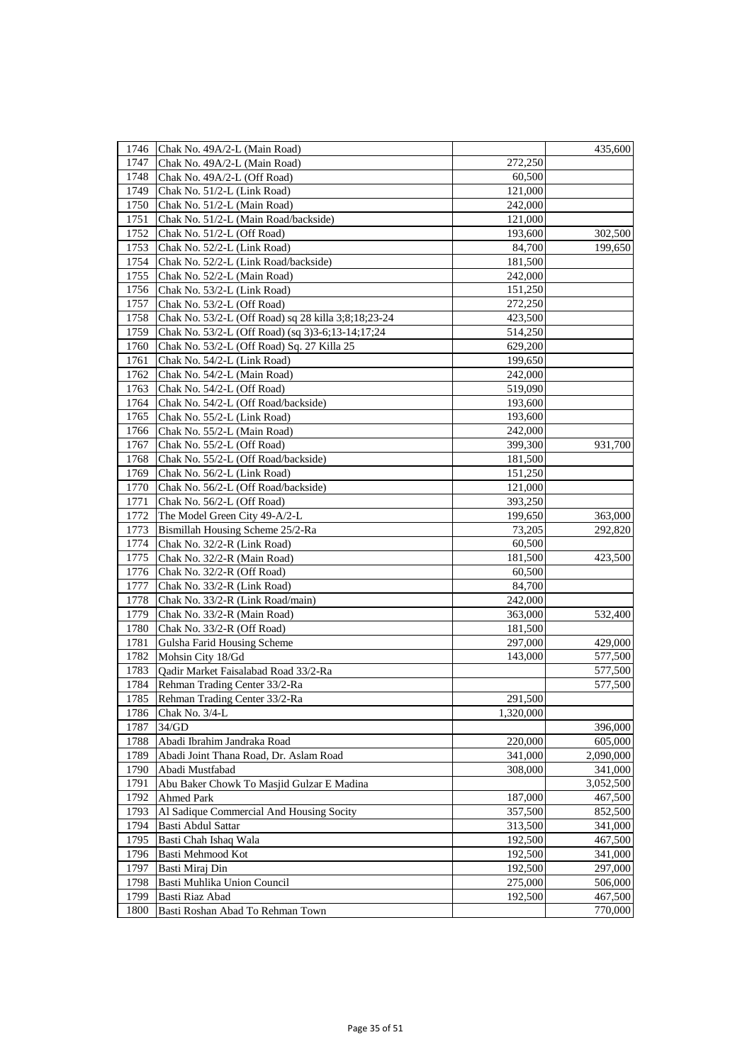| | | | |
|---|---|---|---|
| 1746 | Chak No. 49A/2-L (Main Road) | | 435,600 |
| 1747 | Chak No. 49A/2-L (Main Road) | 272,250 | |
| 1748 | Chak No. 49A/2-L (Off Road) | 60,500 | |
| 1749 | Chak No. 51/2-L (Link Road) | 121,000 | |
| 1750 | Chak No. 51/2-L (Main Road) | 242,000 | |
| 1751 | Chak No. 51/2-L (Main Road/backside) | 121,000 | |
| 1752 | Chak No. 51/2-L (Off Road) | 193,600 | 302,500 |
| 1753 | Chak No. 52/2-L (Link Road) | 84,700 | 199,650 |
| 1754 | Chak No. 52/2-L (Link Road/backside) | 181,500 | |
| 1755 | Chak No. 52/2-L (Main Road) | 242,000 | |
| 1756 | Chak No. 53/2-L (Link Road) | 151,250 | |
| 1757 | Chak No. 53/2-L (Off Road) | 272,250 | |
| 1758 | Chak No. 53/2-L (Off Road) sq 28 killa 3;8;18;23-24 | 423,500 | |
| 1759 | Chak No. 53/2-L (Off Road) (sq 3)3-6;13-14;17;24 | 514,250 | |
| 1760 | Chak No. 53/2-L (Off Road) Sq. 27 Killa 25 | 629,200 | |
| 1761 | Chak No. 54/2-L (Link Road) | 199,650 | |
| 1762 | Chak No. 54/2-L (Main Road) | 242,000 | |
| 1763 | Chak No. 54/2-L (Off Road) | 519,090 | |
| 1764 | Chak No. 54/2-L (Off Road/backside) | 193,600 | |
| 1765 | Chak No. 55/2-L (Link Road) | 193,600 | |
| 1766 | Chak No. 55/2-L (Main Road) | 242,000 | |
| 1767 | Chak No. 55/2-L (Off Road) | 399,300 | 931,700 |
| 1768 | Chak No. 55/2-L (Off Road/backside) | 181,500 | |
| 1769 | Chak No. 56/2-L (Link Road) | 151,250 | |
| 1770 | Chak No. 56/2-L (Off Road/backside) | 121,000 | |
| 1771 | Chak No. 56/2-L (Off Road) | 393,250 | |
| 1772 | The Model Green City 49-A/2-L | 199,650 | 363,000 |
| 1773 | Bismillah Housing Scheme 25/2-Ra | 73,205 | 292,820 |
| 1774 | Chak No. 32/2-R (Link Road) | 60,500 | |
| 1775 | Chak No. 32/2-R (Main Road) | 181,500 | 423,500 |
| 1776 | Chak No. 32/2-R (Off Road) | 60,500 | |
| 1777 | Chak No. 33/2-R (Link Road) | 84,700 | |
| 1778 | Chak No. 33/2-R (Link Road/main) | 242,000 | |
| 1779 | Chak No. 33/2-R (Main Road) | 363,000 | 532,400 |
| 1780 | Chak No. 33/2-R (Off Road) | 181,500 | |
| 1781 | Gulsha Farid Housing Scheme | 297,000 | 429,000 |
| 1782 | Mohsin City 18/Gd | 143,000 | 577,500 |
| 1783 | Qadir Market Faisalabad Road 33/2-Ra | | 577,500 |
| 1784 | Rehman Trading Center 33/2-Ra | | 577,500 |
| 1785 | Rehman Trading Center 33/2-Ra | 291,500 | |
| 1786 | Chak No. 3/4-L | 1,320,000 | |
| 1787 | 34/GD | | 396,000 |
| 1788 | Abadi Ibrahim Jandraka Road | 220,000 | 605,000 |
| 1789 | Abadi Joint Thana Road, Dr. Aslam Road | 341,000 | 2,090,000 |
| 1790 | Abadi Mustfabad | 308,000 | 341,000 |
| 1791 | Abu Baker Chowk To Masjid Gulzar E Madina | | 3,052,500 |
| 1792 | Ahmed Park | 187,000 | 467,500 |
| 1793 | Al Sadique Commercial And Housing Socity | 357,500 | 852,500 |
| 1794 | Basti Abdul Sattar | 313,500 | 341,000 |
| 1795 | Basti Chah Ishaq Wala | 192,500 | 467,500 |
| 1796 | Basti Mehmood Kot | 192,500 | 341,000 |
| 1797 | Basti Miraj Din | 192,500 | 297,000 |
| 1798 | Basti Muhlika Union Council | 275,000 | 506,000 |
| 1799 | Basti Riaz Abad | 192,500 | 467,500 |
| 1800 | Basti Roshan Abad To Rehman Town | | 770,000 |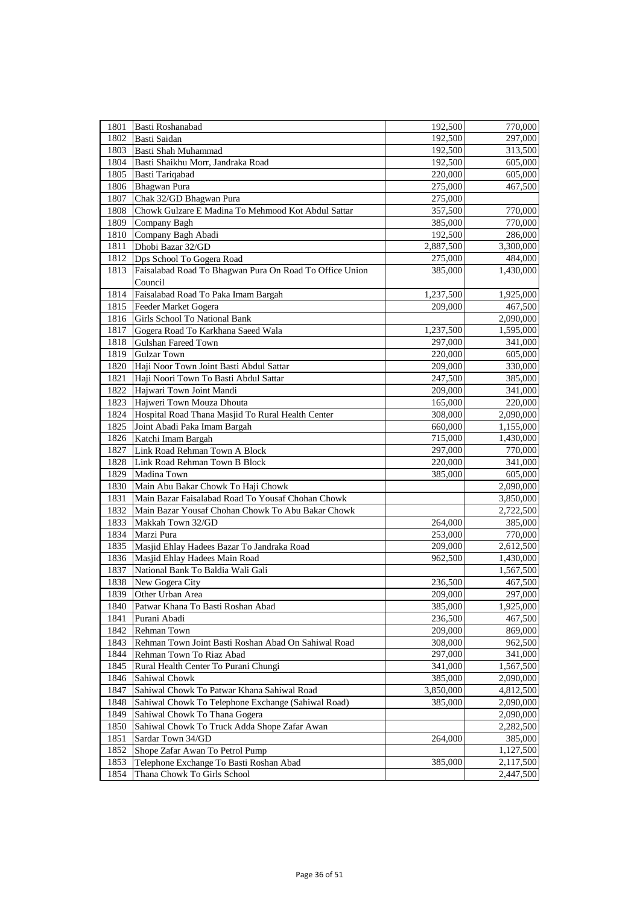| | | | |
|---|---|---|---|
| 1801 | Basti Roshanabad | 192,500 | 770,000 |
| 1802 | Basti Saidan | 192,500 | 297,000 |
| 1803 | Basti Shah Muhammad | 192,500 | 313,500 |
| 1804 | Basti Shaikhu Morr, Jandraka Road | 192,500 | 605,000 |
| 1805 | Basti Tariqabad | 220,000 | 605,000 |
| 1806 | Bhagwan Pura | 275,000 | 467,500 |
| 1807 | Chak 32/GD Bhagwan Pura | 275,000 | |
| 1808 | Chowk Gulzare E Madina To Mehmood Kot Abdul Sattar | 357,500 | 770,000 |
| 1809 | Company Bagh | 385,000 | 770,000 |
| 1810 | Company Bagh Abadi | 192,500 | 286,000 |
| 1811 | Dhobi Bazar 32/GD | 2,887,500 | 3,300,000 |
| 1812 | Dps School To Gogera Road | 275,000 | 484,000 |
| 1813 | Faisalabad Road To Bhagwan Pura On Road To Office Union Council | 385,000 | 1,430,000 |
| 1814 | Faisalabad Road To Paka Imam Bargah | 1,237,500 | 1,925,000 |
| 1815 | Feeder Market Gogera | 209,000 | 467,500 |
| 1816 | Girls School To National Bank | | 2,090,000 |
| 1817 | Gogera Road To Karkhana Saeed Wala | 1,237,500 | 1,595,000 |
| 1818 | Gulshan Fareed Town | 297,000 | 341,000 |
| 1819 | Gulzar Town | 220,000 | 605,000 |
| 1820 | Haji Noor Town Joint Basti Abdul Sattar | 209,000 | 330,000 |
| 1821 | Haji Noori Town To Basti Abdul Sattar | 247,500 | 385,000 |
| 1822 | Hajwari Town Joint Mandi | 209,000 | 341,000 |
| 1823 | Hajweri Town Mouza Dhouta | 165,000 | 220,000 |
| 1824 | Hospital Road Thana Masjid To Rural Health Center | 308,000 | 2,090,000 |
| 1825 | Joint Abadi Paka Imam Bargah | 660,000 | 1,155,000 |
| 1826 | Katchi Imam Bargah | 715,000 | 1,430,000 |
| 1827 | Link Road Rehman Town A Block | 297,000 | 770,000 |
| 1828 | Link Road Rehman Town B Block | 220,000 | 341,000 |
| 1829 | Madina Town | 385,000 | 605,000 |
| 1830 | Main Abu Bakar Chowk To Haji Chowk | | 2,090,000 |
| 1831 | Main Bazar Faisalabad Road To Yousaf Chohan Chowk | | 3,850,000 |
| 1832 | Main Bazar Yousaf Chohan Chowk To Abu Bakar Chowk | | 2,722,500 |
| 1833 | Makkah Town 32/GD | 264,000 | 385,000 |
| 1834 | Marzi Pura | 253,000 | 770,000 |
| 1835 | Masjid Ehlay Hadees Bazar To Jandraka Road | 209,000 | 2,612,500 |
| 1836 | Masjid Ehlay Hadees Main Road | 962,500 | 1,430,000 |
| 1837 | National Bank To Baldia Wali Gali | | 1,567,500 |
| 1838 | New Gogera City | 236,500 | 467,500 |
| 1839 | Other Urban Area | 209,000 | 297,000 |
| 1840 | Patwar Khana To Basti Roshan Abad | 385,000 | 1,925,000 |
| 1841 | Purani Abadi | 236,500 | 467,500 |
| 1842 | Rehman Town | 209,000 | 869,000 |
| 1843 | Rehman Town Joint Basti Roshan Abad On Sahiwal Road | 308,000 | 962,500 |
| 1844 | Rehman Town To Riaz Abad | 297,000 | 341,000 |
| 1845 | Rural Health Center To Purani Chungi | 341,000 | 1,567,500 |
| 1846 | Sahiwal Chowk | 385,000 | 2,090,000 |
| 1847 | Sahiwal Chowk To Patwar Khana Sahiwal Road | 3,850,000 | 4,812,500 |
| 1848 | Sahiwal Chowk To Telephone Exchange (Sahiwal Road) | 385,000 | 2,090,000 |
| 1849 | Sahiwal Chowk To Thana Gogera | | 2,090,000 |
| 1850 | Sahiwal Chowk To Truck Adda Shope Zafar Awan | | 2,282,500 |
| 1851 | Sardar Town 34/GD | 264,000 | 385,000 |
| 1852 | Shope Zafar Awan To Petrol Pump | | 1,127,500 |
| 1853 | Telephone Exchange To Basti Roshan Abad | 385,000 | 2,117,500 |
| 1854 | Thana Chowk To Girls School | | 2,447,500 |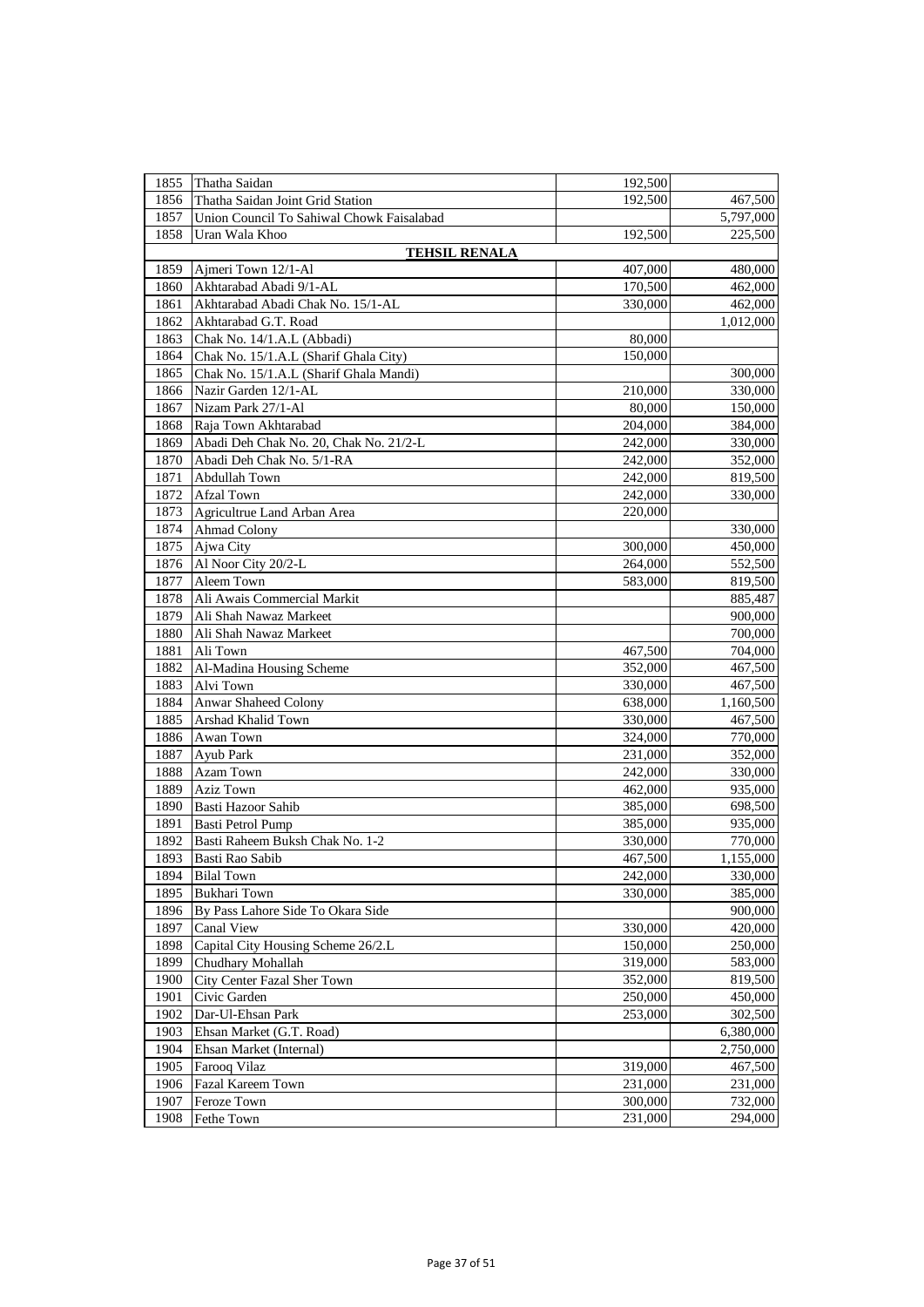| | | | |
|---|---|---|---|
| 1855 | Thatha Saidan | 192,500 | |
| 1856 | Thatha Saidan Joint Grid Station | 192,500 | 467,500 |
| 1857 | Union Council To Sahiwal Chowk Faisalabad | | 5,797,000 |
| 1858 | Uran Wala Khoo | 192,500 | 225,500 |
| | **TEHSIL RENALA** | | |
| 1859 | Ajmeri Town 12/1-Al | 407,000 | 480,000 |
| 1860 | Akhtarabad Abadi 9/1-AL | 170,500 | 462,000 |
| 1861 | Akhtarabad Abadi Chak No. 15/1-AL | 330,000 | 462,000 |
| 1862 | Akhtarabad G.T. Road | | 1,012,000 |
| 1863 | Chak No. 14/1.A.L (Abbadi) | 80,000 | |
| 1864 | Chak No. 15/1.A.L (Sharif Ghala City) | 150,000 | |
| 1865 | Chak No. 15/1.A.L (Sharif Ghala Mandi) | | 300,000 |
| 1866 | Nazir Garden 12/1-AL | 210,000 | 330,000 |
| 1867 | Nizam Park 27/1-Al | 80,000 | 150,000 |
| 1868 | Raja Town Akhtarabad | 204,000 | 384,000 |
| 1869 | Abadi Deh Chak No. 20, Chak No. 21/2-L | 242,000 | 330,000 |
| 1870 | Abadi Deh Chak No. 5/1-RA | 242,000 | 352,000 |
| 1871 | Abdullah Town | 242,000 | 819,500 |
| 1872 | Afzal Town | 242,000 | 330,000 |
| 1873 | Agricultrue Land Arban Area | 220,000 | |
| 1874 | Ahmad Colony | | 330,000 |
| 1875 | Ajwa City | 300,000 | 450,000 |
| 1876 | Al Noor City 20/2-L | 264,000 | 552,500 |
| 1877 | Aleem Town | 583,000 | 819,500 |
| 1878 | Ali Awais Commercial Markit | | 885,487 |
| 1879 | Ali Shah Nawaz Markeet | | 900,000 |
| 1880 | Ali Shah Nawaz Markeet | | 700,000 |
| 1881 | Ali Town | 467,500 | 704,000 |
| 1882 | Al-Madina Housing Scheme | 352,000 | 467,500 |
| 1883 | Alvi Town | 330,000 | 467,500 |
| 1884 | Anwar Shaheed Colony | 638,000 | 1,160,500 |
| 1885 | Arshad Khalid Town | 330,000 | 467,500 |
| 1886 | Awan Town | 324,000 | 770,000 |
| 1887 | Ayub Park | 231,000 | 352,000 |
| 1888 | Azam Town | 242,000 | 330,000 |
| 1889 | Aziz Town | 462,000 | 935,000 |
| 1890 | Basti Hazoor Sahib | 385,000 | 698,500 |
| 1891 | Basti Petrol Pump | 385,000 | 935,000 |
| 1892 | Basti Raheem Buksh Chak No. 1-2 | 330,000 | 770,000 |
| 1893 | Basti Rao Sabib | 467,500 | 1,155,000 |
| 1894 | Bilal Town | 242,000 | 330,000 |
| 1895 | Bukhari Town | 330,000 | 385,000 |
| 1896 | By Pass Lahore Side To Okara Side | | 900,000 |
| 1897 | Canal View | 330,000 | 420,000 |
| 1898 | Capital City Housing Scheme 26/2.L | 150,000 | 250,000 |
| 1899 | Chudhary Mohallah | 319,000 | 583,000 |
| 1900 | City Center Fazal Sher Town | 352,000 | 819,500 |
| 1901 | Civic Garden | 250,000 | 450,000 |
| 1902 | Dar-Ul-Ehsan Park | 253,000 | 302,500 |
| 1903 | Ehsan Market (G.T. Road) | | 6,380,000 |
| 1904 | Ehsan Market (Internal) | | 2,750,000 |
| 1905 | Farooq Vilaz | 319,000 | 467,500 |
| 1906 | Fazal Kareem Town | 231,000 | 231,000 |
| 1907 | Feroze Town | 300,000 | 732,000 |
| 1908 | Fethe Town | 231,000 | 294,000 |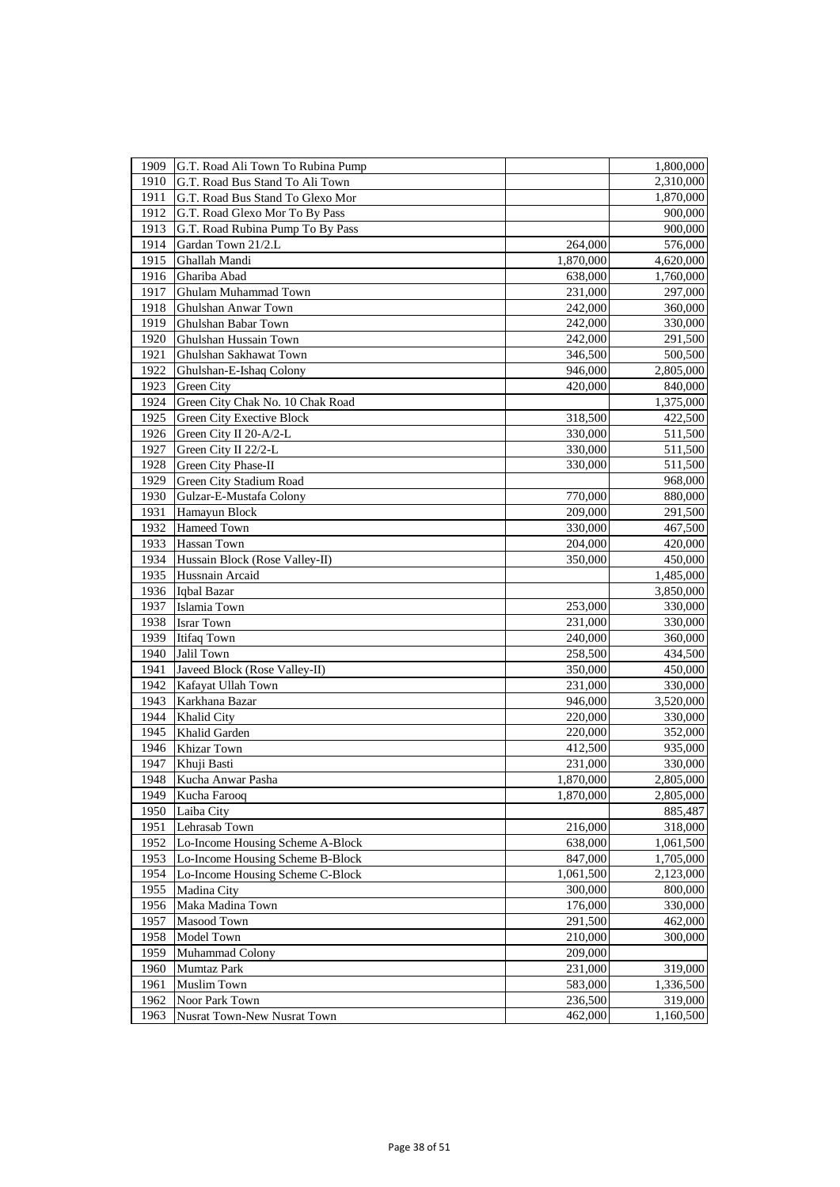| | | | |
|---|---|---|---|
| 1909 | G.T. Road Ali Town To Rubina Pump | | 1,800,000 |
| 1910 | G.T. Road Bus Stand To Ali Town | | 2,310,000 |
| 1911 | G.T. Road Bus Stand To Glexo Mor | | 1,870,000 |
| 1912 | G.T. Road Glexo Mor To By Pass | | 900,000 |
| 1913 | G.T. Road Rubina Pump To By Pass | | 900,000 |
| 1914 | Gardan Town 21/2.L | 264,000 | 576,000 |
| 1915 | Ghallah Mandi | 1,870,000 | 4,620,000 |
| 1916 | Ghariba Abad | 638,000 | 1,760,000 |
| 1917 | Ghulam Muhammad Town | 231,000 | 297,000 |
| 1918 | Ghulshan Anwar Town | 242,000 | 360,000 |
| 1919 | Ghulshan Babar Town | 242,000 | 330,000 |
| 1920 | Ghulshan Hussain Town | 242,000 | 291,500 |
| 1921 | Ghulshan Sakhawat Town | 346,500 | 500,500 |
| 1922 | Ghulshan-E-Ishaq Colony | 946,000 | 2,805,000 |
| 1923 | Green City | 420,000 | 840,000 |
| 1924 | Green City Chak No. 10 Chak Road | | 1,375,000 |
| 1925 | Green City Exective Block | 318,500 | 422,500 |
| 1926 | Green City II 20-A/2-L | 330,000 | 511,500 |
| 1927 | Green City II 22/2-L | 330,000 | 511,500 |
| 1928 | Green City Phase-II | 330,000 | 511,500 |
| 1929 | Green City Stadium Road | | 968,000 |
| 1930 | Gulzar-E-Mustafa Colony | 770,000 | 880,000 |
| 1931 | Hamayun Block | 209,000 | 291,500 |
| 1932 | Hameed Town | 330,000 | 467,500 |
| 1933 | Hassan Town | 204,000 | 420,000 |
| 1934 | Hussain Block (Rose Valley-II) | 350,000 | 450,000 |
| 1935 | Hussnain Arcaid | | 1,485,000 |
| 1936 | Iqbal Bazar | | 3,850,000 |
| 1937 | Islamia Town | 253,000 | 330,000 |
| 1938 | Israr Town | 231,000 | 330,000 |
| 1939 | Itifaq Town | 240,000 | 360,000 |
| 1940 | Jalil Town | 258,500 | 434,500 |
| 1941 | Javeed Block (Rose Valley-II) | 350,000 | 450,000 |
| 1942 | Kafayat Ullah Town | 231,000 | 330,000 |
| 1943 | Karkhana Bazar | 946,000 | 3,520,000 |
| 1944 | Khalid City | 220,000 | 330,000 |
| 1945 | Khalid Garden | 220,000 | 352,000 |
| 1946 | Khizar Town | 412,500 | 935,000 |
| 1947 | Khuji Basti | 231,000 | 330,000 |
| 1948 | Kucha Anwar Pasha | 1,870,000 | 2,805,000 |
| 1949 | Kucha Farooq | 1,870,000 | 2,805,000 |
| 1950 | Laiba City | | 885,487 |
| 1951 | Lehrasab Town | 216,000 | 318,000 |
| 1952 | Lo-Income Housing Scheme A-Block | 638,000 | 1,061,500 |
| 1953 | Lo-Income Housing Scheme B-Block | 847,000 | 1,705,000 |
| 1954 | Lo-Income Housing Scheme C-Block | 1,061,500 | 2,123,000 |
| 1955 | Madina City | 300,000 | 800,000 |
| 1956 | Maka Madina Town | 176,000 | 330,000 |
| 1957 | Masood Town | 291,500 | 462,000 |
| 1958 | Model Town | 210,000 | 300,000 |
| 1959 | Muhammad Colony | 209,000 | |
| 1960 | Mumtaz Park | 231,000 | 319,000 |
| 1961 | Muslim Town | 583,000 | 1,336,500 |
| 1962 | Noor Park Town | 236,500 | 319,000 |
| 1963 | Nusrat Town-New Nusrat Town | 462,000 | 1,160,500 |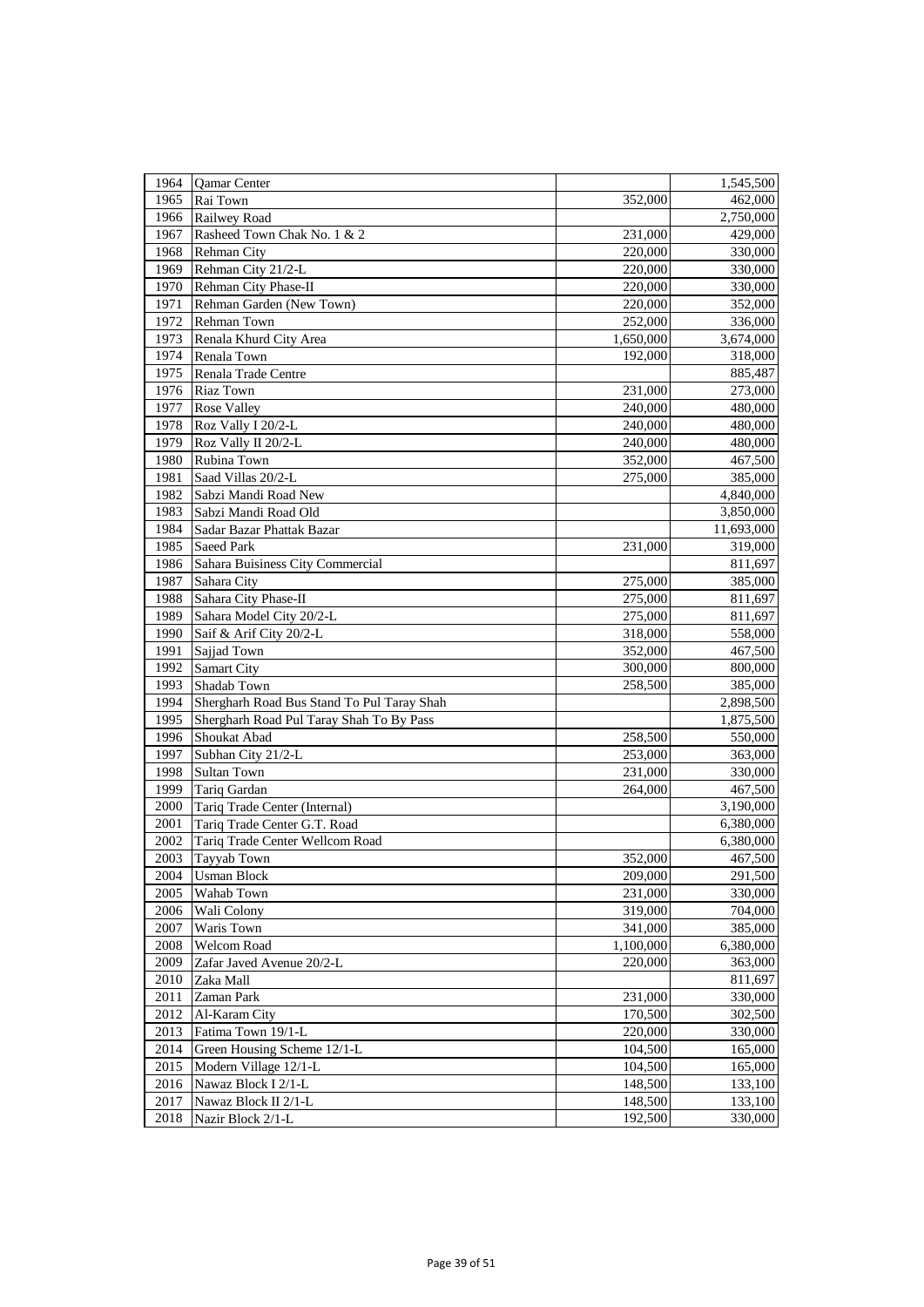| | | | |
|---|---|---|---|
| 1964 | Qamar Center | | 1,545,500 |
| 1965 | Rai Town | 352,000 | 462,000 |
| 1966 | Railwey Road | | 2,750,000 |
| 1967 | Rasheed Town Chak No. 1 & 2 | 231,000 | 429,000 |
| 1968 | Rehman City | 220,000 | 330,000 |
| 1969 | Rehman City 21/2-L | 220,000 | 330,000 |
| 1970 | Rehman City Phase-II | 220,000 | 330,000 |
| 1971 | Rehman Garden (New Town) | 220,000 | 352,000 |
| 1972 | Rehman Town | 252,000 | 336,000 |
| 1973 | Renala Khurd City Area | 1,650,000 | 3,674,000 |
| 1974 | Renala Town | 192,000 | 318,000 |
| 1975 | Renala Trade Centre | | 885,487 |
| 1976 | Riaz Town | 231,000 | 273,000 |
| 1977 | Rose Valley | 240,000 | 480,000 |
| 1978 | Roz Vally I 20/2-L | 240,000 | 480,000 |
| 1979 | Roz Vally II 20/2-L | 240,000 | 480,000 |
| 1980 | Rubina Town | 352,000 | 467,500 |
| 1981 | Saad Villas 20/2-L | 275,000 | 385,000 |
| 1982 | Sabzi Mandi Road New | | 4,840,000 |
| 1983 | Sabzi Mandi Road Old | | 3,850,000 |
| 1984 | Sadar Bazar Phattak Bazar | | 11,693,000 |
| 1985 | Saeed Park | 231,000 | 319,000 |
| 1986 | Sahara Buisiness City Commercial | | 811,697 |
| 1987 | Sahara City | 275,000 | 385,000 |
| 1988 | Sahara City Phase-II | 275,000 | 811,697 |
| 1989 | Sahara Model City 20/2-L | 275,000 | 811,697 |
| 1990 | Saif & Arif City 20/2-L | 318,000 | 558,000 |
| 1991 | Sajjad Town | 352,000 | 467,500 |
| 1992 | Samart City | 300,000 | 800,000 |
| 1993 | Shadab Town | 258,500 | 385,000 |
| 1994 | Shergharh Road Bus Stand To Pul Taray Shah | | 2,898,500 |
| 1995 | Shergharh Road Pul Taray Shah To By Pass | | 1,875,500 |
| 1996 | Shoukat Abad | 258,500 | 550,000 |
| 1997 | Subhan City 21/2-L | 253,000 | 363,000 |
| 1998 | Sultan Town | 231,000 | 330,000 |
| 1999 | Tariq Gardan | 264,000 | 467,500 |
| 2000 | Tariq Trade Center (Internal) | | 3,190,000 |
| 2001 | Tariq Trade Center G.T. Road | | 6,380,000 |
| 2002 | Tariq Trade Center Wellcom Road | | 6,380,000 |
| 2003 | Tayyab Town | 352,000 | 467,500 |
| 2004 | Usman Block | 209,000 | 291,500 |
| 2005 | Wahab Town | 231,000 | 330,000 |
| 2006 | Wali Colony | 319,000 | 704,000 |
| 2007 | Waris Town | 341,000 | 385,000 |
| 2008 | Welcom Road | 1,100,000 | 6,380,000 |
| 2009 | Zafar Javed Avenue 20/2-L | 220,000 | 363,000 |
| 2010 | Zaka Mall | | 811,697 |
| 2011 | Zaman Park | 231,000 | 330,000 |
| 2012 | Al-Karam City | 170,500 | 302,500 |
| 2013 | Fatima Town 19/1-L | 220,000 | 330,000 |
| 2014 | Green Housing Scheme 12/1-L | 104,500 | 165,000 |
| 2015 | Modern Village 12/1-L | 104,500 | 165,000 |
| 2016 | Nawaz Block I 2/1-L | 148,500 | 133,100 |
| 2017 | Nawaz Block II 2/1-L | 148,500 | 133,100 |
| 2018 | Nazir Block 2/1-L | 192,500 | 330,000 |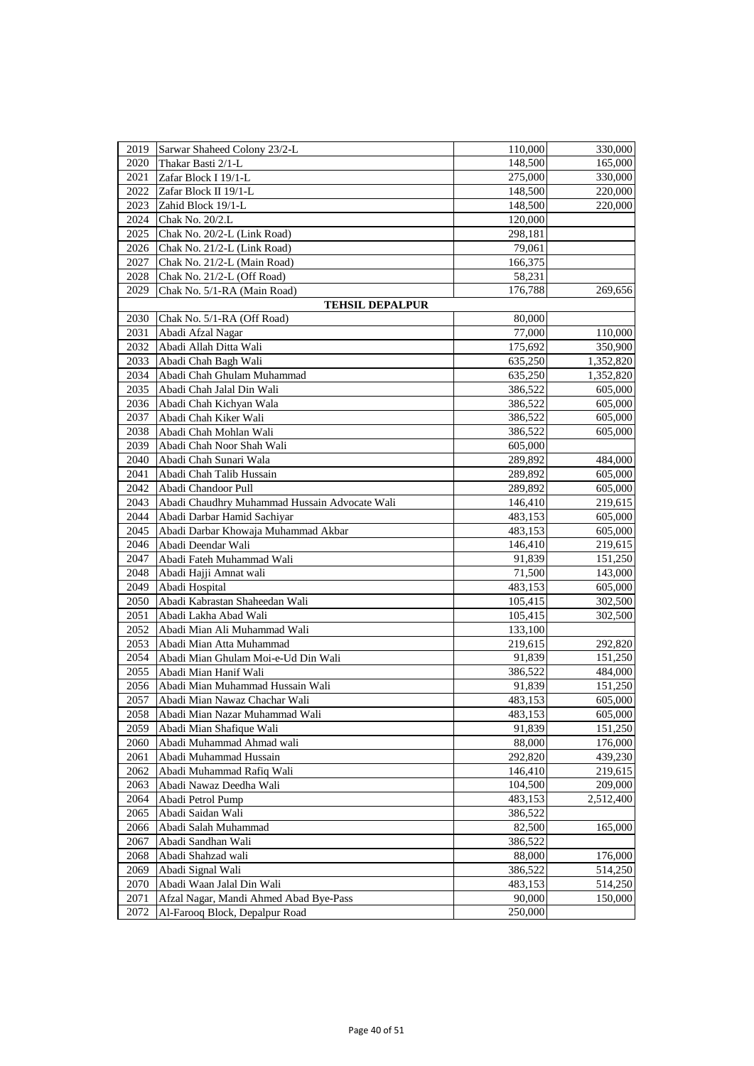| | | | |
|---|---|---|---|
| 2019 | Sarwar Shaheed Colony 23/2-L | 110,000 | 330,000 |
| 2020 | Thakar Basti 2/1-L | 148,500 | 165,000 |
| 2021 | Zafar Block I 19/1-L | 275,000 | 330,000 |
| 2022 | Zafar Block II 19/1-L | 148,500 | 220,000 |
| 2023 | Zahid Block 19/1-L | 148,500 | 220,000 |
| 2024 | Chak No. 20/2.L | 120,000 | |
| 2025 | Chak No. 20/2-L (Link Road) | 298,181 | |
| 2026 | Chak No. 21/2-L (Link Road) | 79,061 | |
| 2027 | Chak No. 21/2-L (Main Road) | 166,375 | |
| 2028 | Chak No. 21/2-L (Off Road) | 58,231 | |
| 2029 | Chak No. 5/1-RA (Main Road) | 176,788 | 269,656 |
| | **TEHSIL DEPALPUR** | | |
| 2030 | Chak No. 5/1-RA (Off Road) | 80,000 | |
| 2031 | Abadi Afzal Nagar | 77,000 | 110,000 |
| 2032 | Abadi Allah Ditta Wali | 175,692 | 350,900 |
| 2033 | Abadi Chah Bagh Wali | 635,250 | 1,352,820 |
| 2034 | Abadi Chah Ghulam Muhammad | 635,250 | 1,352,820 |
| 2035 | Abadi Chah Jalal Din Wali | 386,522 | 605,000 |
| 2036 | Abadi Chah Kichyan Wala | 386,522 | 605,000 |
| 2037 | Abadi Chah Kiker Wali | 386,522 | 605,000 |
| 2038 | Abadi Chah Mohlan Wali | 386,522 | 605,000 |
| 2039 | Abadi Chah Noor Shah Wali | 605,000 | |
| 2040 | Abadi Chah Sunari Wala | 289,892 | 484,000 |
| 2041 | Abadi Chah Talib Hussain | 289,892 | 605,000 |
| 2042 | Abadi Chandoor Pull | 289,892 | 605,000 |
| 2043 | Abadi Chaudhry Muhammad Hussain Advocate Wali | 146,410 | 219,615 |
| 2044 | Abadi Darbar Hamid Sachiyar | 483,153 | 605,000 |
| 2045 | Abadi Darbar Khowaja Muhammad Akbar | 483,153 | 605,000 |
| 2046 | Abadi Deendar Wali | 146,410 | 219,615 |
| 2047 | Abadi Fateh Muhammad Wali | 91,839 | 151,250 |
| 2048 | Abadi Hajji Amnat wali | 71,500 | 143,000 |
| 2049 | Abadi Hospital | 483,153 | 605,000 |
| 2050 | Abadi Kabrastan Shaheedan Wali | 105,415 | 302,500 |
| 2051 | Abadi Lakha Abad Wali | 105,415 | 302,500 |
| 2052 | Abadi Mian Ali Muhammad Wali | 133,100 | |
| 2053 | Abadi Mian Atta Muhammad | 219,615 | 292,820 |
| 2054 | Abadi Mian Ghulam Moi-e-Ud Din Wali | 91,839 | 151,250 |
| 2055 | Abadi Mian Hanif Wali | 386,522 | 484,000 |
| 2056 | Abadi Mian Muhammad Hussain Wali | 91,839 | 151,250 |
| 2057 | Abadi Mian Nawaz Chachar Wali | 483,153 | 605,000 |
| 2058 | Abadi Mian Nazar Muhammad Wali | 483,153 | 605,000 |
| 2059 | Abadi Mian Shafique Wali | 91,839 | 151,250 |
| 2060 | Abadi Muhammad Ahmad wali | 88,000 | 176,000 |
| 2061 | Abadi Muhammad Hussain | 292,820 | 439,230 |
| 2062 | Abadi Muhammad Rafiq Wali | 146,410 | 219,615 |
| 2063 | Abadi Nawaz Deedha Wali | 104,500 | 209,000 |
| 2064 | Abadi Petrol Pump | 483,153 | 2,512,400 |
| 2065 | Abadi Saidan Wali | 386,522 | |
| 2066 | Abadi Salah Muhammad | 82,500 | 165,000 |
| 2067 | Abadi Sandhan Wali | 386,522 | |
| 2068 | Abadi Shahzad wali | 88,000 | 176,000 |
| 2069 | Abadi Signal Wali | 386,522 | 514,250 |
| 2070 | Abadi Waan Jalal Din Wali | 483,153 | 514,250 |
| 2071 | Afzal Nagar, Mandi Ahmed Abad Bye-Pass | 90,000 | 150,000 |
| 2072 | Al-Farooq Block, Depalpur Road | 250,000 | |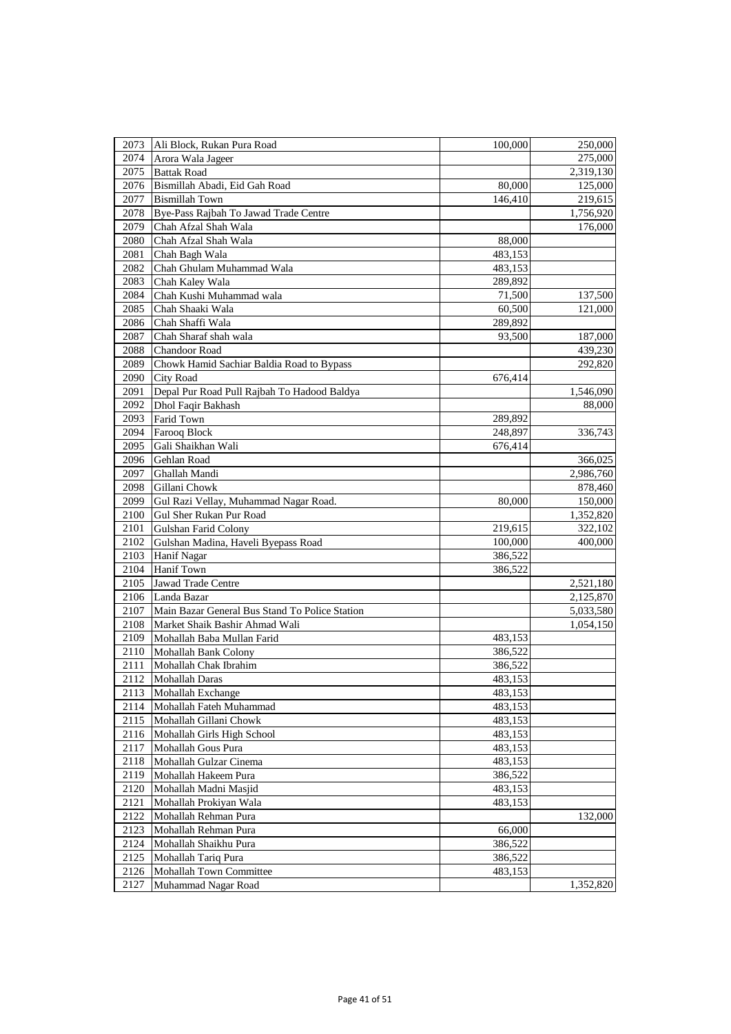| | | | |
|---|---|---|---|
| 2073 | Ali Block, Rukan Pura Road | 100,000 | 250,000 |
| 2074 | Arora Wala Jageer | | 275,000 |
| 2075 | Battak Road | | 2,319,130 |
| 2076 | Bismillah Abadi, Eid Gah Road | 80,000 | 125,000 |
| 2077 | Bismillah Town | 146,410 | 219,615 |
| 2078 | Bye-Pass Rajbah To Jawad Trade Centre | | 1,756,920 |
| 2079 | Chah Afzal Shah Wala | | 176,000 |
| 2080 | Chah Afzal Shah Wala | 88,000 | |
| 2081 | Chah Bagh Wala | 483,153 | |
| 2082 | Chah Ghulam Muhammad Wala | 483,153 | |
| 2083 | Chah Kaley Wala | 289,892 | |
| 2084 | Chah Kushi Muhammad wala | 71,500 | 137,500 |
| 2085 | Chah Shaaki Wala | 60,500 | 121,000 |
| 2086 | Chah Shaffi Wala | 289,892 | |
| 2087 | Chah Sharaf shah wala | 93,500 | 187,000 |
| 2088 | Chandoor Road | | 439,230 |
| 2089 | Chowk Hamid Sachiar Baldia Road to Bypass | | 292,820 |
| 2090 | City Road | 676,414 | |
| 2091 | Depal Pur Road Pull Rajbah To Hadood Baldya | | 1,546,090 |
| 2092 | Dhol Faqir Bakhash | | 88,000 |
| 2093 | Farid Town | 289,892 | |
| 2094 | Farooq Block | 248,897 | 336,743 |
| 2095 | Gali Shaikhan Wali | 676,414 | |
| 2096 | Gehlan Road | | 366,025 |
| 2097 | Ghallah Mandi | | 2,986,760 |
| 2098 | Gillani Chowk | | 878,460 |
| 2099 | Gul Razi Vellay, Muhammad Nagar Road. | 80,000 | 150,000 |
| 2100 | Gul Sher Rukan Pur Road | | 1,352,820 |
| 2101 | Gulshan Farid Colony | 219,615 | 322,102 |
| 2102 | Gulshan Madina, Haveli Byepass Road | 100,000 | 400,000 |
| 2103 | Hanif Nagar | 386,522 | |
| 2104 | Hanif Town | 386,522 | |
| 2105 | Jawad Trade Centre | | 2,521,180 |
| 2106 | Landa Bazar | | 2,125,870 |
| 2107 | Main Bazar General Bus Stand To Police Station | | 5,033,580 |
| 2108 | Market Shaik Bashir Ahmad Wali | | 1,054,150 |
| 2109 | Mohallah Baba Mullan Farid | 483,153 | |
| 2110 | Mohallah Bank Colony | 386,522 | |
| 2111 | Mohallah Chak Ibrahim | 386,522 | |
| 2112 | Mohallah Daras | 483,153 | |
| 2113 | Mohallah Exchange | 483,153 | |
| 2114 | Mohallah Fateh Muhammad | 483,153 | |
| 2115 | Mohallah Gillani Chowk | 483,153 | |
| 2116 | Mohallah Girls High School | 483,153 | |
| 2117 | Mohallah Gous Pura | 483,153 | |
| 2118 | Mohallah Gulzar Cinema | 483,153 | |
| 2119 | Mohallah Hakeem Pura | 386,522 | |
| 2120 | Mohallah Madni Masjid | 483,153 | |
| 2121 | Mohallah Prokiyan Wala | 483,153 | |
| 2122 | Mohallah Rehman Pura | | 132,000 |
| 2123 | Mohallah Rehman Pura | 66,000 | |
| 2124 | Mohallah Shaikhu Pura | 386,522 | |
| 2125 | Mohallah Tariq Pura | 386,522 | |
| 2126 | Mohallah Town Committee | 483,153 | |
| 2127 | Muhammad Nagar Road | | 1,352,820 |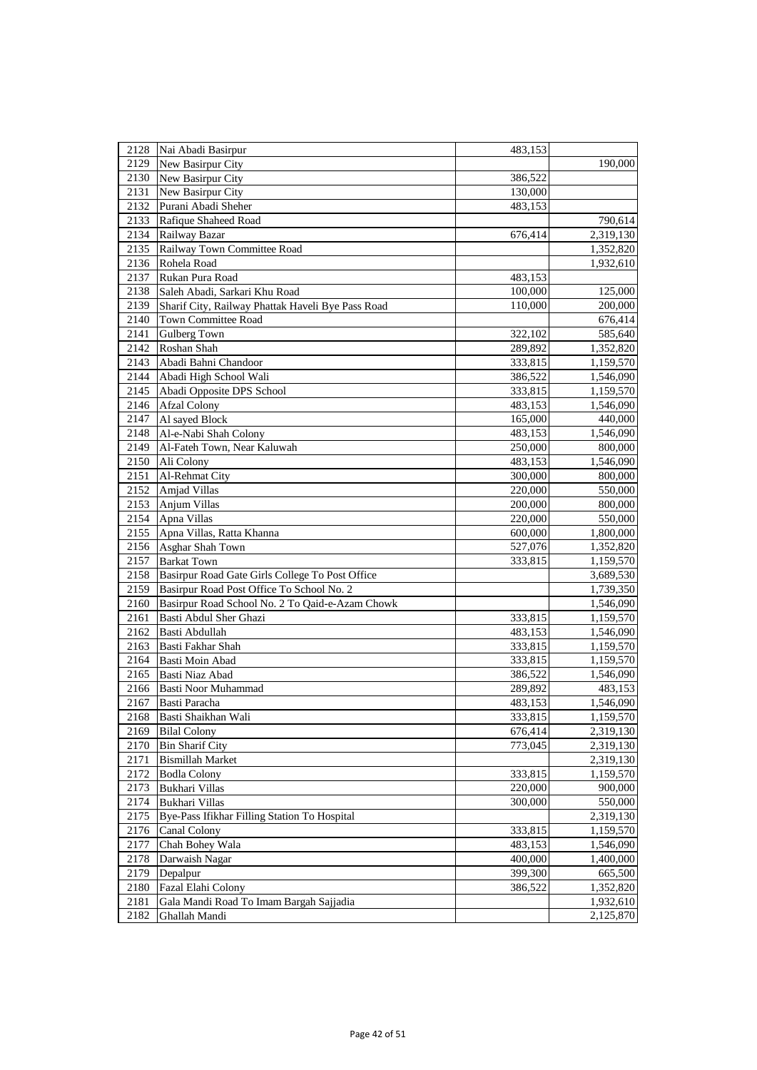| | | | |
|---|---|---|---|
| 2128 | Nai Abadi Basirpur | 483,153 | |
| 2129 | New Basirpur City | | 190,000 |
| 2130 | New Basirpur City | 386,522 | |
| 2131 | New Basirpur City | 130,000 | |
| 2132 | Purani Abadi Sheher | 483,153 | |
| 2133 | Rafique Shaheed Road | | 790,614 |
| 2134 | Railway Bazar | 676,414 | 2,319,130 |
| 2135 | Railway Town Committee Road | | 1,352,820 |
| 2136 | Rohela Road | | 1,932,610 |
| 2137 | Rukan Pura Road | 483,153 | |
| 2138 | Saleh Abadi, Sarkari Khu Road | 100,000 | 125,000 |
| 2139 | Sharif City, Railway Phattak Haveli Bye Pass Road | 110,000 | 200,000 |
| 2140 | Town Committee Road | | 676,414 |
| 2141 | Gulberg Town | 322,102 | 585,640 |
| 2142 | Roshan Shah | 289,892 | 1,352,820 |
| 2143 | Abadi Bahni Chandoor | 333,815 | 1,159,570 |
| 2144 | Abadi High School Wali | 386,522 | 1,546,090 |
| 2145 | Abadi Opposite DPS School | 333,815 | 1,159,570 |
| 2146 | Afzal Colony | 483,153 | 1,546,090 |
| 2147 | Al sayed Block | 165,000 | 440,000 |
| 2148 | Al-e-Nabi Shah Colony | 483,153 | 1,546,090 |
| 2149 | Al-Fateh Town, Near Kaluwah | 250,000 | 800,000 |
| 2150 | Ali Colony | 483,153 | 1,546,090 |
| 2151 | Al-Rehmat City | 300,000 | 800,000 |
| 2152 | Amjad Villas | 220,000 | 550,000 |
| 2153 | Anjum Villas | 200,000 | 800,000 |
| 2154 | Apna Villas | 220,000 | 550,000 |
| 2155 | Apna Villas, Ratta Khanna | 600,000 | 1,800,000 |
| 2156 | Asghar Shah Town | 527,076 | 1,352,820 |
| 2157 | Barkat Town | 333,815 | 1,159,570 |
| 2158 | Basirpur Road Gate Girls College To Post Office | | 3,689,530 |
| 2159 | Basirpur Road Post Office To School No. 2 | | 1,739,350 |
| 2160 | Basirpur Road School No. 2 To Qaid-e-Azam Chowk | | 1,546,090 |
| 2161 | Basti Abdul Sher Ghazi | 333,815 | 1,159,570 |
| 2162 | Basti Abdullah | 483,153 | 1,546,090 |
| 2163 | Basti Fakhar Shah | 333,815 | 1,159,570 |
| 2164 | Basti Moin Abad | 333,815 | 1,159,570 |
| 2165 | Basti Niaz Abad | 386,522 | 1,546,090 |
| 2166 | Basti Noor Muhammad | 289,892 | 483,153 |
| 2167 | Basti Paracha | 483,153 | 1,546,090 |
| 2168 | Basti Shaikhan Wali | 333,815 | 1,159,570 |
| 2169 | Bilal Colony | 676,414 | 2,319,130 |
| 2170 | Bin Sharif City | 773,045 | 2,319,130 |
| 2171 | Bismillah Market | | 2,319,130 |
| 2172 | Bodla Colony | 333,815 | 1,159,570 |
| 2173 | Bukhari Villas | 220,000 | 900,000 |
| 2174 | Bukhari Villas | 300,000 | 550,000 |
| 2175 | Bye-Pass Ifikhar Filling Station To Hospital | | 2,319,130 |
| 2176 | Canal Colony | 333,815 | 1,159,570 |
| 2177 | Chah Bohey Wala | 483,153 | 1,546,090 |
| 2178 | Darwaish Nagar | 400,000 | 1,400,000 |
| 2179 | Depalpur | 399,300 | 665,500 |
| 2180 | Fazal Elahi Colony | 386,522 | 1,352,820 |
| 2181 | Gala Mandi Road To Imam Bargah Sajjadia | | 1,932,610 |
| 2182 | Ghallah Mandi | | 2,125,870 |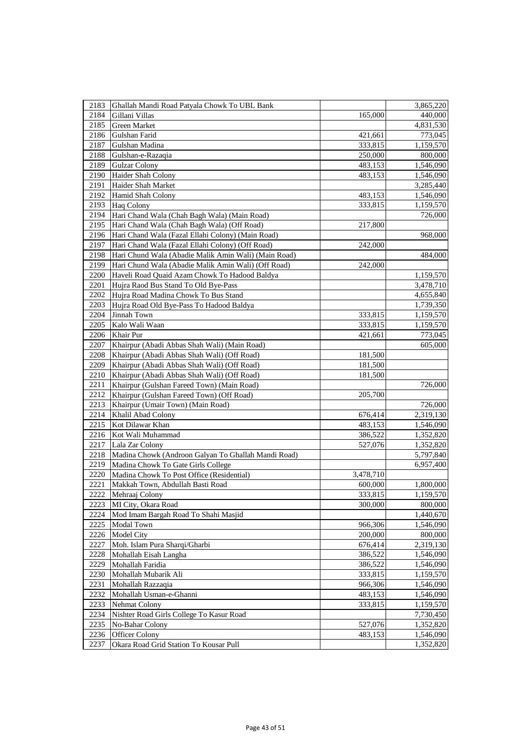| | | | |
|---|---|---|---|
| 2183 | Ghallah Mandi Road Patyala Chowk To UBL Bank | | 3,865,220 |
| 2184 | Gillani Villas | 165,000 | 440,000 |
| 2185 | Green Market | | 4,831,530 |
| 2186 | Gulshan Farid | 421,661 | 773,045 |
| 2187 | Gulshan Madina | 333,815 | 1,159,570 |
| 2188 | Gulshan-e-Razaqia | 250,000 | 800,000 |
| 2189 | Gulzar Colony | 483,153 | 1,546,090 |
| 2190 | Haider Shah Colony | 483,153 | 1,546,090 |
| 2191 | Haider Shah Market | | 3,285,440 |
| 2192 | Hamid Shah Colony | 483,153 | 1,546,090 |
| 2193 | Haq Colony | 333,815 | 1,159,570 |
| 2194 | Hari Chand Wala (Chah Bagh Wala) (Main Road) | | 726,000 |
| 2195 | Hari Chand Wala (Chah Bagh Wala) (Off Road) | 217,800 | |
| 2196 | Hari Chand Wala (Fazal Ellahi Colony) (Main Road) | | 968,000 |
| 2197 | Hari Chand Wala (Fazal Ellahi Colony) (Off Road) | 242,000 | |
| 2198 | Hari Chund Wala (Abadie Malik Amin Wali) (Main Road) | | 484,000 |
| 2199 | Hari Chund Wala (Abadie Malik Amin Wali) (Off Road) | 242,000 | |
| 2200 | Haveli Road Quaid Azam Chowk To Hadood Baldya | | 1,159,570 |
| 2201 | Hujra Raod Bus Stand To Old Bye-Pass | | 3,478,710 |
| 2202 | Hujra Road Madina Chowk To Bus Stand | | 4,655,840 |
| 2203 | Hujra Road Old Bye-Pass To Hadood Baldya | | 1,739,350 |
| 2204 | Jinnah Town | 333,815 | 1,159,570 |
| 2205 | Kalo Wali Waan | 333,815 | 1,159,570 |
| 2206 | Khair Pur | 421,661 | 773,045 |
| 2207 | Khairpur (Abadi Abbas Shah Wali) (Main Road) | | 605,000 |
| 2208 | Khairpur (Abadi Abbas Shah Wali) (Off Road) | 181,500 | |
| 2209 | Khairpur (Abadi Abbas Shah Wali) (Off Road) | 181,500 | |
| 2210 | Khairpur (Abadi Abbas Shah Wali) (Off Road) | 181,500 | |
| 2211 | Khairpur (Gulshan Fareed Town) (Main Road) | | 726,000 |
| 2212 | Khairpur (Gulshan Fareed Town) (Off Road) | 205,700 | |
| 2213 | Khairpur (Umair Town) (Main Road) | | 726,000 |
| 2214 | Khalil Abad Colony | 676,414 | 2,319,130 |
| 2215 | Kot Dilawar Khan | 483,153 | 1,546,090 |
| 2216 | Kot Wali Muhammad | 386,522 | 1,352,820 |
| 2217 | Lala Zar Colony | 527,076 | 1,352,820 |
| 2218 | Madina Chowk (Androon Galyan To Ghallah Mandi Road) | | 5,797,840 |
| 2219 | Madina Chowk To Gate Girls College | | 6,957,400 |
| 2220 | Madina Chowk To Post Office (Residential) | 3,478,710 | |
| 2221 | Makkah Town, Abdullah Basti Road | 600,000 | 1,800,000 |
| 2222 | Mehraaj Colony | 333,815 | 1,159,570 |
| 2223 | MI City, Okara Road | 300,000 | 800,000 |
| 2224 | Mod Imam Bargah Road To Shahi Masjid | | 1,440,670 |
| 2225 | Modal Town | 966,306 | 1,546,090 |
| 2226 | Model City | 200,000 | 800,000 |
| 2227 | Moh. Islam Pura Sharqi/Gharbi | 676,414 | 2,319,130 |
| 2228 | Mohallah Eisah Langha | 386,522 | 1,546,090 |
| 2229 | Mohallah Faridia | 386,522 | 1,546,090 |
| 2230 | Mohallah Mubarik Ali | 333,815 | 1,159,570 |
| 2231 | Mohallah Razzaqia | 966,306 | 1,546,090 |
| 2232 | Mohallah Usman-e-Ghanni | 483,153 | 1,546,090 |
| 2233 | Nehmat Colony | 333,815 | 1,159,570 |
| 2234 | Nishter Road Girls College To Kasur Road | | 7,730,450 |
| 2235 | No-Bahar Colony | 527,076 | 1,352,820 |
| 2236 | Officer Colony | 483,153 | 1,546,090 |
| 2237 | Okara Road Grid Station To Kousar Pull | | 1,352,820 |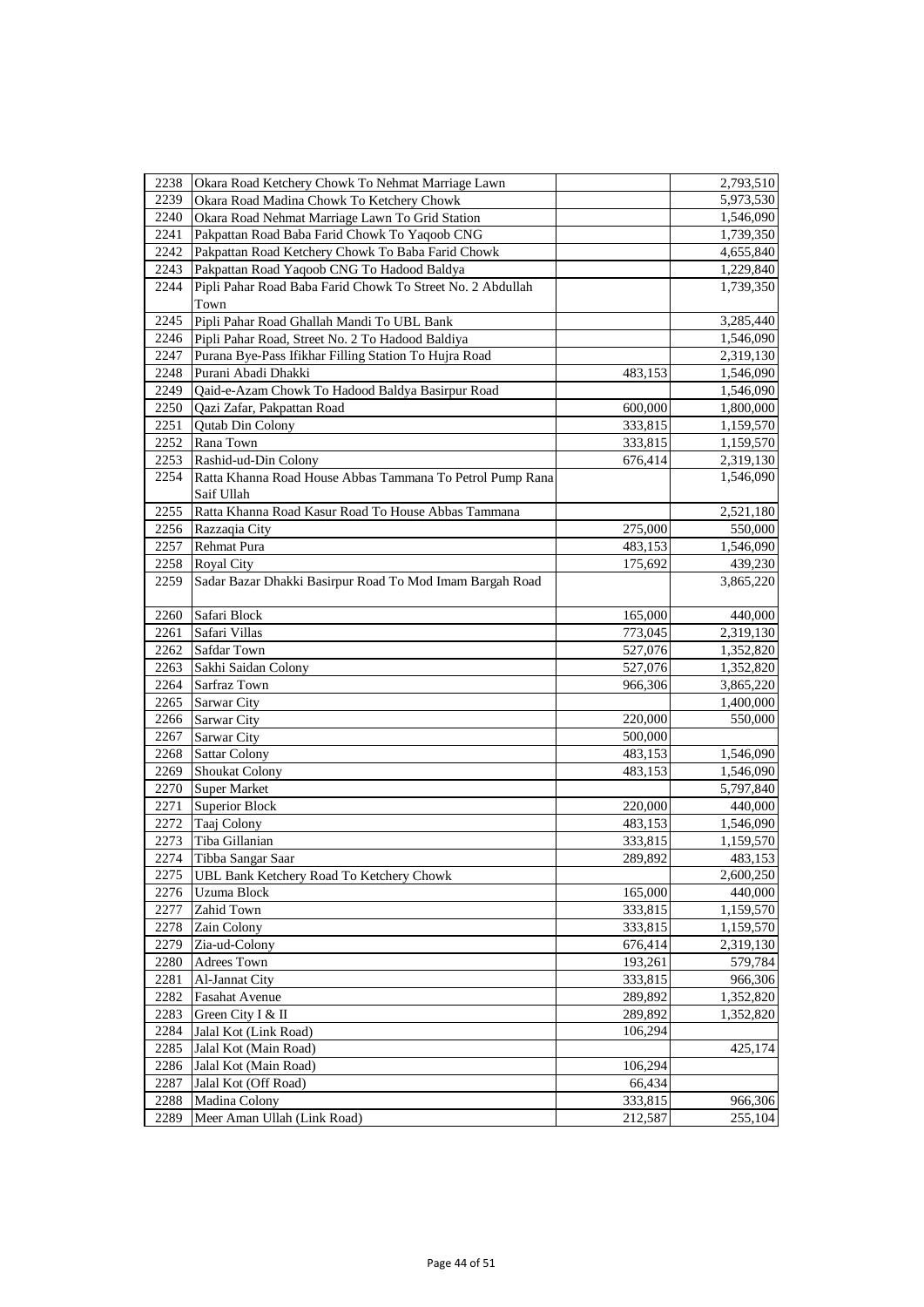| | | | |
|---|---|---|---|
| 2238 | Okara Road Ketchery Chowk To Nehmat Marriage Lawn | | 2,793,510 |
| 2239 | Okara Road Madina Chowk To Ketchery Chowk | | 5,973,530 |
| 2240 | Okara Road Nehmat Marriage Lawn To Grid Station | | 1,546,090 |
| 2241 | Pakpattan Road Baba Farid Chowk To Yaqoob CNG | | 1,739,350 |
| 2242 | Pakpattan Road Ketchery Chowk To Baba Farid Chowk | | 4,655,840 |
| 2243 | Pakpattan Road Yaqoob CNG To Hadood Baldya | | 1,229,840 |
| 2244 | Pipli Pahar Road Baba Farid Chowk To Street No. 2 Abdullah Town | | 1,739,350 |
| 2245 | Pipli Pahar Road Ghallah Mandi To UBL Bank | | 3,285,440 |
| 2246 | Pipli Pahar Road, Street No. 2 To Hadood Baldiya | | 1,546,090 |
| 2247 | Purana Bye-Pass Ifikhar Filling Station To Hujra Road | | 2,319,130 |
| 2248 | Purani Abadi Dhakki | 483,153 | 1,546,090 |
| 2249 | Qaid-e-Azam Chowk To Hadood Baldya Basirpur Road | | 1,546,090 |
| 2250 | Qazi Zafar, Pakpattan Road | 600,000 | 1,800,000 |
| 2251 | Qutab Din Colony | 333,815 | 1,159,570 |
| 2252 | Rana Town | 333,815 | 1,159,570 |
| 2253 | Rashid-ud-Din Colony | 676,414 | 2,319,130 |
| 2254 | Ratta Khanna Road House Abbas Tammana To Petrol Pump Rana Saif Ullah | | 1,546,090 |
| 2255 | Ratta Khanna Road Kasur Road To House Abbas Tammana | | 2,521,180 |
| 2256 | Razzaqia City | 275,000 | 550,000 |
| 2257 | Rehmat Pura | 483,153 | 1,546,090 |
| 2258 | Royal City | 175,692 | 439,230 |
| 2259 | Sadar Bazar Dhakki Basirpur Road To Mod Imam Bargah Road | | 3,865,220 |
| 2260 | Safari Block | 165,000 | 440,000 |
| 2261 | Safari Villas | 773,045 | 2,319,130 |
| 2262 | Safdar Town | 527,076 | 1,352,820 |
| 2263 | Sakhi Saidan Colony | 527,076 | 1,352,820 |
| 2264 | Sarfraz Town | 966,306 | 3,865,220 |
| 2265 | Sarwar City | | 1,400,000 |
| 2266 | Sarwar City | 220,000 | 550,000 |
| 2267 | Sarwar City | 500,000 | |
| 2268 | Sattar Colony | 483,153 | 1,546,090 |
| 2269 | Shoukat Colony | 483,153 | 1,546,090 |
| 2270 | Super Market | | 5,797,840 |
| 2271 | Superior Block | 220,000 | 440,000 |
| 2272 | Taaj Colony | 483,153 | 1,546,090 |
| 2273 | Tiba Gillanian | 333,815 | 1,159,570 |
| 2274 | Tibba Sangar Saar | 289,892 | 483,153 |
| 2275 | UBL Bank Ketchery Road To Ketchery Chowk | | 2,600,250 |
| 2276 | Uzuma Block | 165,000 | 440,000 |
| 2277 | Zahid Town | 333,815 | 1,159,570 |
| 2278 | Zain Colony | 333,815 | 1,159,570 |
| 2279 | Zia-ud-Colony | 676,414 | 2,319,130 |
| 2280 | Adrees Town | 193,261 | 579,784 |
| 2281 | Al-Jannat City | 333,815 | 966,306 |
| 2282 | Fasahat Avenue | 289,892 | 1,352,820 |
| 2283 | Green City I & II | 289,892 | 1,352,820 |
| 2284 | Jalal Kot (Link Road) | 106,294 | |
| 2285 | Jalal Kot (Main Road) | | 425,174 |
| 2286 | Jalal Kot (Main Road) | 106,294 | |
| 2287 | Jalal Kot (Off Road) | 66,434 | |
| 2288 | Madina Colony | 333,815 | 966,306 |
| 2289 | Meer Aman Ullah (Link Road) | 212,587 | 255,104 |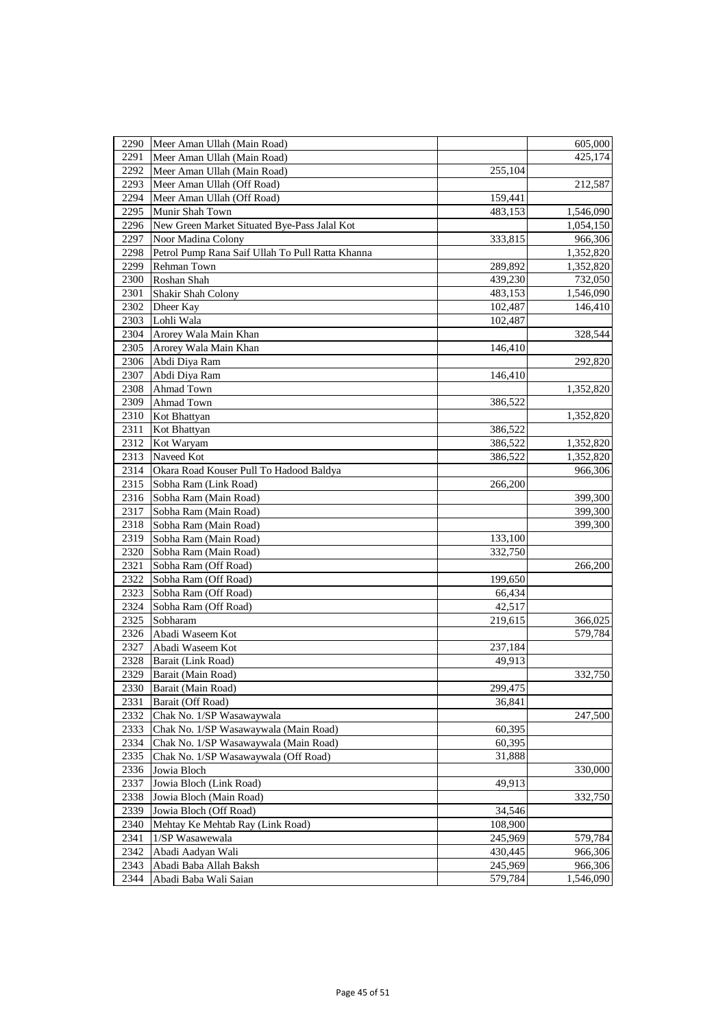| | | | |
|---|---|---|---|
| 2290 | Meer Aman Ullah (Main Road) | | 605,000 |
| 2291 | Meer Aman Ullah (Main Road) | | 425,174 |
| 2292 | Meer Aman Ullah (Main Road) | 255,104 | |
| 2293 | Meer Aman Ullah (Off Road) | | 212,587 |
| 2294 | Meer Aman Ullah (Off Road) | 159,441 | |
| 2295 | Munir Shah Town | 483,153 | 1,546,090 |
| 2296 | New Green Market Situated Bye-Pass Jalal Kot | | 1,054,150 |
| 2297 | Noor Madina Colony | 333,815 | 966,306 |
| 2298 | Petrol Pump Rana Saif Ullah To Pull Ratta Khanna | | 1,352,820 |
| 2299 | Rehman Town | 289,892 | 1,352,820 |
| 2300 | Roshan Shah | 439,230 | 732,050 |
| 2301 | Shakir Shah Colony | 483,153 | 1,546,090 |
| 2302 | Dheer Kay | 102,487 | 146,410 |
| 2303 | Lohli Wala | 102,487 | |
| 2304 | Arorey Wala Main Khan | | 328,544 |
| 2305 | Arorey Wala Main Khan | 146,410 | |
| 2306 | Abdi Diya Ram | | 292,820 |
| 2307 | Abdi Diya Ram | 146,410 | |
| 2308 | Ahmad Town | | 1,352,820 |
| 2309 | Ahmad Town | 386,522 | |
| 2310 | Kot Bhattyan | | 1,352,820 |
| 2311 | Kot Bhattyan | 386,522 | |
| 2312 | Kot Waryam | 386,522 | 1,352,820 |
| 2313 | Naveed Kot | 386,522 | 1,352,820 |
| 2314 | Okara Road Kouser Pull To Hadood Baldya | | 966,306 |
| 2315 | Sobha Ram (Link Road) | 266,200 | |
| 2316 | Sobha Ram (Main Road) | | 399,300 |
| 2317 | Sobha Ram (Main Road) | | 399,300 |
| 2318 | Sobha Ram (Main Road) | | 399,300 |
| 2319 | Sobha Ram (Main Road) | 133,100 | |
| 2320 | Sobha Ram (Main Road) | 332,750 | |
| 2321 | Sobha Ram (Off Road) | | 266,200 |
| 2322 | Sobha Ram (Off Road) | 199,650 | |
| 2323 | Sobha Ram (Off Road) | 66,434 | |
| 2324 | Sobha Ram (Off Road) | 42,517 | |
| 2325 | Sobharam | 219,615 | 366,025 |
| 2326 | Abadi Waseem Kot | | 579,784 |
| 2327 | Abadi Waseem Kot | 237,184 | |
| 2328 | Barait (Link Road) | 49,913 | |
| 2329 | Barait (Main Road) | | 332,750 |
| 2330 | Barait (Main Road) | 299,475 | |
| 2331 | Barait (Off Road) | 36,841 | |
| 2332 | Chak No. 1/SP Wasawaywala | | 247,500 |
| 2333 | Chak No. 1/SP Wasawaywala (Main Road) | 60,395 | |
| 2334 | Chak No. 1/SP Wasawaywala (Main Road) | 60,395 | |
| 2335 | Chak No. 1/SP Wasawaywala (Off Road) | 31,888 | |
| 2336 | Jowia Bloch | | 330,000 |
| 2337 | Jowia Bloch (Link Road) | 49,913 | |
| 2338 | Jowia Bloch (Main Road) | | 332,750 |
| 2339 | Jowia Bloch (Off Road) | 34,546 | |
| 2340 | Mehtay Ke Mehtab Ray (Link Road) | 108,900 | |
| 2341 | 1/SP Wasawewala | 245,969 | 579,784 |
| 2342 | Abadi Aadyan Wali | 430,445 | 966,306 |
| 2343 | Abadi Baba Allah Baksh | 245,969 | 966,306 |
| 2344 | Abadi Baba Wali Saian | 579,784 | 1,546,090 |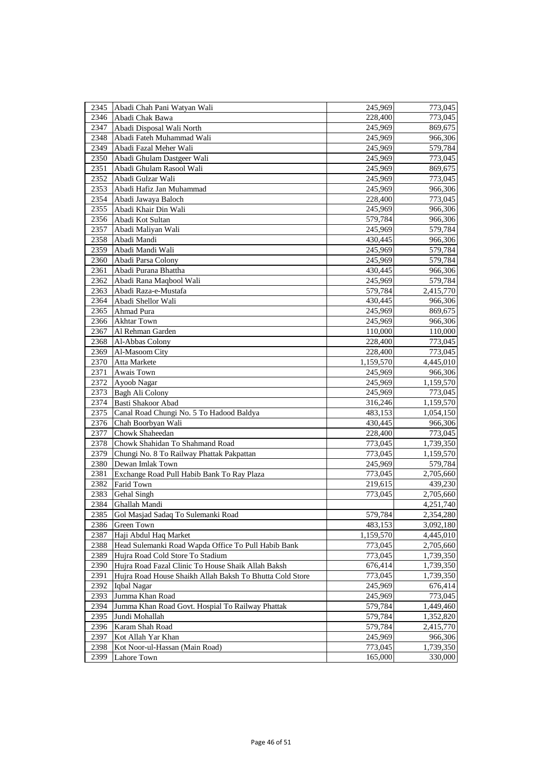| | | | |
|---|---|---|---|
| 2345 | Abadi Chah Pani Watyan Wali | 245,969 | 773,045 |
| 2346 | Abadi Chak Bawa | 228,400 | 773,045 |
| 2347 | Abadi Disposal Wali North | 245,969 | 869,675 |
| 2348 | Abadi Fateh Muhammad Wali | 245,969 | 966,306 |
| 2349 | Abadi Fazal Meher Wali | 245,969 | 579,784 |
| 2350 | Abadi Ghulam Dastgeer Wali | 245,969 | 773,045 |
| 2351 | Abadi Ghulam Rasool Wali | 245,969 | 869,675 |
| 2352 | Abadi Gulzar Wali | 245,969 | 773,045 |
| 2353 | Abadi Hafiz Jan Muhammad | 245,969 | 966,306 |
| 2354 | Abadi Jawaya Baloch | 228,400 | 773,045 |
| 2355 | Abadi Khair Din Wali | 245,969 | 966,306 |
| 2356 | Abadi Kot Sultan | 579,784 | 966,306 |
| 2357 | Abadi Maliyan Wali | 245,969 | 579,784 |
| 2358 | Abadi Mandi | 430,445 | 966,306 |
| 2359 | Abadi Mandi Wali | 245,969 | 579,784 |
| 2360 | Abadi Parsa Colony | 245,969 | 579,784 |
| 2361 | Abadi Purana Bhattha | 430,445 | 966,306 |
| 2362 | Abadi Rana Maqbool Wali | 245,969 | 579,784 |
| 2363 | Abadi Raza-e-Mustafa | 579,784 | 2,415,770 |
| 2364 | Abadi Shellor Wali | 430,445 | 966,306 |
| 2365 | Ahmad Pura | 245,969 | 869,675 |
| 2366 | Akhtar Town | 245,969 | 966,306 |
| 2367 | Al Rehman Garden | 110,000 | 110,000 |
| 2368 | Al-Abbas Colony | 228,400 | 773,045 |
| 2369 | Al-Masoom City | 228,400 | 773,045 |
| 2370 | Atta Markete | 1,159,570 | 4,445,010 |
| 2371 | Awais Town | 245,969 | 966,306 |
| 2372 | Ayoob Nagar | 245,969 | 1,159,570 |
| 2373 | Bagh Ali Colony | 245,969 | 773,045 |
| 2374 | Basti Shakoor Abad | 316,246 | 1,159,570 |
| 2375 | Canal Road Chungi No. 5 To Hadood Baldya | 483,153 | 1,054,150 |
| 2376 | Chah Boorbyan Wali | 430,445 | 966,306 |
| 2377 | Chowk Shaheedan | 228,400 | 773,045 |
| 2378 | Chowk Shahidan To Shahmand Road | 773,045 | 1,739,350 |
| 2379 | Chungi No. 8 To Railway Phattak Pakpattan | 773,045 | 1,159,570 |
| 2380 | Dewan Imlak Town | 245,969 | 579,784 |
| 2381 | Exchange Road Pull Habib Bank To Ray Plaza | 773,045 | 2,705,660 |
| 2382 | Farid Town | 219,615 | 439,230 |
| 2383 | Gehal Singh | 773,045 | 2,705,660 |
| 2384 | Ghallah Mandi | | 4,251,740 |
| 2385 | Gol Masjad Sadaq To Sulemanki Road | 579,784 | 2,354,280 |
| 2386 | Green Town | 483,153 | 3,092,180 |
| 2387 | Haji Abdul Haq Market | 1,159,570 | 4,445,010 |
| 2388 | Head Sulemanki Road Wapda Office To Pull Habib Bank | 773,045 | 2,705,660 |
| 2389 | Hujra Road Cold Store To Stadium | 773,045 | 1,739,350 |
| 2390 | Hujra Road Fazal Clinic To House Shaik Allah Baksh | 676,414 | 1,739,350 |
| 2391 | Hujra Road House Shaikh Allah Baksh To Bhutta Cold Store | 773,045 | 1,739,350 |
| 2392 | Iqbal Nagar | 245,969 | 676,414 |
| 2393 | Jumma Khan Road | 245,969 | 773,045 |
| 2394 | Jumma Khan Road Govt. Hospial To Railway Phattak | 579,784 | 1,449,460 |
| 2395 | Jundi Mohallah | 579,784 | 1,352,820 |
| 2396 | Karam Shah Road | 579,784 | 2,415,770 |
| 2397 | Kot Allah Yar Khan | 245,969 | 966,306 |
| 2398 | Kot Noor-ul-Hassan (Main Road) | 773,045 | 1,739,350 |
| 2399 | Lahore Town | 165,000 | 330,000 |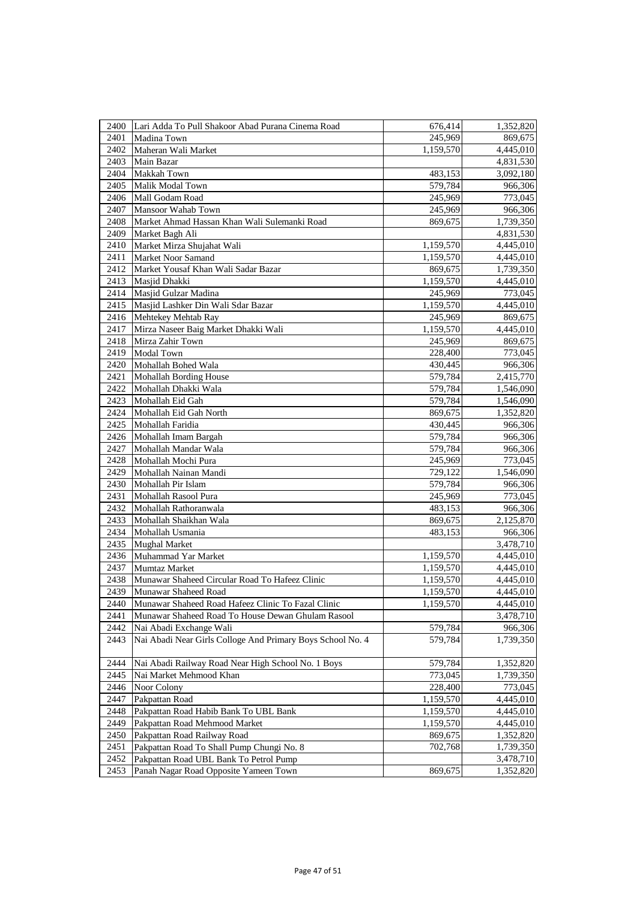| | | | |
|---|---|---|---|
| 2400 | Lari Adda To Pull Shakoor Abad Purana Cinema Road | 676,414 | 1,352,820 |
| 2401 | Madina Town | 245,969 | 869,675 |
| 2402 | Maheran Wali Market | 1,159,570 | 4,445,010 |
| 2403 | Main Bazar | | 4,831,530 |
| 2404 | Makkah Town | 483,153 | 3,092,180 |
| 2405 | Malik Modal Town | 579,784 | 966,306 |
| 2406 | Mall Godam Road | 245,969 | 773,045 |
| 2407 | Mansoor Wahab Town | 245,969 | 966,306 |
| 2408 | Market Ahmad Hassan Khan Wali Sulemanki Road | 869,675 | 1,739,350 |
| 2409 | Market Bagh Ali | | 4,831,530 |
| 2410 | Market Mirza Shujahat Wali | 1,159,570 | 4,445,010 |
| 2411 | Market Noor Samand | 1,159,570 | 4,445,010 |
| 2412 | Market Yousaf Khan Wali Sadar Bazar | 869,675 | 1,739,350 |
| 2413 | Masjid Dhakki | 1,159,570 | 4,445,010 |
| 2414 | Masjid Gulzar Madina | 245,969 | 773,045 |
| 2415 | Masjid Lashker Din Wali Sdar Bazar | 1,159,570 | 4,445,010 |
| 2416 | Mehtekey Mehtab Ray | 245,969 | 869,675 |
| 2417 | Mirza Naseer Baig Market Dhakki Wali | 1,159,570 | 4,445,010 |
| 2418 | Mirza Zahir Town | 245,969 | 869,675 |
| 2419 | Modal Town | 228,400 | 773,045 |
| 2420 | Mohallah Bohed Wala | 430,445 | 966,306 |
| 2421 | Mohallah Bording House | 579,784 | 2,415,770 |
| 2422 | Mohallah Dhakki Wala | 579,784 | 1,546,090 |
| 2423 | Mohallah Eid Gah | 579,784 | 1,546,090 |
| 2424 | Mohallah Eid Gah North | 869,675 | 1,352,820 |
| 2425 | Mohallah Faridia | 430,445 | 966,306 |
| 2426 | Mohallah Imam Bargah | 579,784 | 966,306 |
| 2427 | Mohallah Mandar Wala | 579,784 | 966,306 |
| 2428 | Mohallah Mochi Pura | 245,969 | 773,045 |
| 2429 | Mohallah Nainan Mandi | 729,122 | 1,546,090 |
| 2430 | Mohallah Pir Islam | 579,784 | 966,306 |
| 2431 | Mohallah Rasool Pura | 245,969 | 773,045 |
| 2432 | Mohallah Rathoranwala | 483,153 | 966,306 |
| 2433 | Mohallah Shaikhan Wala | 869,675 | 2,125,870 |
| 2434 | Mohallah Usmania | 483,153 | 966,306 |
| 2435 | Mughal Market | | 3,478,710 |
| 2436 | Muhammad Yar Market | 1,159,570 | 4,445,010 |
| 2437 | Mumtaz Market | 1,159,570 | 4,445,010 |
| 2438 | Munawar Shaheed Circular Road To Hafeez Clinic | 1,159,570 | 4,445,010 |
| 2439 | Munawar Shaheed Road | 1,159,570 | 4,445,010 |
| 2440 | Munawar Shaheed Road Hafeez Clinic To Fazal Clinic | 1,159,570 | 4,445,010 |
| 2441 | Munawar Shaheed Road To House Dewan Ghulam Rasool | | 3,478,710 |
| 2442 | Nai Abadi Exchange Wali | 579,784 | 966,306 |
| 2443 | Nai Abadi Near Girls Colloge And Primary Boys School No. 4 | 579,784 | 1,739,350 |
| 2444 | Nai Abadi Railway Road Near High School No. 1 Boys | 579,784 | 1,352,820 |
| 2445 | Nai Market Mehmood Khan | 773,045 | 1,739,350 |
| 2446 | Noor Colony | 228,400 | 773,045 |
| 2447 | Pakpattan Road | 1,159,570 | 4,445,010 |
| 2448 | Pakpattan Road Habib Bank To UBL Bank | 1,159,570 | 4,445,010 |
| 2449 | Pakpattan Road Mehmood Market | 1,159,570 | 4,445,010 |
| 2450 | Pakpattan Road Railway Road | 869,675 | 1,352,820 |
| 2451 | Pakpattan Road To Shall Pump Chungi No. 8 | 702,768 | 1,739,350 |
| 2452 | Pakpattan Road UBL Bank To Petrol Pump | | 3,478,710 |
| 2453 | Panah Nagar Road Opposite Yameen Town | 869,675 | 1,352,820 |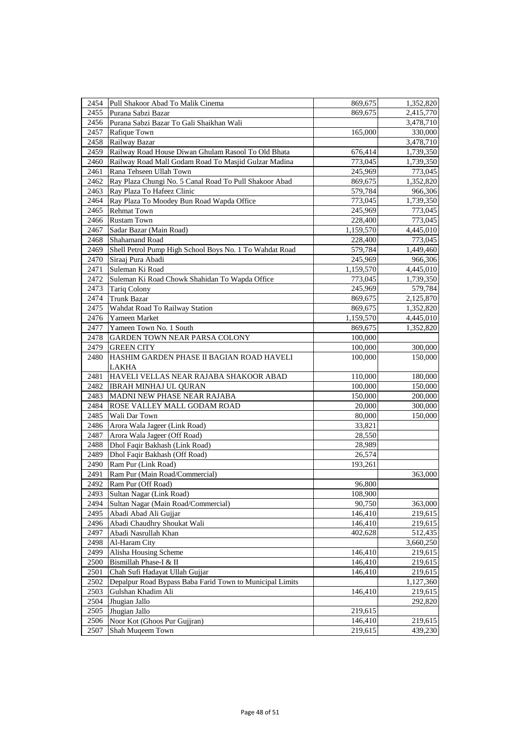| | | | |
|---|---|---|---|
| 2454 | Pull Shakoor Abad To Malik Cinema | 869,675 | 1,352,820 |
| 2455 | Purana Sabzi Bazar | 869,675 | 2,415,770 |
| 2456 | Purana Sabzi Bazar To Gali Shaikhan Wali | | 3,478,710 |
| 2457 | Rafique Town | 165,000 | 330,000 |
| 2458 | Railway Bazar | | 3,478,710 |
| 2459 | Railway Road House Diwan Ghulam Rasool To Old Bhata | 676,414 | 1,739,350 |
| 2460 | Railway Road Mall Godam Road To Masjid Gulzar Madina | 773,045 | 1,739,350 |
| 2461 | Rana Tehseen Ullah Town | 245,969 | 773,045 |
| 2462 | Ray Plaza Chungi No. 5 Canal Road To Pull Shakoor Abad | 869,675 | 1,352,820 |
| 2463 | Ray Plaza To Hafeez Clinic | 579,784 | 966,306 |
| 2464 | Ray Plaza To Moodey Bun Road Wapda Office | 773,045 | 1,739,350 |
| 2465 | Rehmat Town | 245,969 | 773,045 |
| 2466 | Rustam Town | 228,400 | 773,045 |
| 2467 | Sadar Bazar (Main Road) | 1,159,570 | 4,445,010 |
| 2468 | Shahamand Road | 228,400 | 773,045 |
| 2469 | Shell Petrol Pump High School Boys No. 1 To Wahdat Road | 579,784 | 1,449,460 |
| 2470 | Siraaj Pura Abadi | 245,969 | 966,306 |
| 2471 | Suleman Ki Road | 1,159,570 | 4,445,010 |
| 2472 | Suleman Ki Road Chowk Shahidan To Wapda Office | 773,045 | 1,739,350 |
| 2473 | Tariq Colony | 245,969 | 579,784 |
| 2474 | Trunk Bazar | 869,675 | 2,125,870 |
| 2475 | Wahdat Road To Railway Station | 869,675 | 1,352,820 |
| 2476 | Yameen Market | 1,159,570 | 4,445,010 |
| 2477 | Yameen Town No. 1 South | 869,675 | 1,352,820 |
| 2478 | GARDEN TOWN NEAR PARSA COLONY | 100,000 | |
| 2479 | GREEN CITY | 100,000 | 300,000 |
| 2480 | HASHIM GARDEN PHASE II BAGIAN ROAD HAVELI LAKHA | 100,000 | 150,000 |
| 2481 | HAVELI VELLAS NEAR RAJABA SHAKOOR ABAD | 110,000 | 180,000 |
| 2482 | IBRAH MINHAJ UL QURAN | 100,000 | 150,000 |
| 2483 | MADNI NEW PHASE NEAR RAJABA | 150,000 | 200,000 |
| 2484 | ROSE VALLEY MALL GODAM ROAD | 20,000 | 300,000 |
| 2485 | Wali Dar Town | 80,000 | 150,000 |
| 2486 | Arora Wala Jageer (Link Road) | 33,821 | |
| 2487 | Arora Wala Jageer (Off Road) | 28,550 | |
| 2488 | Dhol Faqir Bakhash (Link Road) | 28,989 | |
| 2489 | Dhol Faqir Bakhash (Off Road) | 26,574 | |
| 2490 | Ram Pur (Link Road) | 193,261 | |
| 2491 | Ram Pur (Main Road/Commercial) | | 363,000 |
| 2492 | Ram Pur (Off Road) | 96,800 | |
| 2493 | Sultan Nagar (Link Road) | 108,900 | |
| 2494 | Sultan Nagar (Main Road/Commercial) | 90,750 | 363,000 |
| 2495 | Abadi Abad Ali Gujjar | 146,410 | 219,615 |
| 2496 | Abadi Chaudhry Shoukat Wali | 146,410 | 219,615 |
| 2497 | Abadi Nasrullah Khan | 402,628 | 512,435 |
| 2498 | Al-Haram City | | 3,660,250 |
| 2499 | Alisha Housing Scheme | 146,410 | 219,615 |
| 2500 | Bismillah Phase-I & II | 146,410 | 219,615 |
| 2501 | Chah Sufi Hadayat Ullah Gujjar | 146,410 | 219,615 |
| 2502 | Depalpur Road Bypass Baba Farid Town to Municipal Limits | | 1,127,360 |
| 2503 | Gulshan Khadim Ali | 146,410 | 219,615 |
| 2504 | Jhugian Jallo | | 292,820 |
| 2505 | Jhugian Jallo | 219,615 | |
| 2506 | Noor Kot (Ghoos Pur Gujjran) | 146,410 | 219,615 |
| 2507 | Shah Muqeem Town | 219,615 | 439,230 |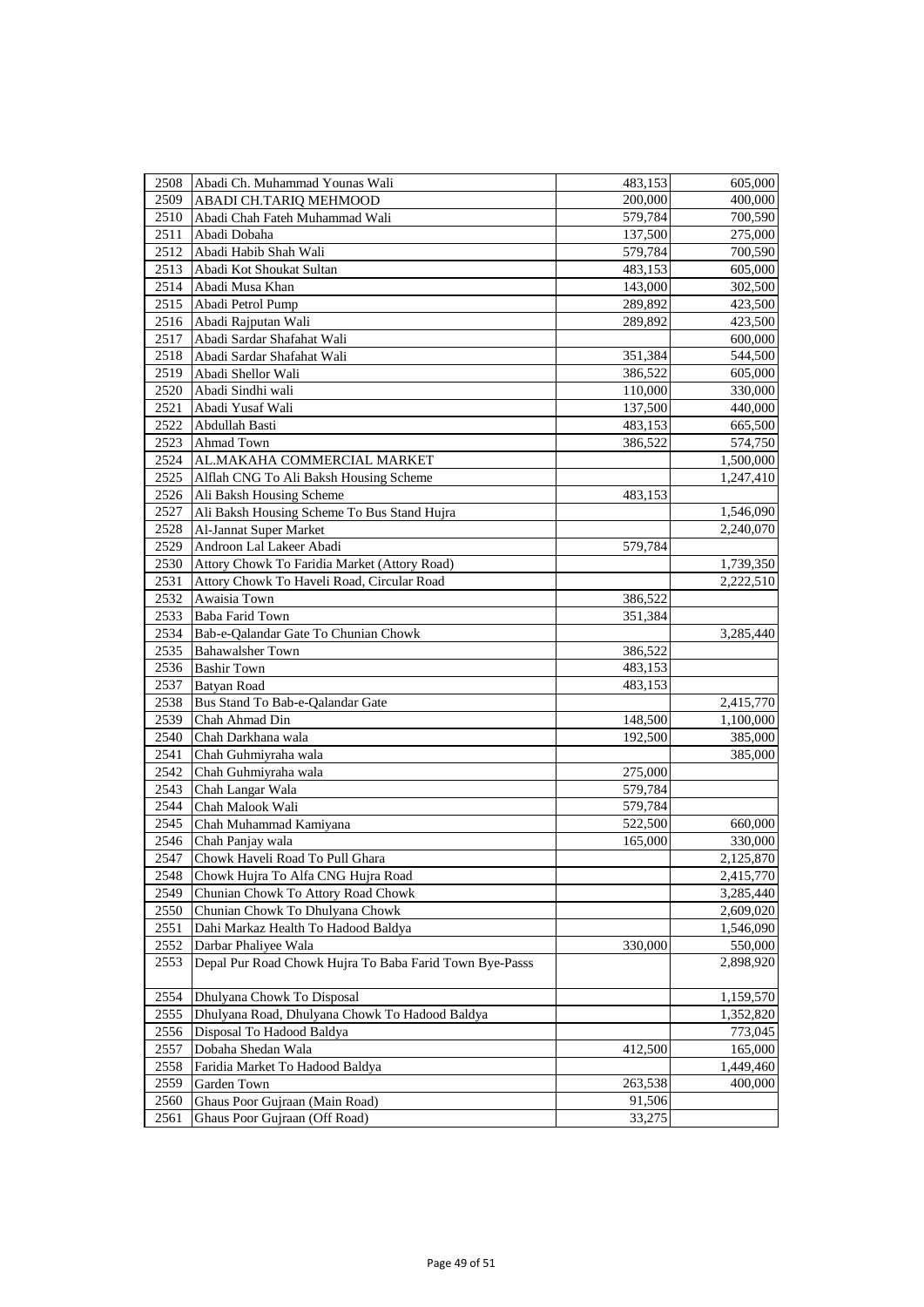| | | | |
|---|---|---|---|
| 2508 | Abadi Ch. Muhammad Younas Wali | 483,153 | 605,000 |
| 2509 | ABADI CH.TARIQ MEHMOOD | 200,000 | 400,000 |
| 2510 | Abadi Chah Fateh Muhammad Wali | 579,784 | 700,590 |
| 2511 | Abadi Dobaha | 137,500 | 275,000 |
| 2512 | Abadi Habib Shah Wali | 579,784 | 700,590 |
| 2513 | Abadi Kot Shoukat Sultan | 483,153 | 605,000 |
| 2514 | Abadi Musa Khan | 143,000 | 302,500 |
| 2515 | Abadi Petrol Pump | 289,892 | 423,500 |
| 2516 | Abadi Rajputan Wali | 289,892 | 423,500 |
| 2517 | Abadi Sardar Shafahat Wali | | 600,000 |
| 2518 | Abadi Sardar Shafahat Wali | 351,384 | 544,500 |
| 2519 | Abadi Shellor Wali | 386,522 | 605,000 |
| 2520 | Abadi Sindhi wali | 110,000 | 330,000 |
| 2521 | Abadi Yusaf Wali | 137,500 | 440,000 |
| 2522 | Abdullah Basti | 483,153 | 665,500 |
| 2523 | Ahmad Town | 386,522 | 574,750 |
| 2524 | AL.MAKAHA COMMERCIAL MARKET | | 1,500,000 |
| 2525 | Alflah CNG To Ali Baksh Housing Scheme | | 1,247,410 |
| 2526 | Ali Baksh Housing Scheme | 483,153 | |
| 2527 | Ali Baksh Housing Scheme To Bus Stand Hujra | | 1,546,090 |
| 2528 | Al-Jannat Super Market | | 2,240,070 |
| 2529 | Androon Lal Lakeer Abadi | 579,784 | |
| 2530 | Attory Chowk To Faridia Market (Attory Road) | | 1,739,350 |
| 2531 | Attory Chowk To Haveli Road, Circular Road | | 2,222,510 |
| 2532 | Awaisia Town | 386,522 | |
| 2533 | Baba Farid Town | 351,384 | |
| 2534 | Bab-e-Qalandar Gate To Chunian Chowk | | 3,285,440 |
| 2535 | Bahawalsher Town | 386,522 | |
| 2536 | Bashir Town | 483,153 | |
| 2537 | Batyan Road | 483,153 | |
| 2538 | Bus Stand To Bab-e-Qalandar Gate | | 2,415,770 |
| 2539 | Chah Ahmad Din | 148,500 | 1,100,000 |
| 2540 | Chah Darkhana wala | 192,500 | 385,000 |
| 2541 | Chah Guhmiyraha wala | | 385,000 |
| 2542 | Chah Guhmiyraha wala | 275,000 | |
| 2543 | Chah Langar Wala | 579,784 | |
| 2544 | Chah Malook Wali | 579,784 | |
| 2545 | Chah Muhammad Kamiyana | 522,500 | 660,000 |
| 2546 | Chah Panjay wala | 165,000 | 330,000 |
| 2547 | Chowk Haveli Road To Pull Ghara | | 2,125,870 |
| 2548 | Chowk Hujra To Alfa CNG Hujra Road | | 2,415,770 |
| 2549 | Chunian Chowk To Attory Road Chowk | | 3,285,440 |
| 2550 | Chunian Chowk To Dhulyana Chowk | | 2,609,020 |
| 2551 | Dahi Markaz Health To Hadood Baldya | | 1,546,090 |
| 2552 | Darbar Phaliyee Wala | 330,000 | 550,000 |
| 2553 | Depal Pur Road Chowk Hujra To Baba Farid Town Bye-Passs | | 2,898,920 |
| 2554 | Dhulyana Chowk To Disposal | | 1,159,570 |
| 2555 | Dhulyana Road, Dhulyana Chowk To Hadood Baldya | | 1,352,820 |
| 2556 | Disposal To Hadood Baldya | | 773,045 |
| 2557 | Dobaha Shedan Wala | 412,500 | 165,000 |
| 2558 | Faridia Market To Hadood Baldya | | 1,449,460 |
| 2559 | Garden Town | 263,538 | 400,000 |
| 2560 | Ghaus Poor Gujraan (Main Road) | 91,506 | |
| 2561 | Ghaus Poor Gujraan (Off Road) | 33,275 | |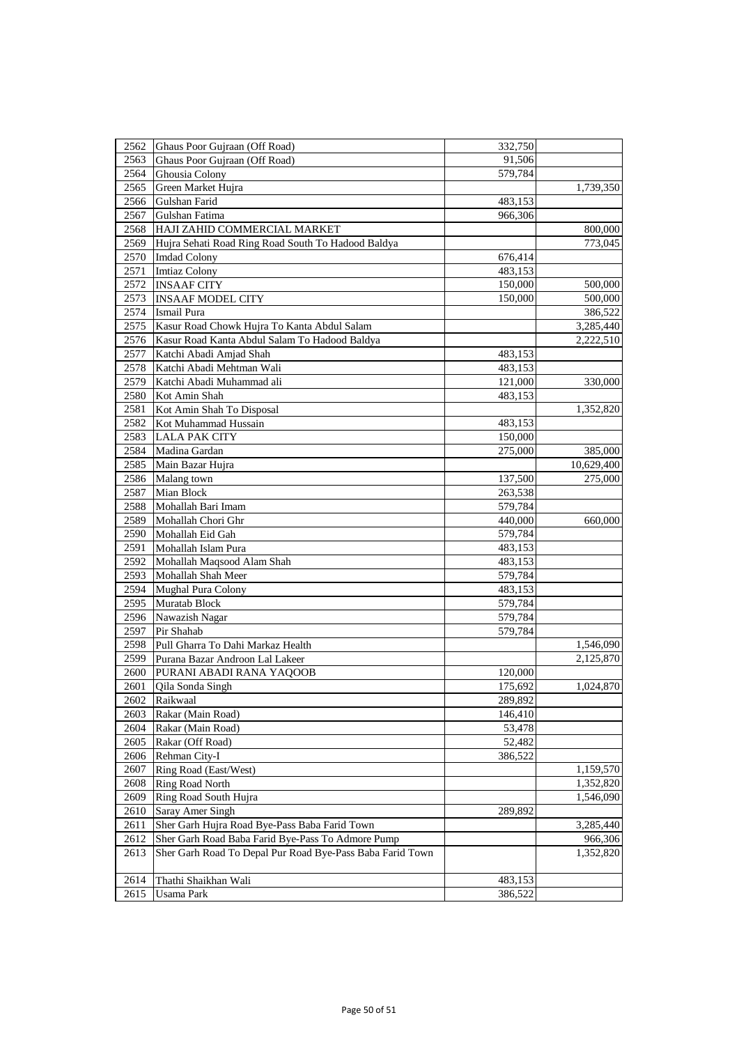| | | | |
|---|---|---|---|
| 2562 | Ghaus Poor Gujraan (Off Road) | 332,750 | |
| 2563 | Ghaus Poor Gujraan (Off Road) | 91,506 | |
| 2564 | Ghousia Colony | 579,784 | |
| 2565 | Green Market Hujra | | 1,739,350 |
| 2566 | Gulshan Farid | 483,153 | |
| 2567 | Gulshan Fatima | 966,306 | |
| 2568 | HAJI ZAHID COMMERCIAL MARKET | | 800,000 |
| 2569 | Hujra Sehati Road Ring Road South To Hadood Baldya | | 773,045 |
| 2570 | Imdad Colony | 676,414 | |
| 2571 | Imtiaz Colony | 483,153 | |
| 2572 | INSAAF CITY | 150,000 | 500,000 |
| 2573 | INSAAF MODEL CITY | 150,000 | 500,000 |
| 2574 | Ismail Pura | | 386,522 |
| 2575 | Kasur Road Chowk Hujra To Kanta Abdul Salam | | 3,285,440 |
| 2576 | Kasur Road Kanta Abdul Salam To Hadood Baldya | | 2,222,510 |
| 2577 | Katchi Abadi Amjad Shah | 483,153 | |
| 2578 | Katchi Abadi Mehtman Wali | 483,153 | |
| 2579 | Katchi Abadi Muhammad ali | 121,000 | 330,000 |
| 2580 | Kot Amin Shah | 483,153 | |
| 2581 | Kot Amin Shah To Disposal | | 1,352,820 |
| 2582 | Kot Muhammad Hussain | 483,153 | |
| 2583 | LALA PAK CITY | 150,000 | |
| 2584 | Madina Gardan | 275,000 | 385,000 |
| 2585 | Main Bazar Hujra | | 10,629,400 |
| 2586 | Malang town | 137,500 | 275,000 |
| 2587 | Mian Block | 263,538 | |
| 2588 | Mohallah Bari Imam | 579,784 | |
| 2589 | Mohallah Chori Ghr | 440,000 | 660,000 |
| 2590 | Mohallah Eid Gah | 579,784 | |
| 2591 | Mohallah Islam Pura | 483,153 | |
| 2592 | Mohallah Maqsood Alam Shah | 483,153 | |
| 2593 | Mohallah Shah Meer | 579,784 | |
| 2594 | Mughal Pura Colony | 483,153 | |
| 2595 | Muratab Block | 579,784 | |
| 2596 | Nawazish Nagar | 579,784 | |
| 2597 | Pir Shahab | 579,784 | |
| 2598 | Pull Gharra To Dahi Markaz Health | | 1,546,090 |
| 2599 | Purana Bazar Androon Lal Lakeer | | 2,125,870 |
| 2600 | PURANI ABADI RANA YAQOOB | 120,000 | |
| 2601 | Qila Sonda Singh | 175,692 | 1,024,870 |
| 2602 | Raikwaal | 289,892 | |
| 2603 | Rakar (Main Road) | 146,410 | |
| 2604 | Rakar (Main Road) | 53,478 | |
| 2605 | Rakar (Off Road) | 52,482 | |
| 2606 | Rehman City-I | 386,522 | |
| 2607 | Ring Road (East/West) | | 1,159,570 |
| 2608 | Ring Road North | | 1,352,820 |
| 2609 | Ring Road South Hujra | | 1,546,090 |
| 2610 | Saray Amer Singh | 289,892 | |
| 2611 | Sher Garh Hujra Road Bye-Pass Baba Farid Town | | 3,285,440 |
| 2612 | Sher Garh Road Baba Farid Bye-Pass To Admore Pump | | 966,306 |
| 2613 | Sher Garh Road To Depal Pur Road Bye-Pass Baba Farid Town | | 1,352,820 |
| 2614 | Thathi Shaikhan Wali | 483,153 | |
| 2615 | Usama Park | 386,522 | |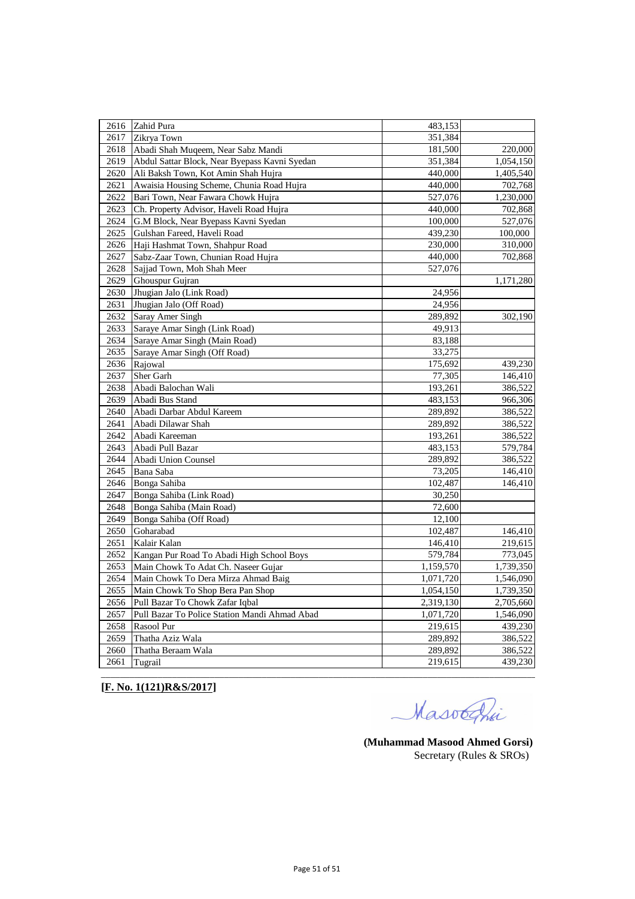| | | | |
|---|---|---|---|
| 2616 | Zahid Pura | 483,153 | |
| 2617 | Zikrya Town | 351,384 | |
| 2618 | Abadi Shah Muqeem, Near Sabz Mandi | 181,500 | 220,000 |
| 2619 | Abdul Sattar Block, Near Byepass Kavni Syedan | 351,384 | 1,054,150 |
| 2620 | Ali Baksh Town, Kot Amin Shah Hujra | 440,000 | 1,405,540 |
| 2621 | Awaisia Housing Scheme, Chunia Road Hujra | 440,000 | 702,768 |
| 2622 | Bari Town, Near Fawara Chowk Hujra | 527,076 | 1,230,000 |
| 2623 | Ch. Property Advisor, Haveli Road Hujra | 440,000 | 702,868 |
| 2624 | G.M Block, Near Byepass Kavni Syedan | 100,000 | 527,076 |
| 2625 | Gulshan Fareed, Haveli Road | 439,230 | 100,000 |
| 2626 | Haji Hashmat Town, Shahpur Road | 230,000 | 310,000 |
| 2627 | Sabz-Zaar Town, Chunian Road Hujra | 440,000 | 702,868 |
| 2628 | Sajjad Town, Moh Shah Meer | 527,076 | |
| 2629 | Ghouspur Gujran | | 1,171,280 |
| 2630 | Jhugian Jalo (Link Road) | 24,956 | |
| 2631 | Jhugian Jalo (Off Road) | 24,956 | |
| 2632 | Saray Amer Singh | 289,892 | 302,190 |
| 2633 | Saraye Amar Singh (Link Road) | 49,913 | |
| 2634 | Saraye Amar Singh (Main Road) | 83,188 | |
| 2635 | Saraye Amar Singh (Off Road) | 33,275 | |
| 2636 | Rajowal | 175,692 | 439,230 |
| 2637 | Sher Garh | 77,305 | 146,410 |
| 2638 | Abadi Balochan Wali | 193,261 | 386,522 |
| 2639 | Abadi Bus Stand | 483,153 | 966,306 |
| 2640 | Abadi Darbar Abdul Kareem | 289,892 | 386,522 |
| 2641 | Abadi Dilawar Shah | 289,892 | 386,522 |
| 2642 | Abadi Kareeman | 193,261 | 386,522 |
| 2643 | Abadi Pull Bazar | 483,153 | 579,784 |
| 2644 | Abadi Union Counsel | 289,892 | 386,522 |
| 2645 | Bana Saba | 73,205 | 146,410 |
| 2646 | Bonga Sahiba | 102,487 | 146,410 |
| 2647 | Bonga Sahiba (Link Road) | 30,250 | |
| 2648 | Bonga Sahiba (Main Road) | 72,600 | |
| 2649 | Bonga Sahiba (Off Road) | 12,100 | |
| 2650 | Goharabad | 102,487 | 146,410 |
| 2651 | Kalair Kalan | 146,410 | 219,615 |
| 2652 | Kangan Pur Road To Abadi High School Boys | 579,784 | 773,045 |
| 2653 | Main Chowk To Adat Ch. Naseer Gujar | 1,159,570 | 1,739,350 |
| 2654 | Main Chowk To Dera Mirza Ahmad Baig | 1,071,720 | 1,546,090 |
| 2655 | Main Chowk To Shop Bera Pan Shop | 1,054,150 | 1,739,350 |
| 2656 | Pull Bazar To Chowk Zafar Iqbal | 2,319,130 | 2,705,660 |
| 2657 | Pull Bazar To Police Station Mandi Ahmad Abad | 1,071,720 | 1,546,090 |
| 2658 | Rasool Pur | 219,615 | 439,230 |
| 2659 | Thatha Aziz Wala | 289,892 | 386,522 |
| 2660 | Thatha Beraam Wala | 289,892 | 386,522 |
| 2661 | Tugrail | 219,615 | 439,230 |

**[F. No. 1(121)R&S/2017]**

**(Muhammad Masood Ahmed Gorsi)**
Secretary (Rules & SROs)